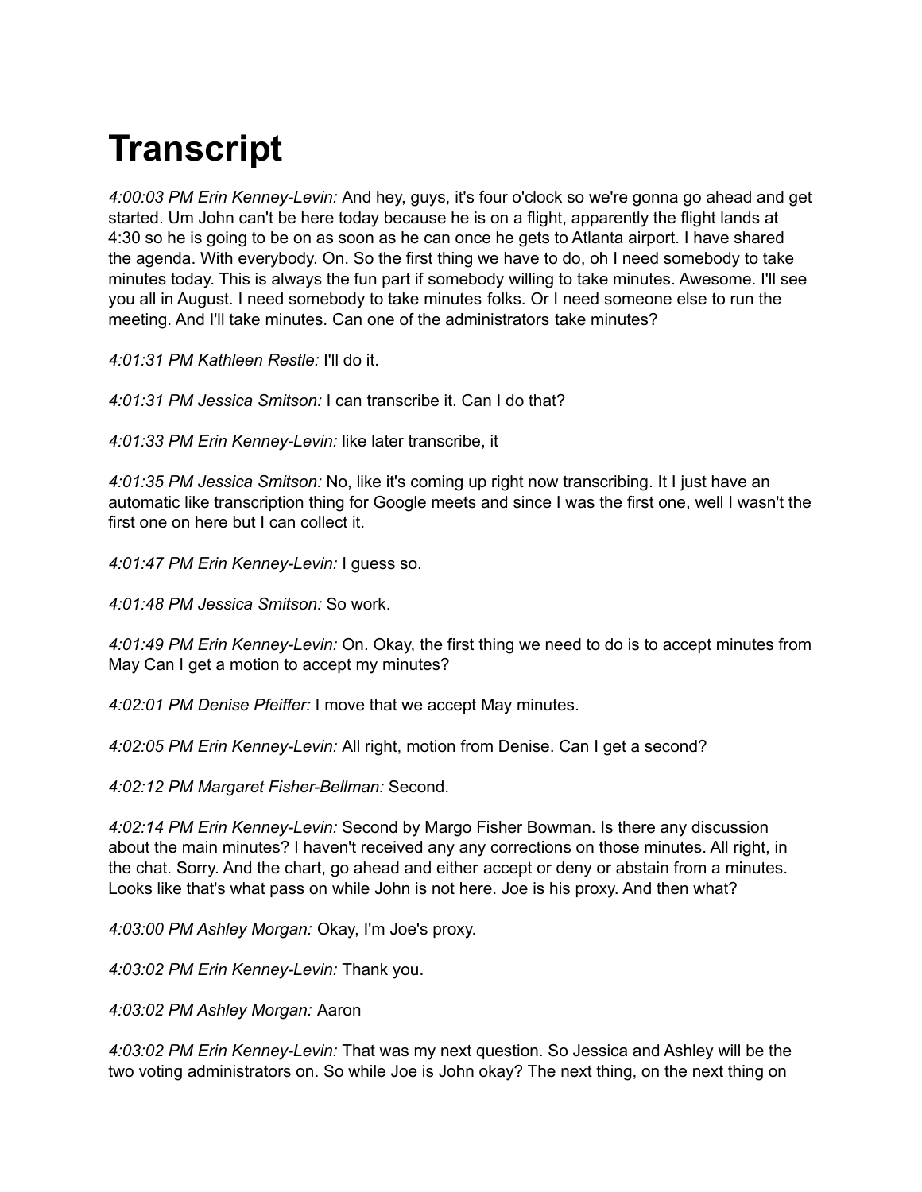# Transcript

*4:00:03 PM Erin Kenney-Levin:* And hey, guys, it's four o'clock so we're gonna go ahead and get started. Um John can't be here today because he is on a flight, apparently the flight lands at 4:30 so he is going to be on as soon as he can once he gets to Atlanta airport. I have shared the agenda. With everybody. On. So the first thing we have to do, oh I need somebody to take minutes today. This is always the fun part if somebody willing to take minutes. Awesome. I'll see you all in August. I need somebody to take minutes folks. Or I need someone else to run the meeting. And I'll take minutes. Can one of the administrators take minutes?

*4:01:31 PM Kathleen Restle:* I'll do it.

*4:01:31 PM Jessica Smitson:* I can transcribe it. Can I do that?

*4:01:33 PM Erin Kenney-Levin:* like later transcribe, it

*4:01:35 PM Jessica Smitson:* No, like it's coming up right now transcribing. It I just have an automatic like transcription thing for Google meets and since I was the first one, well I wasn't the first one on here but I can collect it.

*4:01:47 PM Erin Kenney-Levin:* I guess so.

*4:01:48 PM Jessica Smitson:* So work.

*4:01:49 PM Erin Kenney-Levin:* On. Okay, the first thing we need to do is to accept minutes from May Can I get a motion to accept my minutes?

*4:02:01 PM Denise Pfeiffer:* I move that we accept May minutes.

*4:02:05 PM Erin Kenney-Levin:* All right, motion from Denise. Can I get a second?

*4:02:12 PM Margaret Fisher-Bellman:* Second.

*4:02:14 PM Erin Kenney-Levin:* Second by Margo Fisher Bowman. Is there any discussion about the main minutes? I haven't received any any corrections on those minutes. All right, in the chat. Sorry. And the chart, go ahead and either accept or deny or abstain from a minutes. Looks like that's what pass on while John is not here. Joe is his proxy. And then what?

*4:03:00 PM Ashley Morgan:* Okay, I'm Joe's proxy.

*4:03:02 PM Erin Kenney-Levin:* Thank you.

*4:03:02 PM Ashley Morgan:* Aaron

*4:03:02 PM Erin Kenney-Levin:* That was my next question. So Jessica and Ashley will be the two voting administrators on. So while Joe is John okay? The next thing, on the next thing on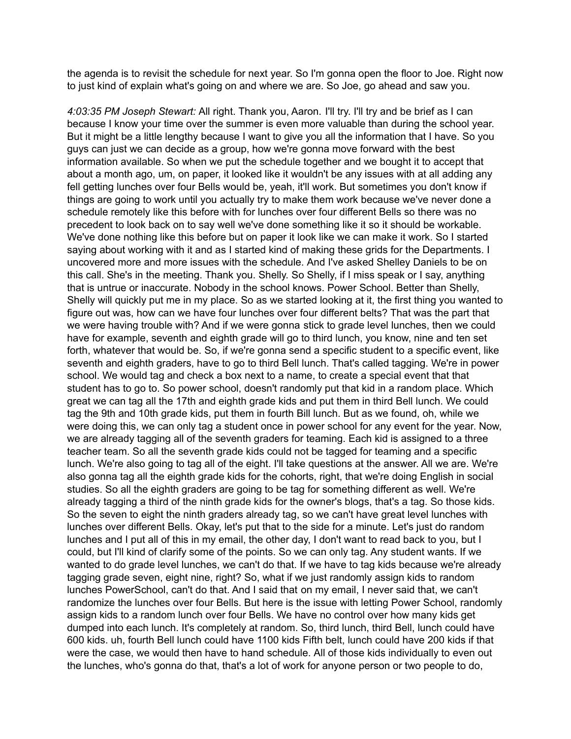the agenda is to revisit the schedule for next year. So I'm gonna open the floor to Joe. Right now to just kind of explain what's going on and where we are. So Joe, go ahead and saw you.

*4:03:35 PM Joseph Stewart:* All right. Thank you, Aaron. I'll try. I'll try and be brief as I can because I know your time over the summer is even more valuable than during the school year. But it might be a little lengthy because I want to give you all the information that I have. So you guys can just we can decide as a group, how we're gonna move forward with the best information available. So when we put the schedule together and we bought it to accept that about a month ago, um, on paper, it looked like it wouldn't be any issues with at all adding any fell getting lunches over four Bells would be, yeah, it'll work. But sometimes you don't know if things are going to work until you actually try to make them work because we've never done a schedule remotely like this before with for lunches over four different Bells so there was no precedent to look back on to say well we've done something like it so it should be workable. We've done nothing like this before but on paper it look like we can make it work. So I started saying about working with it and as I started kind of making these grids for the Departments. I uncovered more and more issues with the schedule. And I've asked Shelley Daniels to be on this call. She's in the meeting. Thank you. Shelly. So Shelly, if I miss speak or I say, anything that is untrue or inaccurate. Nobody in the school knows. Power School. Better than Shelly, Shelly will quickly put me in my place. So as we started looking at it, the first thing you wanted to figure out was, how can we have four lunches over four different belts? That was the part that we were having trouble with? And if we were gonna stick to grade level lunches, then we could have for example, seventh and eighth grade will go to third lunch, you know, nine and ten set forth, whatever that would be. So, if we're gonna send a specific student to a specific event, like seventh and eighth graders, have to go to third Bell lunch. That's called tagging. We're in power school. We would tag and check a box next to a name, to create a special event that that student has to go to. So power school, doesn't randomly put that kid in a random place. Which great we can tag all the 17th and eighth grade kids and put them in third Bell lunch. We could tag the 9th and 10th grade kids, put them in fourth Bill lunch. But as we found, oh, while we were doing this, we can only tag a student once in power school for any event for the year. Now, we are already tagging all of the seventh graders for teaming. Each kid is assigned to a three teacher team. So all the seventh grade kids could not be tagged for teaming and a specific lunch. We're also going to tag all of the eight. I'll take questions at the answer. All we are. We're also gonna tag all the eighth grade kids for the cohorts, right, that we're doing English in social studies. So all the eighth graders are going to be tag for something different as well. We're already tagging a third of the ninth grade kids for the owner's blogs, that's a tag. So those kids. So the seven to eight the ninth graders already tag, so we can't have great level lunches with lunches over different Bells. Okay, let's put that to the side for a minute. Let's just do random lunches and I put all of this in my email, the other day, I don't want to read back to you, but I could, but I'll kind of clarify some of the points. So we can only tag. Any student wants. If we wanted to do grade level lunches, we can't do that. If we have to tag kids because we're already tagging grade seven, eight nine, right? So, what if we just randomly assign kids to random lunches PowerSchool, can't do that. And I said that on my email, I never said that, we can't randomize the lunches over four Bells. But here is the issue with letting Power School, randomly assign kids to a random lunch over four Bells. We have no control over how many kids get dumped into each lunch. It's completely at random. So, third lunch, third Bell, lunch could have 600 kids. uh, fourth Bell lunch could have 1100 kids Fifth belt, lunch could have 200 kids if that were the case, we would then have to hand schedule. All of those kids individually to even out the lunches, who's gonna do that, that's a lot of work for anyone person or two people to do,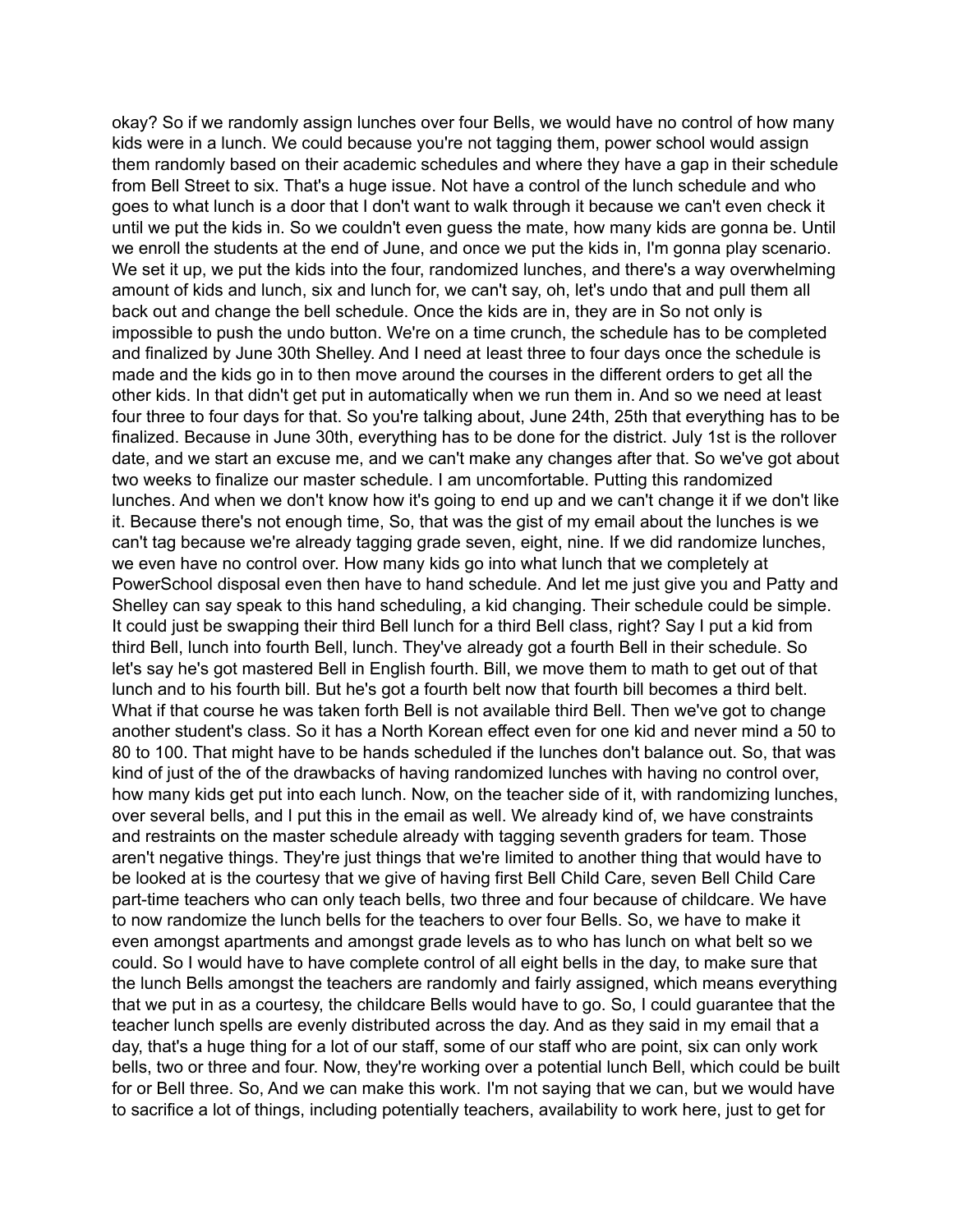okay? So if we randomly assign lunches over four Bells, we would have no control of how many kids were in a lunch. We could because you're not tagging them, power school would assign them randomly based on their academic schedules and where they have a gap in their schedule from Bell Street to six. That's a huge issue. Not have a control of the lunch schedule and who goes to what lunch is a door that I don't want to walk through it because we can't even check it until we put the kids in. So we couldn't even guess the mate, how many kids are gonna be. Until we enroll the students at the end of June, and once we put the kids in, I'm gonna play scenario. We set it up, we put the kids into the four, randomized lunches, and there's a way overwhelming amount of kids and lunch, six and lunch for, we can't say, oh, let's undo that and pull them all back out and change the bell schedule. Once the kids are in, they are in So not only is impossible to push the undo button. We're on a time crunch, the schedule has to be completed and finalized by June 30th Shelley. And I need at least three to four days once the schedule is made and the kids go in to then move around the courses in the different orders to get all the other kids. In that didn't get put in automatically when we run them in. And so we need at least four three to four days for that. So you're talking about, June 24th, 25th that everything has to be finalized. Because in June 30th, everything has to be done for the district. July 1st is the rollover date, and we start an excuse me, and we can't make any changes after that. So we've got about two weeks to finalize our master schedule. I am uncomfortable. Putting this randomized lunches. And when we don't know how it's going to end up and we can't change it if we don't like it. Because there's not enough time, So, that was the gist of my email about the lunches is we can't tag because we're already tagging grade seven, eight, nine. If we did randomize lunches, we even have no control over. How many kids go into what lunch that we completely at PowerSchool disposal even then have to hand schedule. And let me just give you and Patty and Shelley can say speak to this hand scheduling, a kid changing. Their schedule could be simple. It could just be swapping their third Bell lunch for a third Bell class, right? Say I put a kid from third Bell, lunch into fourth Bell, lunch. They've already got a fourth Bell in their schedule. So let's say he's got mastered Bell in English fourth. Bill, we move them to math to get out of that lunch and to his fourth bill. But he's got a fourth belt now that fourth bill becomes a third belt. What if that course he was taken forth Bell is not available third Bell. Then we've got to change another student's class. So it has a North Korean effect even for one kid and never mind a 50 to 80 to 100. That might have to be hands scheduled if the lunches don't balance out. So, that was kind of just of the of the drawbacks of having randomized lunches with having no control over, how many kids get put into each lunch. Now, on the teacher side of it, with randomizing lunches, over several bells, and I put this in the email as well. We already kind of, we have constraints and restraints on the master schedule already with tagging seventh graders for team. Those aren't negative things. They're just things that we're limited to another thing that would have to be looked at is the courtesy that we give of having first Bell Child Care, seven Bell Child Care part-time teachers who can only teach bells, two three and four because of childcare. We have to now randomize the lunch bells for the teachers to over four Bells. So, we have to make it even amongst apartments and amongst grade levels as to who has lunch on what belt so we could. So I would have to have complete control of all eight bells in the day, to make sure that the lunch Bells amongst the teachers are randomly and fairly assigned, which means everything that we put in as a courtesy, the childcare Bells would have to go. So, I could guarantee that the teacher lunch spells are evenly distributed across the day. And as they said in my email that a day, that's a huge thing for a lot of our staff, some of our staff who are point, six can only work bells, two or three and four. Now, they're working over a potential lunch Bell, which could be built for or Bell three. So, And we can make this work. I'm not saying that we can, but we would have to sacrifice a lot of things, including potentially teachers, availability to work here, just to get for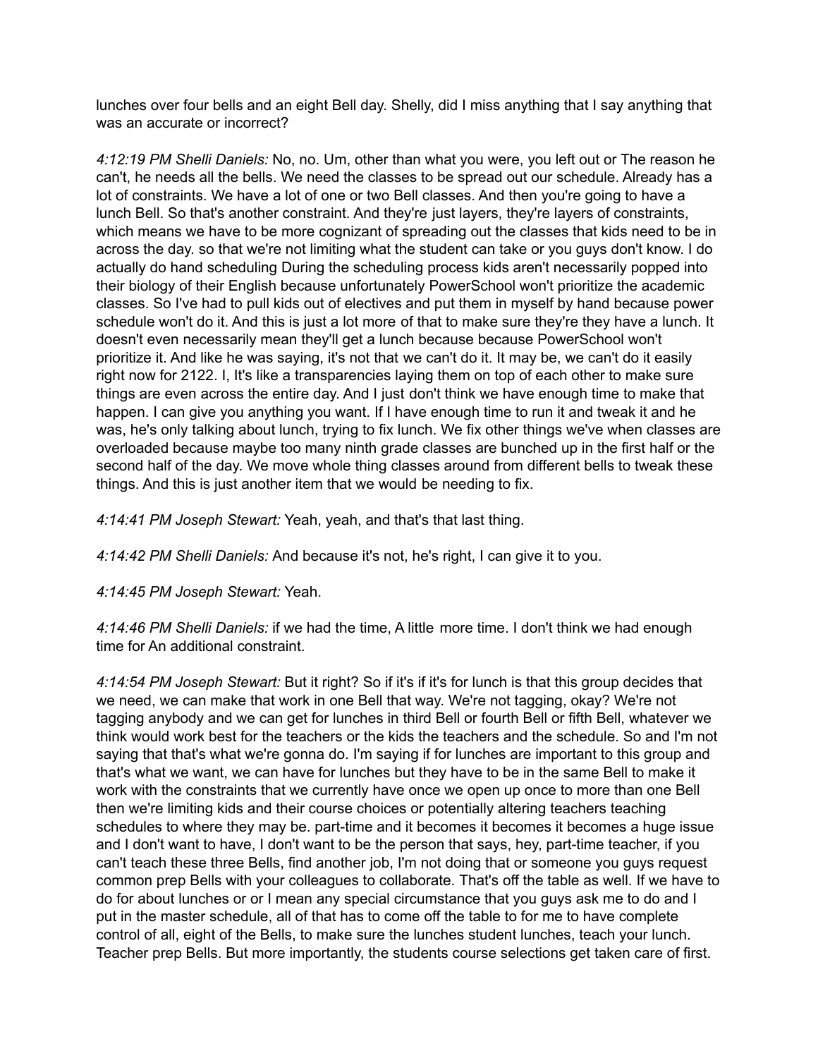lunches over four bells and an eight Bell day. Shelly, did I miss anything that I say anything that was an accurate or incorrect?

*4:12:19 PM Shelli Daniels:* No, no. Um, other than what you were, you left out or The reason he can't, he needs all the bells. We need the classes to be spread out our schedule. Already has a lot of constraints. We have a lot of one or two Bell classes. And then you're going to have a lunch Bell. So that's another constraint. And they're just layers, they're layers of constraints, which means we have to be more cognizant of spreading out the classes that kids need to be in across the day. so that we're not limiting what the student can take or you guys don't know. I do actually do hand scheduling During the scheduling process kids aren't necessarily popped into their biology of their English because unfortunately PowerSchool won't prioritize the academic classes. So I've had to pull kids out of electives and put them in myself by hand because power schedule won't do it. And this is just a lot more of that to make sure they're they have a lunch. It doesn't even necessarily mean they'll get a lunch because because PowerSchool won't prioritize it. And like he was saying, it's not that we can't do it. It may be, we can't do it easily right now for 2122. I, It's like a transparencies laying them on top of each other to make sure things are even across the entire day. And I just don't think we have enough time to make that happen. I can give you anything you want. If I have enough time to run it and tweak it and he was, he's only talking about lunch, trying to fix lunch. We fix other things we've when classes are overloaded because maybe too many ninth grade classes are bunched up in the first half or the second half of the day. We move whole thing classes around from different bells to tweak these things. And this is just another item that we would be needing to fix.

*4:14:41 PM Joseph Stewart:* Yeah, yeah, and that's that last thing.

*4:14:42 PM Shelli Daniels:* And because it's not, he's right, I can give it to you.

*4:14:45 PM Joseph Stewart:* Yeah.

*4:14:46 PM Shelli Daniels:* if we had the time, A little more time. I don't think we had enough time for An additional constraint.

*4:14:54 PM Joseph Stewart:* But it right? So if it's if it's for lunch is that this group decides that we need, we can make that work in one Bell that way. We're not tagging, okay? We're not tagging anybody and we can get for lunches in third Bell or fourth Bell or fifth Bell, whatever we think would work best for the teachers or the kids the teachers and the schedule. So and I'm not saying that that's what we're gonna do. I'm saying if for lunches are important to this group and that's what we want, we can have for lunches but they have to be in the same Bell to make it work with the constraints that we currently have once we open up once to more than one Bell then we're limiting kids and their course choices or potentially altering teachers teaching schedules to where they may be. part-time and it becomes it becomes it becomes a huge issue and I don't want to have, I don't want to be the person that says, hey, part-time teacher, if you can't teach these three Bells, find another job, I'm not doing that or someone you guys request common prep Bells with your colleagues to collaborate. That's off the table as well. If we have to do for about lunches or or I mean any special circumstance that you guys ask me to do and I put in the master schedule, all of that has to come off the table to for me to have complete control of all, eight of the Bells, to make sure the lunches student lunches, teach your lunch. Teacher prep Bells. But more importantly, the students course selections get taken care of first.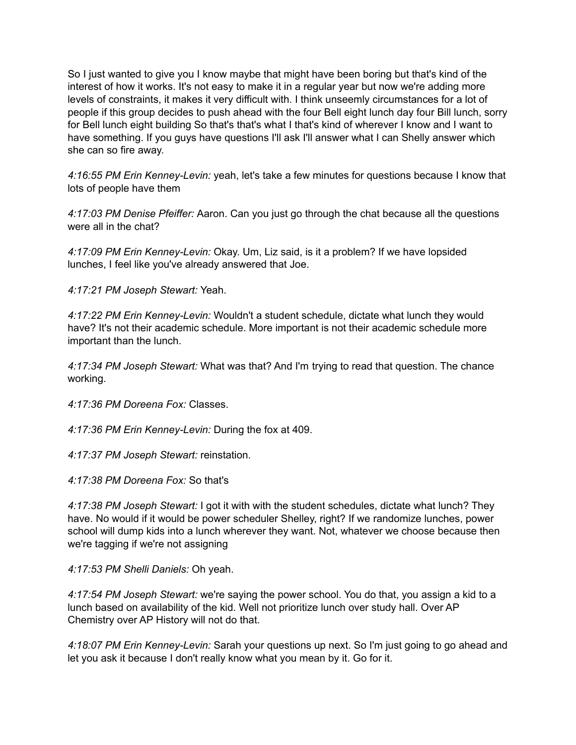So I just wanted to give you I know maybe that might have been boring but that's kind of the interest of how it works. It's not easy to make it in a regular year but now we're adding more levels of constraints, it makes it very difficult with. I think unseemly circumstances for a lot of people if this group decides to push ahead with the four Bell eight lunch day four Bill lunch, sorry for Bell lunch eight building So that's that's what I that's kind of wherever I know and I want to have something. If you guys have questions I'll ask I'll answer what I can Shelly answer which she can so fire away.

*4:16:55 PM Erin Kenney-Levin:* yeah, let's take a few minutes for questions because I know that lots of people have them

*4:17:03 PM Denise Pfeiffer:* Aaron. Can you just go through the chat because all the questions were all in the chat?

*4:17:09 PM Erin Kenney-Levin:* Okay. Um, Liz said, is it a problem? If we have lopsided lunches, I feel like you've already answered that Joe.

*4:17:21 PM Joseph Stewart:* Yeah.

*4:17:22 PM Erin Kenney-Levin:* Wouldn't a student schedule, dictate what lunch they would have? It's not their academic schedule. More important is not their academic schedule more important than the lunch.

*4:17:34 PM Joseph Stewart:* What was that? And I'm trying to read that question. The chance working.

*4:17:36 PM Doreena Fox:* Classes.

*4:17:36 PM Erin Kenney-Levin:* During the fox at 409.

*4:17:37 PM Joseph Stewart:* reinstation.

*4:17:38 PM Doreena Fox:* So that's

*4:17:38 PM Joseph Stewart:* I got it with with the student schedules, dictate what lunch? They have. No would if it would be power scheduler Shelley, right? If we randomize lunches, power school will dump kids into a lunch wherever they want. Not, whatever we choose because then we're tagging if we're not assigning

*4:17:53 PM Shelli Daniels:* Oh yeah.

*4:17:54 PM Joseph Stewart:* we're saying the power school. You do that, you assign a kid to a lunch based on availability of the kid. Well not prioritize lunch over study hall. Over AP Chemistry over AP History will not do that.

*4:18:07 PM Erin Kenney-Levin:* Sarah your questions up next. So I'm just going to go ahead and let you ask it because I don't really know what you mean by it. Go for it.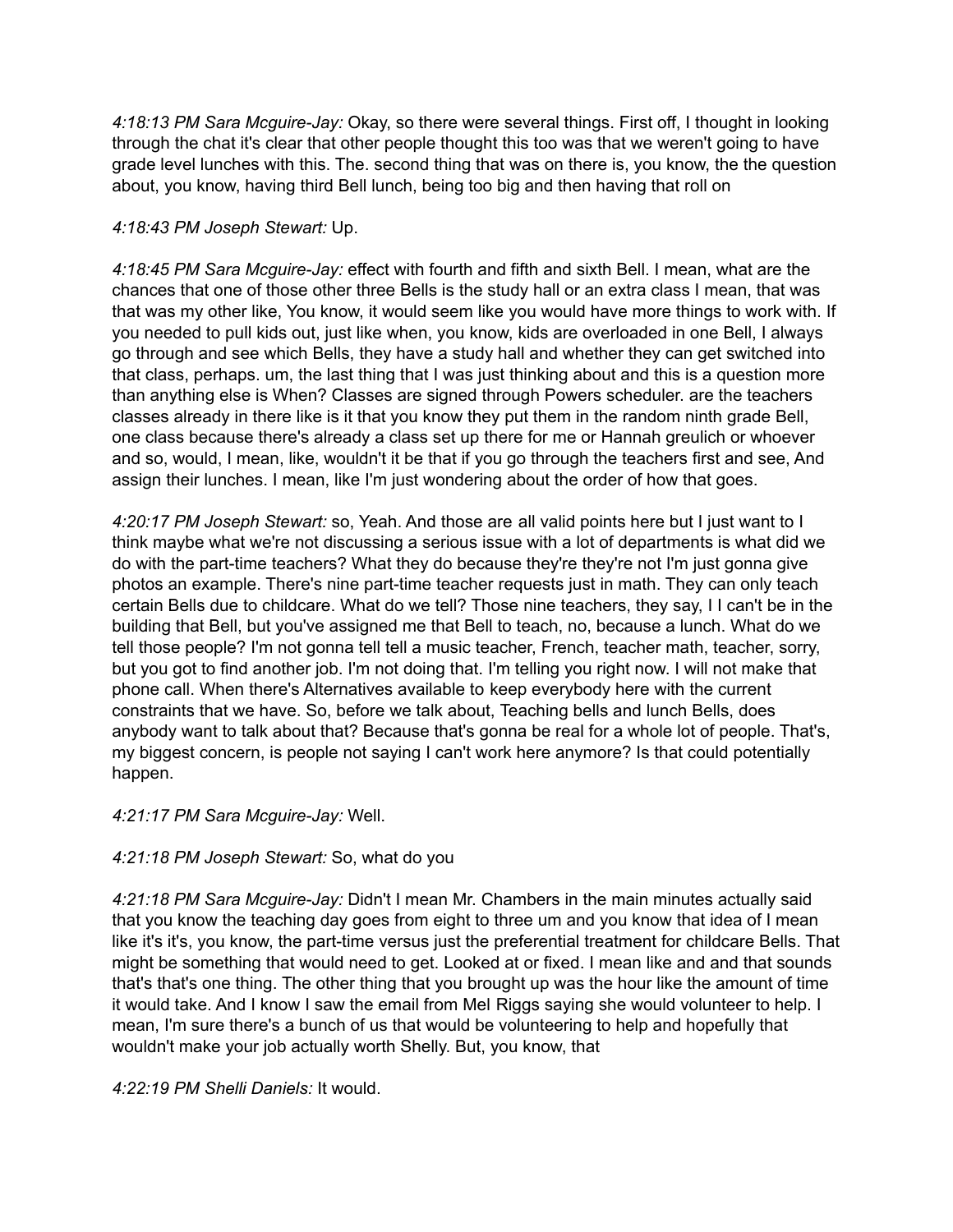*4:18:13 PM Sara Mcguire-Jay:* Okay, so there were several things. First off, I thought in looking through the chat it's clear that other people thought this too was that we weren't going to have grade level lunches with this. The. second thing that was on there is, you know, the the question about, you know, having third Bell lunch, being too big and then having that roll on

*4:18:43 PM Joseph Stewart:* Up.

*4:18:45 PM Sara Mcguire-Jay:* effect with fourth and fifth and sixth Bell. I mean, what are the chances that one of those other three Bells is the study hall or an extra class I mean, that was that was my other like, You know, it would seem like you would have more things to work with. If you needed to pull kids out, just like when, you know, kids are overloaded in one Bell, I always go through and see which Bells, they have a study hall and whether they can get switched into that class, perhaps. um, the last thing that I was just thinking about and this is a question more than anything else is When? Classes are signed through Powers scheduler. are the teachers classes already in there like is it that you know they put them in the random ninth grade Bell, one class because there's already a class set up there for me or Hannah greulich or whoever and so, would, I mean, like, wouldn't it be that if you go through the teachers first and see, And assign their lunches. I mean, like I'm just wondering about the order of how that goes.

*4:20:17 PM Joseph Stewart:* so, Yeah. And those are all valid points here but I just want to I think maybe what we're not discussing a serious issue with a lot of departments is what did we do with the part-time teachers? What they do because they're they're not I'm just gonna give photos an example. There's nine part-time teacher requests just in math. They can only teach certain Bells due to childcare. What do we tell? Those nine teachers, they say, I I can't be in the building that Bell, but you've assigned me that Bell to teach, no, because a lunch. What do we tell those people? I'm not gonna tell tell a music teacher, French, teacher math, teacher, sorry, but you got to find another job. I'm not doing that. I'm telling you right now. I will not make that phone call. When there's Alternatives available to keep everybody here with the current constraints that we have. So, before we talk about, Teaching bells and lunch Bells, does anybody want to talk about that? Because that's gonna be real for a whole lot of people. That's, my biggest concern, is people not saying I can't work here anymore? Is that could potentially happen.

*4:21:17 PM Sara Mcguire-Jay:* Well.

*4:21:18 PM Joseph Stewart:* So, what do you

*4:21:18 PM Sara Mcguire-Jay:* Didn't I mean Mr. Chambers in the main minutes actually said that you know the teaching day goes from eight to three um and you know that idea of I mean like it's it's, you know, the part-time versus just the preferential treatment for childcare Bells. That might be something that would need to get. Looked at or fixed. I mean like and and that sounds that's that's one thing. The other thing that you brought up was the hour like the amount of time it would take. And I know I saw the email from Mel Riggs saying she would volunteer to help. I mean, I'm sure there's a bunch of us that would be volunteering to help and hopefully that wouldn't make your job actually worth Shelly. But, you know, that

*4:22:19 PM Shelli Daniels:* It would.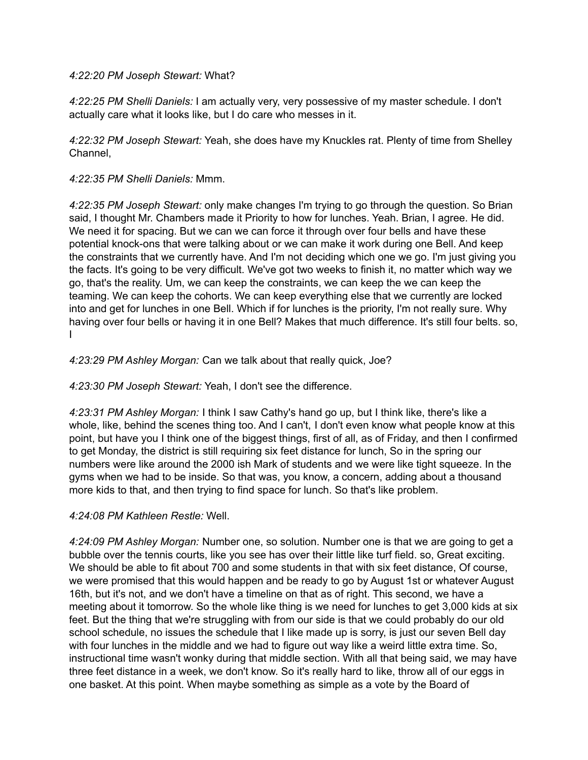*4:22:20 PM Joseph Stewart:* What?

*4:22:25 PM Shelli Daniels:* I am actually very, very possessive of my master schedule. I don't actually care what it looks like, but I do care who messes in it.

*4:22:32 PM Joseph Stewart:* Yeah, she does have my Knuckles rat. Plenty of time from Shelley Channel,

*4:22:35 PM Shelli Daniels:* Mmm.

*4:22:35 PM Joseph Stewart:* only make changes I'm trying to go through the question. So Brian said, I thought Mr. Chambers made it Priority to how for lunches. Yeah. Brian, I agree. He did. We need it for spacing. But we can we can force it through over four bells and have these potential knock-ons that were talking about or we can make it work during one Bell. And keep the constraints that we currently have. And I'm not deciding which one we go. I'm just giving you the facts. It's going to be very difficult. We've got two weeks to finish it, no matter which way we go, that's the reality. Um, we can keep the constraints, we can keep the we can keep the teaming. We can keep the cohorts. We can keep everything else that we currently are locked into and get for lunches in one Bell. Which if for lunches is the priority, I'm not really sure. Why having over four bells or having it in one Bell? Makes that much difference. It's still four belts. so, I

*4:23:29 PM Ashley Morgan:* Can we talk about that really quick, Joe?

*4:23:30 PM Joseph Stewart:* Yeah, I don't see the difference.

*4:23:31 PM Ashley Morgan:* I think I saw Cathy's hand go up, but I think like, there's like a whole, like, behind the scenes thing too. And I can't, I don't even know what people know at this point, but have you I think one of the biggest things, first of all, as of Friday, and then I confirmed to get Monday, the district is still requiring six feet distance for lunch, So in the spring our numbers were like around the 2000 ish Mark of students and we were like tight squeeze. In the gyms when we had to be inside. So that was, you know, a concern, adding about a thousand more kids to that, and then trying to find space for lunch. So that's like problem.

*4:24:08 PM Kathleen Restle:* Well.

*4:24:09 PM Ashley Morgan:* Number one, so solution. Number one is that we are going to get a bubble over the tennis courts, like you see has over their little like turf field. so, Great exciting. We should be able to fit about 700 and some students in that with six feet distance, Of course, we were promised that this would happen and be ready to go by August 1st or whatever August 16th, but it's not, and we don't have a timeline on that as of right. This second, we have a meeting about it tomorrow. So the whole like thing is we need for lunches to get 3,000 kids at six feet. But the thing that we're struggling with from our side is that we could probably do our old school schedule, no issues the schedule that I like made up is sorry, is just our seven Bell day with four lunches in the middle and we had to figure out way like a weird little extra time. So, instructional time wasn't wonky during that middle section. With all that being said, we may have three feet distance in a week, we don't know. So it's really hard to like, throw all of our eggs in one basket. At this point. When maybe something as simple as a vote by the Board of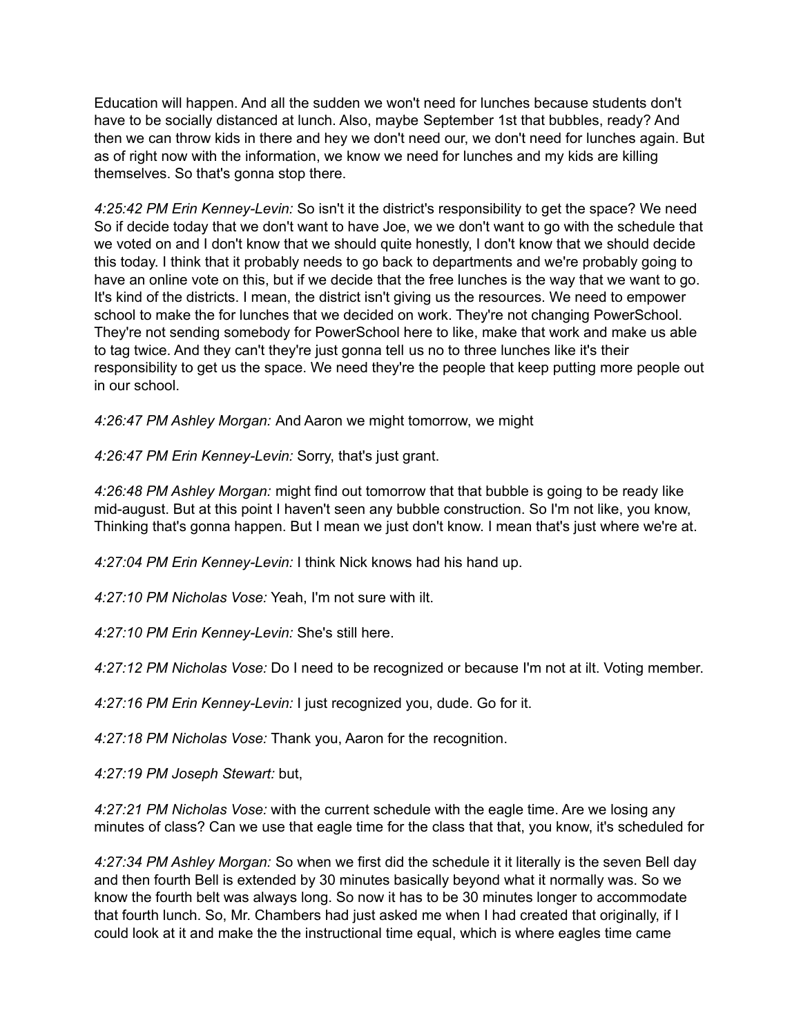Education will happen. And all the sudden we won't need for lunches because students don't have to be socially distanced at lunch. Also, maybe September 1st that bubbles, ready? And then we can throw kids in there and hey we don't need our, we don't need for lunches again. But as of right now with the information, we know we need for lunches and my kids are killing themselves. So that's gonna stop there.

*4:25:42 PM Erin Kenney-Levin:* So isn't it the district's responsibility to get the space? We need So if decide today that we don't want to have Joe, we we don't want to go with the schedule that we voted on and I don't know that we should quite honestly, I don't know that we should decide this today. I think that it probably needs to go back to departments and we're probably going to have an online vote on this, but if we decide that the free lunches is the way that we want to go. It's kind of the districts. I mean, the district isn't giving us the resources. We need to empower school to make the for lunches that we decided on work. They're not changing PowerSchool. They're not sending somebody for PowerSchool here to like, make that work and make us able to tag twice. And they can't they're just gonna tell us no to three lunches like it's their responsibility to get us the space. We need they're the people that keep putting more people out in our school.

*4:26:47 PM Ashley Morgan:* And Aaron we might tomorrow, we might

*4:26:47 PM Erin Kenney-Levin:* Sorry, that's just grant.

*4:26:48 PM Ashley Morgan:* might find out tomorrow that that bubble is going to be ready like mid-august. But at this point I haven't seen any bubble construction. So I'm not like, you know, Thinking that's gonna happen. But I mean we just don't know. I mean that's just where we're at.

*4:27:04 PM Erin Kenney-Levin:* I think Nick knows had his hand up.

*4:27:10 PM Nicholas Vose:* Yeah, I'm not sure with ilt.

*4:27:10 PM Erin Kenney-Levin:* She's still here.

*4:27:12 PM Nicholas Vose:* Do I need to be recognized or because I'm not at ilt. Voting member.

*4:27:16 PM Erin Kenney-Levin:* I just recognized you, dude. Go for it.

*4:27:18 PM Nicholas Vose:* Thank you, Aaron for the recognition.

*4:27:19 PM Joseph Stewart:* but,

*4:27:21 PM Nicholas Vose:* with the current schedule with the eagle time. Are we losing any minutes of class? Can we use that eagle time for the class that that, you know, it's scheduled for

*4:27:34 PM Ashley Morgan:* So when we first did the schedule it it literally is the seven Bell day and then fourth Bell is extended by 30 minutes basically beyond what it normally was. So we know the fourth belt was always long. So now it has to be 30 minutes longer to accommodate that fourth lunch. So, Mr. Chambers had just asked me when I had created that originally, if I could look at it and make the the instructional time equal, which is where eagles time came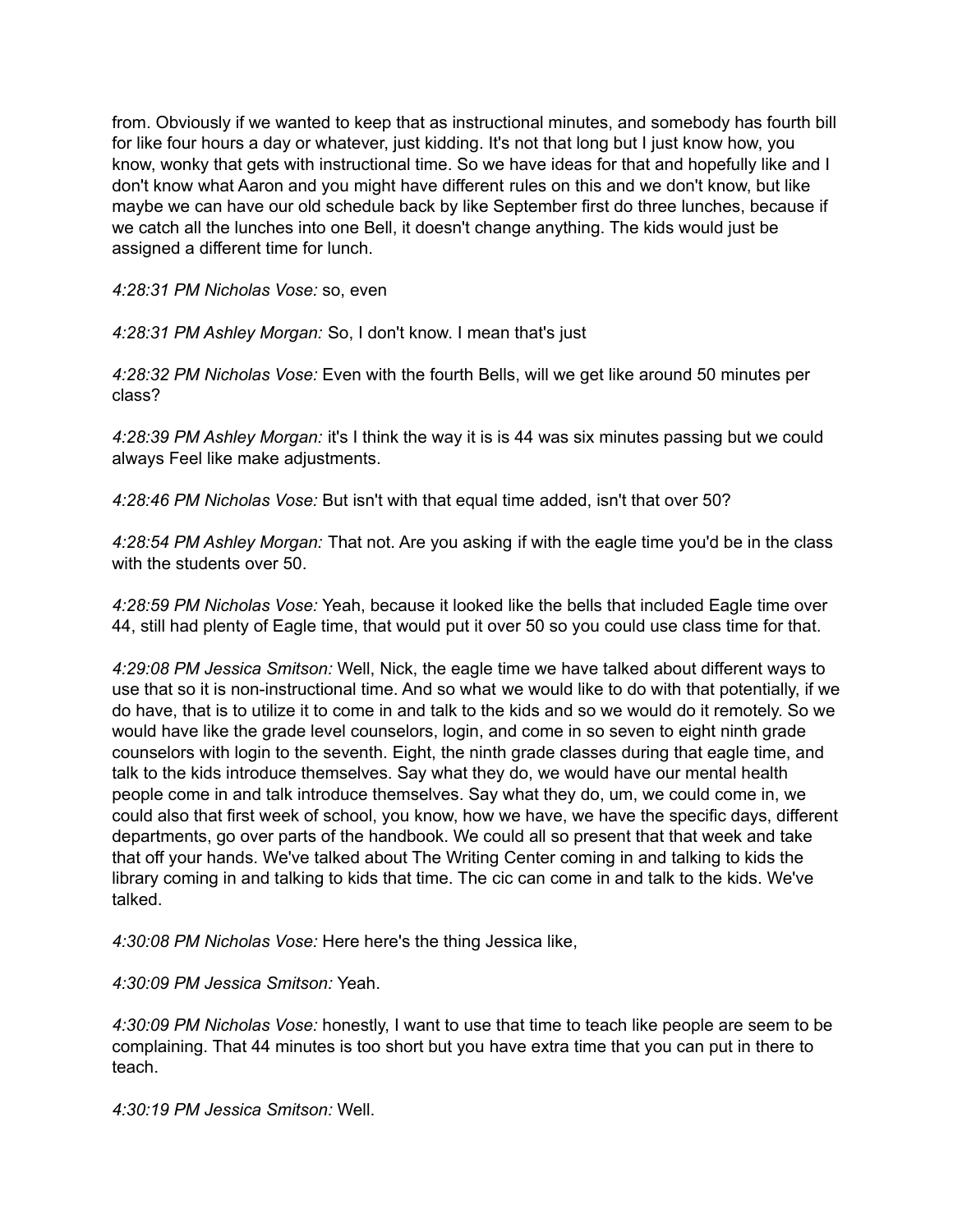from. Obviously if we wanted to keep that as instructional minutes, and somebody has fourth bill for like four hours a day or whatever, just kidding. It's not that long but I just know how, you know, wonky that gets with instructional time. So we have ideas for that and hopefully like and I don't know what Aaron and you might have different rules on this and we don't know, but like maybe we can have our old schedule back by like September first do three lunches, because if we catch all the lunches into one Bell, it doesn't change anything. The kids would just be assigned a different time for lunch.

*4:28:31 PM Nicholas Vose:* so, even

*4:28:31 PM Ashley Morgan:* So, I don't know. I mean that's just

*4:28:32 PM Nicholas Vose:* Even with the fourth Bells, will we get like around 50 minutes per class?

*4:28:39 PM Ashley Morgan:* it's I think the way it is is 44 was six minutes passing but we could always Feel like make adjustments.

*4:28:46 PM Nicholas Vose:* But isn't with that equal time added, isn't that over 50?

*4:28:54 PM Ashley Morgan:* That not. Are you asking if with the eagle time you'd be in the class with the students over 50.

*4:28:59 PM Nicholas Vose:* Yeah, because it looked like the bells that included Eagle time over 44, still had plenty of Eagle time, that would put it over 50 so you could use class time for that.

*4:29:08 PM Jessica Smitson:* Well, Nick, the eagle time we have talked about different ways to use that so it is non-instructional time. And so what we would like to do with that potentially, if we do have, that is to utilize it to come in and talk to the kids and so we would do it remotely. So we would have like the grade level counselors, login, and come in so seven to eight ninth grade counselors with login to the seventh. Eight, the ninth grade classes during that eagle time, and talk to the kids introduce themselves. Say what they do, we would have our mental health people come in and talk introduce themselves. Say what they do, um, we could come in, we could also that first week of school, you know, how we have, we have the specific days, different departments, go over parts of the handbook. We could all so present that that week and take that off your hands. We've talked about The Writing Center coming in and talking to kids the library coming in and talking to kids that time. The cic can come in and talk to the kids. We've talked.

*4:30:08 PM Nicholas Vose:* Here here's the thing Jessica like,

*4:30:09 PM Jessica Smitson:* Yeah.

*4:30:09 PM Nicholas Vose:* honestly, I want to use that time to teach like people are seem to be complaining. That 44 minutes is too short but you have extra time that you can put in there to teach.

*4:30:19 PM Jessica Smitson:* Well.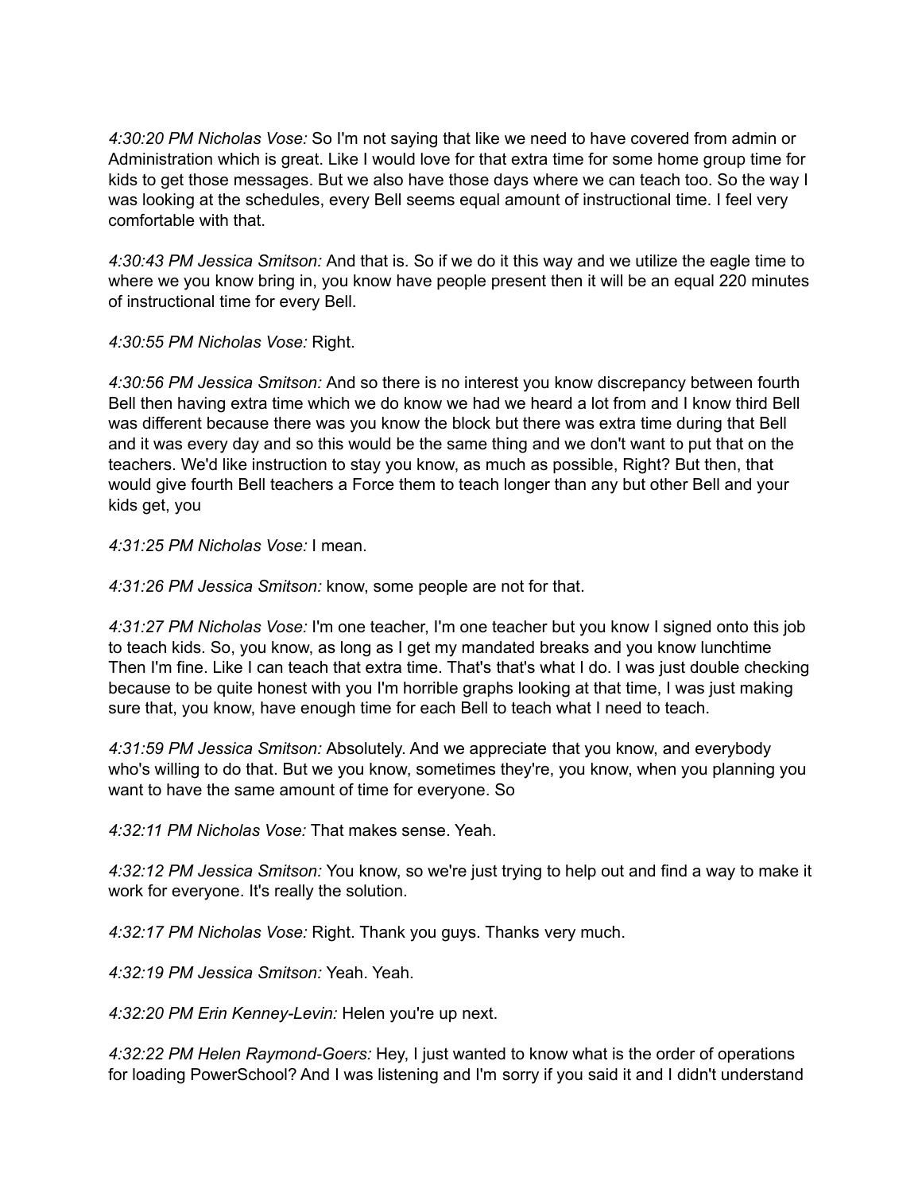*4:30:20 PM Nicholas Vose:* So I'm not saying that like we need to have covered from admin or Administration which is great. Like I would love for that extra time for some home group time for kids to get those messages. But we also have those days where we can teach too. So the way I was looking at the schedules, every Bell seems equal amount of instructional time. I feel very comfortable with that.

*4:30:43 PM Jessica Smitson:* And that is. So if we do it this way and we utilize the eagle time to where we you know bring in, you know have people present then it will be an equal 220 minutes of instructional time for every Bell.

*4:30:55 PM Nicholas Vose:* Right.

*4:30:56 PM Jessica Smitson:* And so there is no interest you know discrepancy between fourth Bell then having extra time which we do know we had we heard a lot from and I know third Bell was different because there was you know the block but there was extra time during that Bell and it was every day and so this would be the same thing and we don't want to put that on the teachers. We'd like instruction to stay you know, as much as possible, Right? But then, that would give fourth Bell teachers a Force them to teach longer than any but other Bell and your kids get, you

*4:31:25 PM Nicholas Vose:* I mean.

*4:31:26 PM Jessica Smitson:* know, some people are not for that.

*4:31:27 PM Nicholas Vose:* I'm one teacher, I'm one teacher but you know I signed onto this job to teach kids. So, you know, as long as I get my mandated breaks and you know lunchtime Then I'm fine. Like I can teach that extra time. That's that's what I do. I was just double checking because to be quite honest with you I'm horrible graphs looking at that time, I was just making sure that, you know, have enough time for each Bell to teach what I need to teach.

*4:31:59 PM Jessica Smitson:* Absolutely. And we appreciate that you know, and everybody who's willing to do that. But we you know, sometimes they're, you know, when you planning you want to have the same amount of time for everyone. So

*4:32:11 PM Nicholas Vose:* That makes sense. Yeah.

*4:32:12 PM Jessica Smitson:* You know, so we're just trying to help out and find a way to make it work for everyone. It's really the solution.

*4:32:17 PM Nicholas Vose:* Right. Thank you guys. Thanks very much.

*4:32:19 PM Jessica Smitson:* Yeah. Yeah.

*4:32:20 PM Erin Kenney-Levin:* Helen you're up next.

*4:32:22 PM Helen Raymond-Goers:* Hey, I just wanted to know what is the order of operations for loading PowerSchool? And I was listening and I'm sorry if you said it and I didn't understand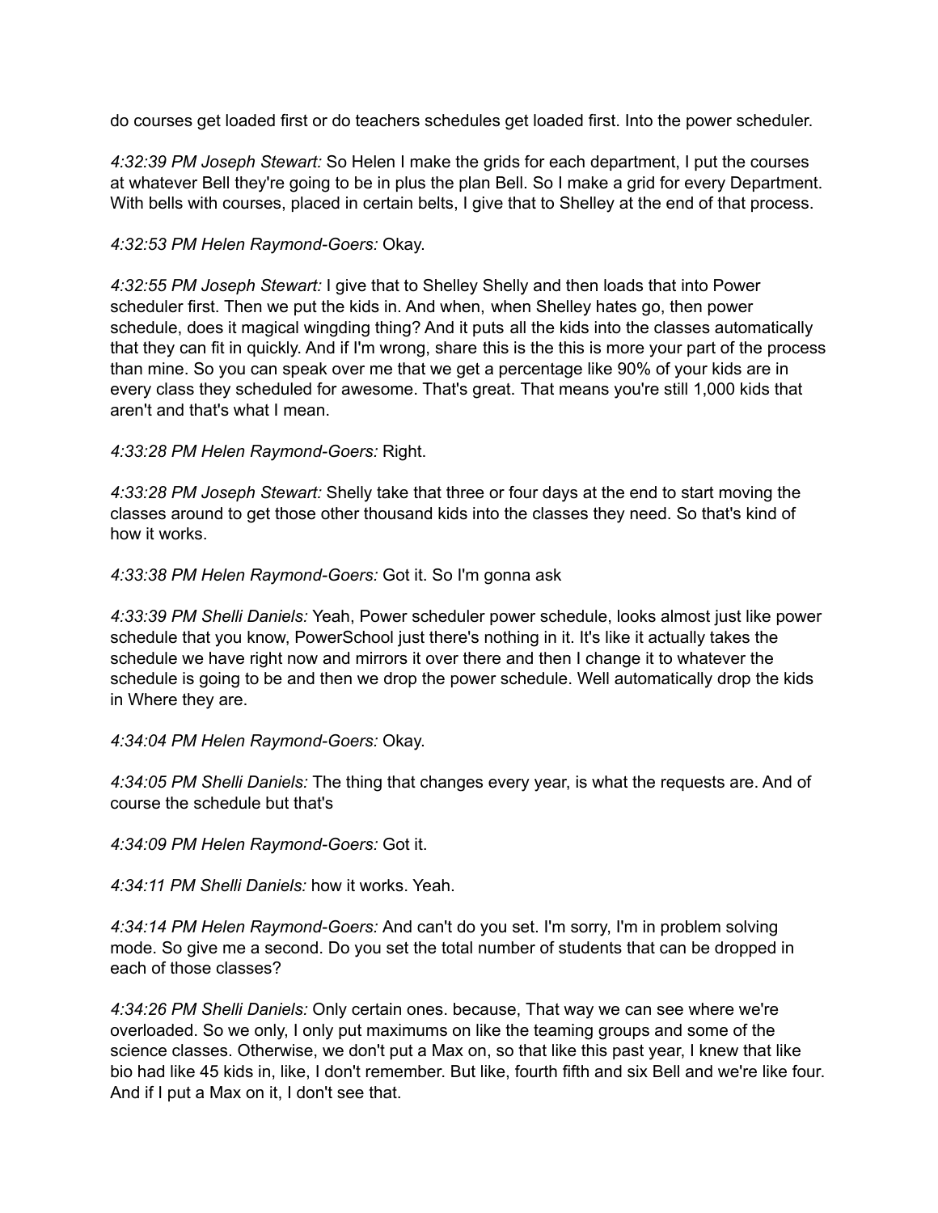do courses get loaded first or do teachers schedules get loaded first. Into the power scheduler.

*4:32:39 PM Joseph Stewart:* So Helen I make the grids for each department, I put the courses at whatever Bell they're going to be in plus the plan Bell. So I make a grid for every Department. With bells with courses, placed in certain belts, I give that to Shelley at the end of that process.

*4:32:53 PM Helen Raymond-Goers:* Okay.

*4:32:55 PM Joseph Stewart:* I give that to Shelley Shelly and then loads that into Power scheduler first. Then we put the kids in. And when, when Shelley hates go, then power schedule, does it magical wingding thing? And it puts all the kids into the classes automatically that they can fit in quickly. And if I'm wrong, share this is the this is more your part of the process than mine. So you can speak over me that we get a percentage like 90% of your kids are in every class they scheduled for awesome. That's great. That means you're still 1,000 kids that aren't and that's what I mean.

*4:33:28 PM Helen Raymond-Goers:* Right.

*4:33:28 PM Joseph Stewart:* Shelly take that three or four days at the end to start moving the classes around to get those other thousand kids into the classes they need. So that's kind of how it works.

*4:33:38 PM Helen Raymond-Goers:* Got it. So I'm gonna ask

*4:33:39 PM Shelli Daniels:* Yeah, Power scheduler power schedule, looks almost just like power schedule that you know, PowerSchool just there's nothing in it. It's like it actually takes the schedule we have right now and mirrors it over there and then I change it to whatever the schedule is going to be and then we drop the power schedule. Well automatically drop the kids in Where they are.

*4:34:04 PM Helen Raymond-Goers:* Okay.

*4:34:05 PM Shelli Daniels:* The thing that changes every year, is what the requests are. And of course the schedule but that's

*4:34:09 PM Helen Raymond-Goers:* Got it.

*4:34:11 PM Shelli Daniels:* how it works. Yeah.

*4:34:14 PM Helen Raymond-Goers:* And can't do you set. I'm sorry, I'm in problem solving mode. So give me a second. Do you set the total number of students that can be dropped in each of those classes?

*4:34:26 PM Shelli Daniels:* Only certain ones. because, That way we can see where we're overloaded. So we only, I only put maximums on like the teaming groups and some of the science classes. Otherwise, we don't put a Max on, so that like this past year, I knew that like bio had like 45 kids in, like, I don't remember. But like, fourth fifth and six Bell and we're like four. And if I put a Max on it, I don't see that.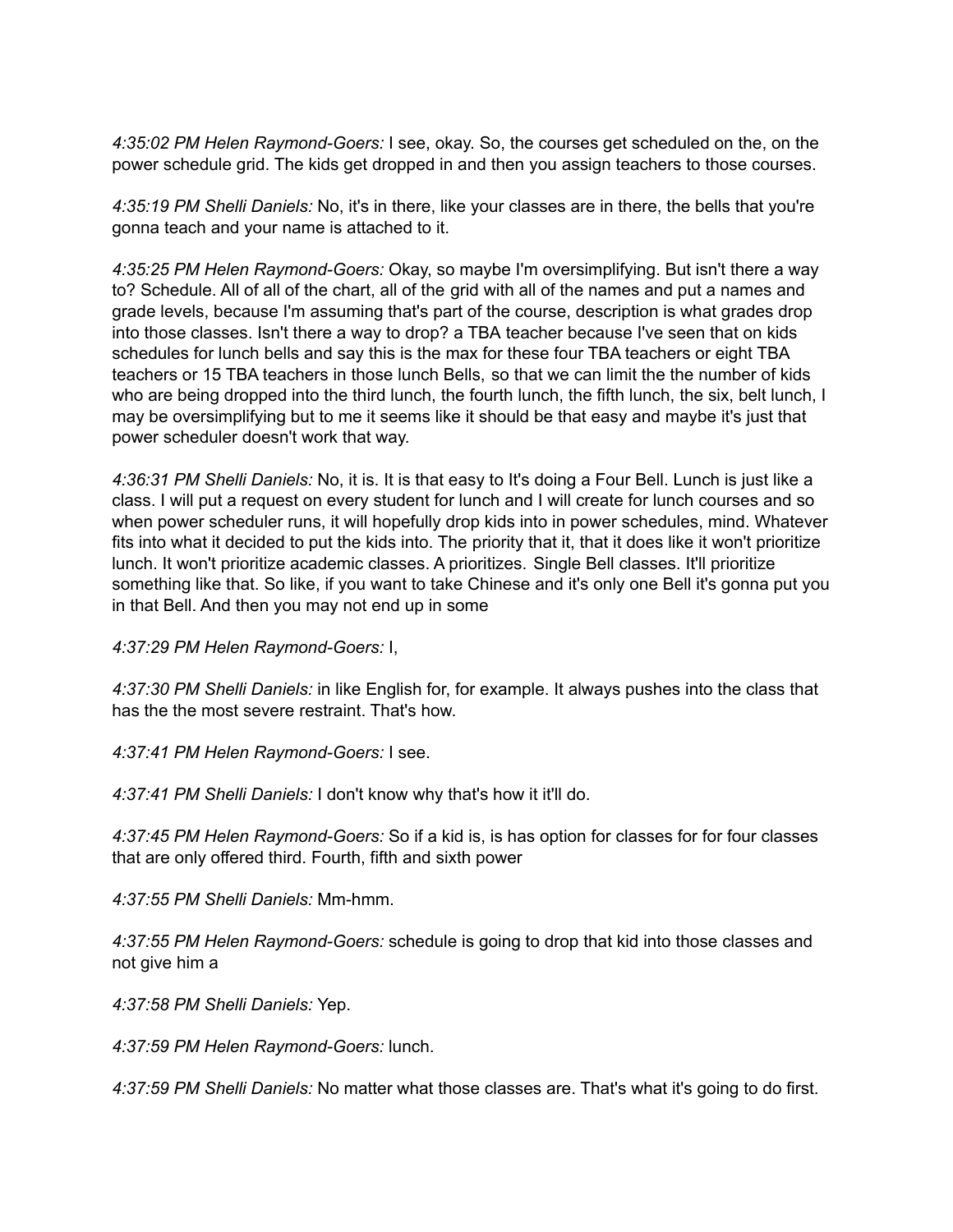*4:35:02 PM Helen Raymond-Goers:* I see, okay. So, the courses get scheduled on the, on the power schedule grid. The kids get dropped in and then you assign teachers to those courses.

*4:35:19 PM Shelli Daniels:* No, it's in there, like your classes are in there, the bells that you're gonna teach and your name is attached to it.

*4:35:25 PM Helen Raymond-Goers:* Okay, so maybe I'm oversimplifying. But isn't there a way to? Schedule. All of all of the chart, all of the grid with all of the names and put a names and grade levels, because I'm assuming that's part of the course, description is what grades drop into those classes. Isn't there a way to drop? a TBA teacher because I've seen that on kids schedules for lunch bells and say this is the max for these four TBA teachers or eight TBA teachers or 15 TBA teachers in those lunch Bells, so that we can limit the the number of kids who are being dropped into the third lunch, the fourth lunch, the fifth lunch, the six, belt lunch, I may be oversimplifying but to me it seems like it should be that easy and maybe it's just that power scheduler doesn't work that way.

*4:36:31 PM Shelli Daniels:* No, it is. It is that easy to It's doing a Four Bell. Lunch is just like a class. I will put a request on every student for lunch and I will create for lunch courses and so when power scheduler runs, it will hopefully drop kids into in power schedules, mind. Whatever fits into what it decided to put the kids into. The priority that it, that it does like it won't prioritize lunch. It won't prioritize academic classes. A prioritizes. Single Bell classes. It'll prioritize something like that. So like, if you want to take Chinese and it's only one Bell it's gonna put you in that Bell. And then you may not end up in some

*4:37:29 PM Helen Raymond-Goers:* I,

*4:37:30 PM Shelli Daniels:* in like English for, for example. It always pushes into the class that has the the most severe restraint. That's how.

*4:37:41 PM Helen Raymond-Goers:* I see.

*4:37:41 PM Shelli Daniels:* I don't know why that's how it it'll do.

*4:37:45 PM Helen Raymond-Goers:* So if a kid is, is has option for classes for for four classes that are only offered third. Fourth, fifth and sixth power

*4:37:55 PM Shelli Daniels:* Mm-hmm.

*4:37:55 PM Helen Raymond-Goers:* schedule is going to drop that kid into those classes and not give him a

*4:37:58 PM Shelli Daniels:* Yep.

*4:37:59 PM Helen Raymond-Goers:* lunch.

*4:37:59 PM Shelli Daniels:* No matter what those classes are. That's what it's going to do first.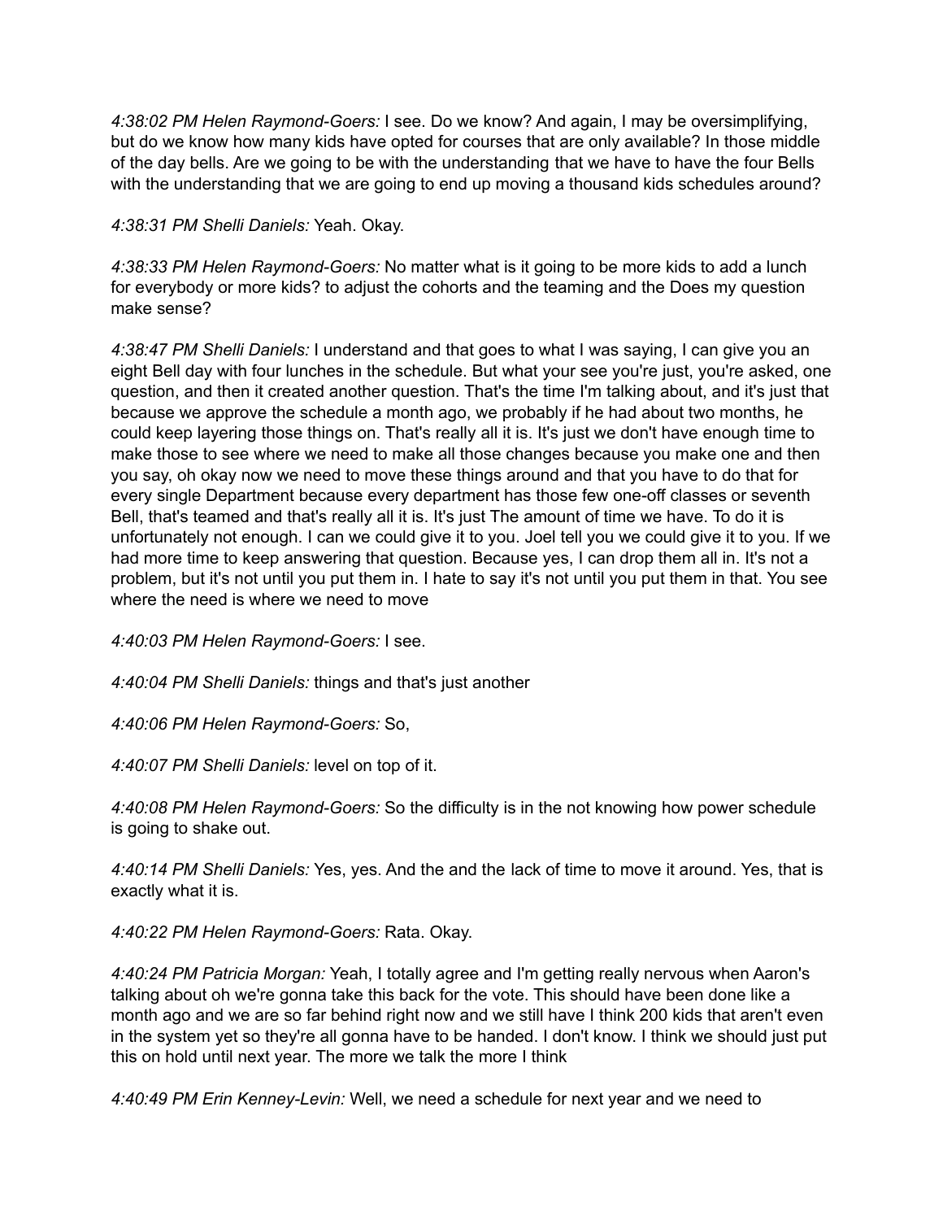*4:38:02 PM Helen Raymond-Goers:* I see. Do we know? And again, I may be oversimplifying, but do we know how many kids have opted for courses that are only available? In those middle of the day bells. Are we going to be with the understanding that we have to have the four Bells with the understanding that we are going to end up moving a thousand kids schedules around?

*4:38:31 PM Shelli Daniels:* Yeah. Okay.

*4:38:33 PM Helen Raymond-Goers:* No matter what is it going to be more kids to add a lunch for everybody or more kids? to adjust the cohorts and the teaming and the Does my question make sense?

*4:38:47 PM Shelli Daniels:* I understand and that goes to what I was saying, I can give you an eight Bell day with four lunches in the schedule. But what your see you're just, you're asked, one question, and then it created another question. That's the time I'm talking about, and it's just that because we approve the schedule a month ago, we probably if he had about two months, he could keep layering those things on. That's really all it is. It's just we don't have enough time to make those to see where we need to make all those changes because you make one and then you say, oh okay now we need to move these things around and that you have to do that for every single Department because every department has those few one-off classes or seventh Bell, that's teamed and that's really all it is. It's just The amount of time we have. To do it is unfortunately not enough. I can we could give it to you. Joel tell you we could give it to you. If we had more time to keep answering that question. Because yes, I can drop them all in. It's not a problem, but it's not until you put them in. I hate to say it's not until you put them in that. You see where the need is where we need to move

*4:40:03 PM Helen Raymond-Goers:* I see.

*4:40:04 PM Shelli Daniels:* things and that's just another

*4:40:06 PM Helen Raymond-Goers:* So,

*4:40:07 PM Shelli Daniels:* level on top of it.

*4:40:08 PM Helen Raymond-Goers:* So the difficulty is in the not knowing how power schedule is going to shake out.

*4:40:14 PM Shelli Daniels:* Yes, yes. And the and the lack of time to move it around. Yes, that is exactly what it is.

*4:40:22 PM Helen Raymond-Goers:* Rata. Okay.

*4:40:24 PM Patricia Morgan:* Yeah, I totally agree and I'm getting really nervous when Aaron's talking about oh we're gonna take this back for the vote. This should have been done like a month ago and we are so far behind right now and we still have I think 200 kids that aren't even in the system yet so they're all gonna have to be handed. I don't know. I think we should just put this on hold until next year. The more we talk the more I think

*4:40:49 PM Erin Kenney-Levin:* Well, we need a schedule for next year and we need to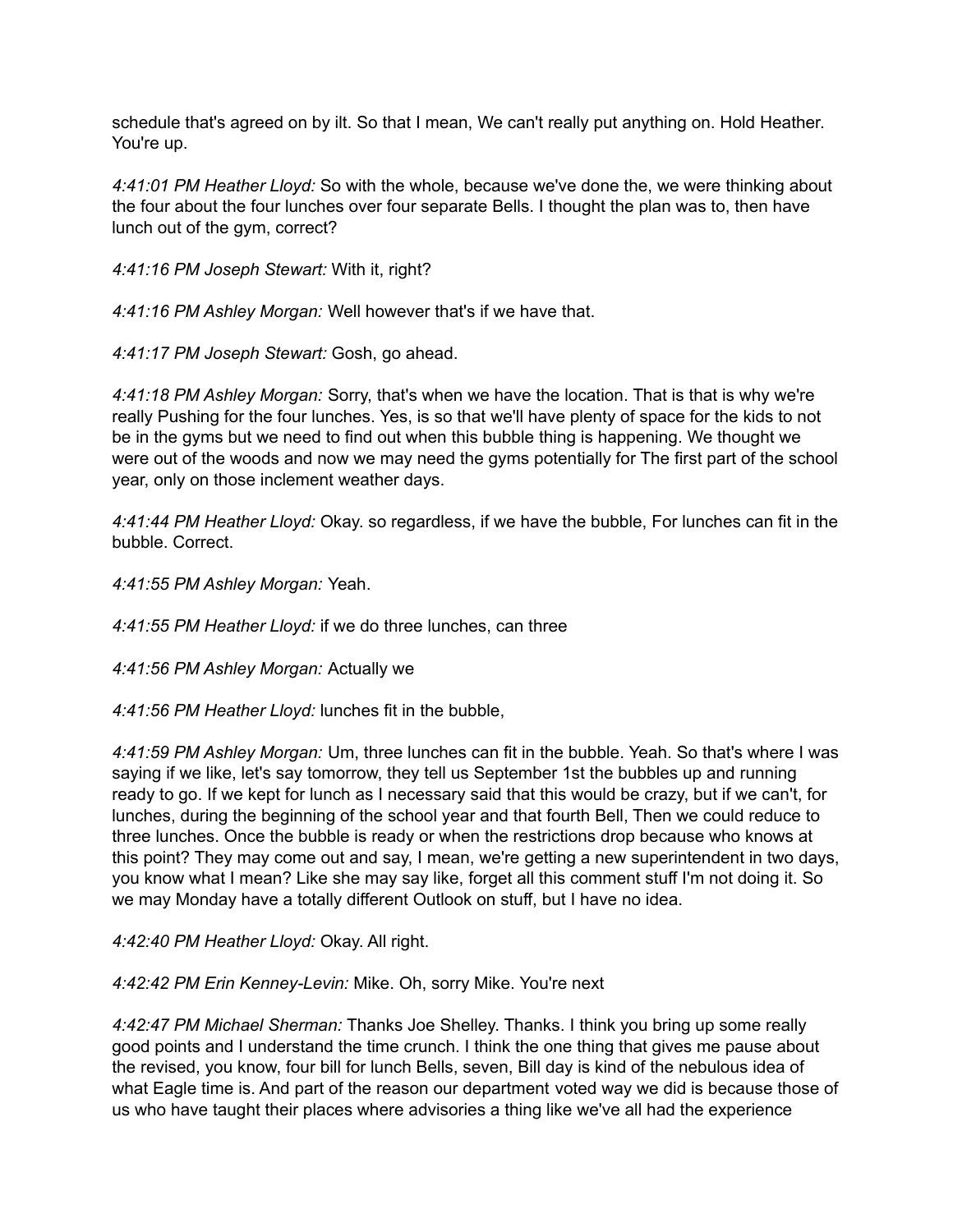schedule that's agreed on by ilt. So that I mean, We can't really put anything on. Hold Heather. You're up.

*4:41:01 PM Heather Lloyd:* So with the whole, because we've done the, we were thinking about the four about the four lunches over four separate Bells. I thought the plan was to, then have lunch out of the gym, correct?

*4:41:16 PM Joseph Stewart:* With it, right?

*4:41:16 PM Ashley Morgan:* Well however that's if we have that.

*4:41:17 PM Joseph Stewart:* Gosh, go ahead.

*4:41:18 PM Ashley Morgan:* Sorry, that's when we have the location. That is that is why we're really Pushing for the four lunches. Yes, is so that we'll have plenty of space for the kids to not be in the gyms but we need to find out when this bubble thing is happening. We thought we were out of the woods and now we may need the gyms potentially for The first part of the school year, only on those inclement weather days.

*4:41:44 PM Heather Lloyd:* Okay. so regardless, if we have the bubble, For lunches can fit in the bubble. Correct.

*4:41:55 PM Ashley Morgan:* Yeah.

*4:41:55 PM Heather Lloyd:* if we do three lunches, can three

*4:41:56 PM Ashley Morgan:* Actually we

*4:41:56 PM Heather Lloyd:* lunches fit in the bubble,

*4:41:59 PM Ashley Morgan:* Um, three lunches can fit in the bubble. Yeah. So that's where I was saying if we like, let's say tomorrow, they tell us September 1st the bubbles up and running ready to go. If we kept for lunch as I necessary said that this would be crazy, but if we can't, for lunches, during the beginning of the school year and that fourth Bell, Then we could reduce to three lunches. Once the bubble is ready or when the restrictions drop because who knows at this point? They may come out and say, I mean, we're getting a new superintendent in two days, you know what I mean? Like she may say like, forget all this comment stuff I'm not doing it. So we may Monday have a totally different Outlook on stuff, but I have no idea.

*4:42:40 PM Heather Lloyd:* Okay. All right.

*4:42:42 PM Erin Kenney-Levin:* Mike. Oh, sorry Mike. You're next

*4:42:47 PM Michael Sherman:* Thanks Joe Shelley. Thanks. I think you bring up some really good points and I understand the time crunch. I think the one thing that gives me pause about the revised, you know, four bill for lunch Bells, seven, Bill day is kind of the nebulous idea of what Eagle time is. And part of the reason our department voted way we did is because those of us who have taught their places where advisories a thing like we've all had the experience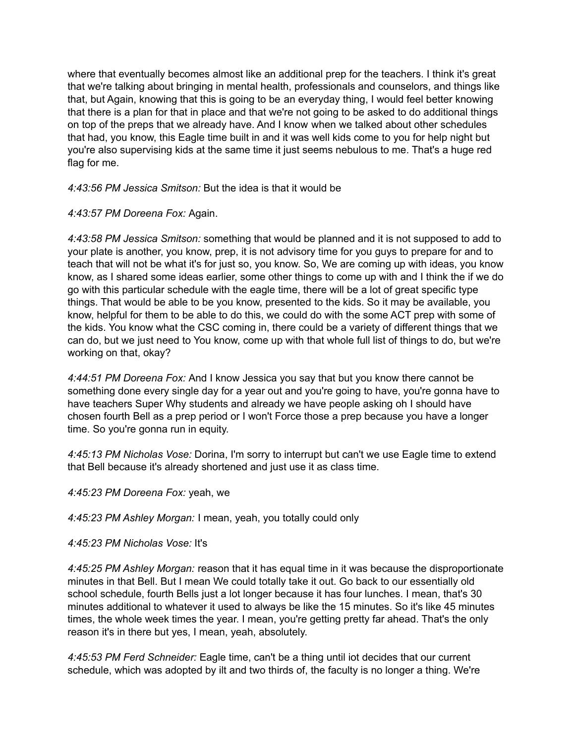where that eventually becomes almost like an additional prep for the teachers. I think it's great that we're talking about bringing in mental health, professionals and counselors, and things like that, but Again, knowing that this is going to be an everyday thing, I would feel better knowing that there is a plan for that in place and that we're not going to be asked to do additional things on top of the preps that we already have. And I know when we talked about other schedules that had, you know, this Eagle time built in and it was well kids come to you for help night but you're also supervising kids at the same time it just seems nebulous to me. That's a huge red flag for me.

*4:43:56 PM Jessica Smitson:* But the idea is that it would be

*4:43:57 PM Doreena Fox:* Again.

*4:43:58 PM Jessica Smitson:* something that would be planned and it is not supposed to add to your plate is another, you know, prep, it is not advisory time for you guys to prepare for and to teach that will not be what it's for just so, you know. So, We are coming up with ideas, you know know, as I shared some ideas earlier, some other things to come up with and I think the if we do go with this particular schedule with the eagle time, there will be a lot of great specific type things. That would be able to be you know, presented to the kids. So it may be available, you know, helpful for them to be able to do this, we could do with the some ACT prep with some of the kids. You know what the CSC coming in, there could be a variety of different things that we can do, but we just need to You know, come up with that whole full list of things to do, but we're working on that, okay?

*4:44:51 PM Doreena Fox:* And I know Jessica you say that but you know there cannot be something done every single day for a year out and you're going to have, you're gonna have to have teachers Super Why students and already we have people asking oh I should have chosen fourth Bell as a prep period or I won't Force those a prep because you have a longer time. So you're gonna run in equity.

*4:45:13 PM Nicholas Vose:* Dorina, I'm sorry to interrupt but can't we use Eagle time to extend that Bell because it's already shortened and just use it as class time.

*4:45:23 PM Doreena Fox:* yeah, we

*4:45:23 PM Ashley Morgan:* I mean, yeah, you totally could only

*4:45:23 PM Nicholas Vose:* It's

*4:45:25 PM Ashley Morgan:* reason that it has equal time in it was because the disproportionate minutes in that Bell. But I mean We could totally take it out. Go back to our essentially old school schedule, fourth Bells just a lot longer because it has four lunches. I mean, that's 30 minutes additional to whatever it used to always be like the 15 minutes. So it's like 45 minutes times, the whole week times the year. I mean, you're getting pretty far ahead. That's the only reason it's in there but yes, I mean, yeah, absolutely.

*4:45:53 PM Ferd Schneider:* Eagle time, can't be a thing until iot decides that our current schedule, which was adopted by ilt and two thirds of, the faculty is no longer a thing. We're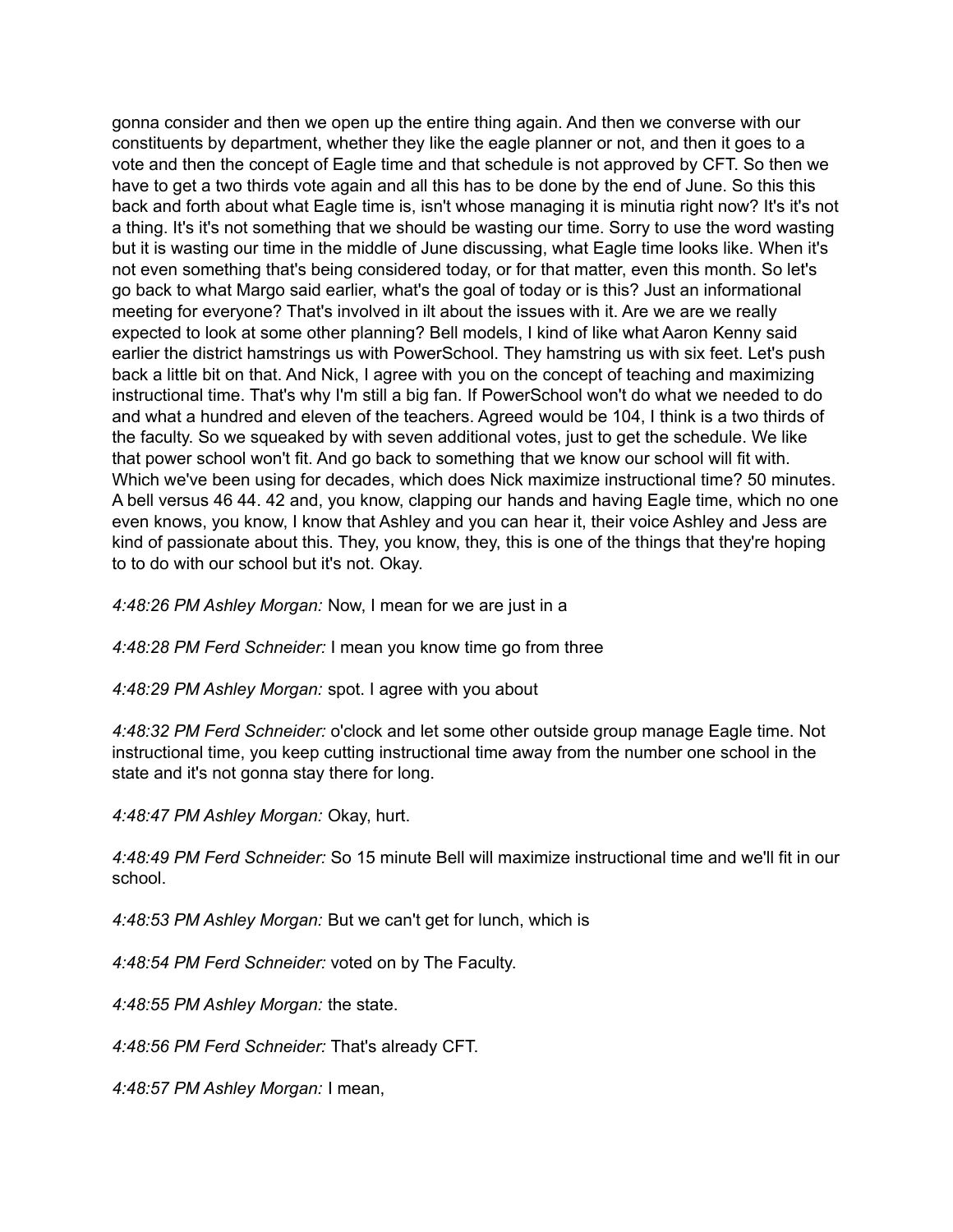gonna consider and then we open up the entire thing again. And then we converse with our constituents by department, whether they like the eagle planner or not, and then it goes to a vote and then the concept of Eagle time and that schedule is not approved by CFT. So then we have to get a two thirds vote again and all this has to be done by the end of June. So this this back and forth about what Eagle time is, isn't whose managing it is minutia right now? It's it's not a thing. It's it's not something that we should be wasting our time. Sorry to use the word wasting but it is wasting our time in the middle of June discussing, what Eagle time looks like. When it's not even something that's being considered today, or for that matter, even this month. So let's go back to what Margo said earlier, what's the goal of today or is this? Just an informational meeting for everyone? That's involved in ilt about the issues with it. Are we are we really expected to look at some other planning? Bell models, I kind of like what Aaron Kenny said earlier the district hamstrings us with PowerSchool. They hamstring us with six feet. Let's push back a little bit on that. And Nick, I agree with you on the concept of teaching and maximizing instructional time. That's why I'm still a big fan. If PowerSchool won't do what we needed to do and what a hundred and eleven of the teachers. Agreed would be 104, I think is a two thirds of the faculty. So we squeaked by with seven additional votes, just to get the schedule. We like that power school won't fit. And go back to something that we know our school will fit with. Which we've been using for decades, which does Nick maximize instructional time? 50 minutes. A bell versus 46 44. 42 and, you know, clapping our hands and having Eagle time, which no one even knows, you know, I know that Ashley and you can hear it, their voice Ashley and Jess are kind of passionate about this. They, you know, they, this is one of the things that they're hoping to to do with our school but it's not. Okay.

*4:48:26 PM Ashley Morgan:* Now, I mean for we are just in a

*4:48:28 PM Ferd Schneider:* I mean you know time go from three

*4:48:29 PM Ashley Morgan:* spot. I agree with you about

*4:48:32 PM Ferd Schneider:* o'clock and let some other outside group manage Eagle time. Not instructional time, you keep cutting instructional time away from the number one school in the state and it's not gonna stay there for long.

*4:48:47 PM Ashley Morgan:* Okay, hurt.

*4:48:49 PM Ferd Schneider:* So 15 minute Bell will maximize instructional time and we'll fit in our school.

*4:48:53 PM Ashley Morgan:* But we can't get for lunch, which is

*4:48:54 PM Ferd Schneider:* voted on by The Faculty.

*4:48:55 PM Ashley Morgan:* the state.

*4:48:56 PM Ferd Schneider:* That's already CFT.

*4:48:57 PM Ashley Morgan:* I mean,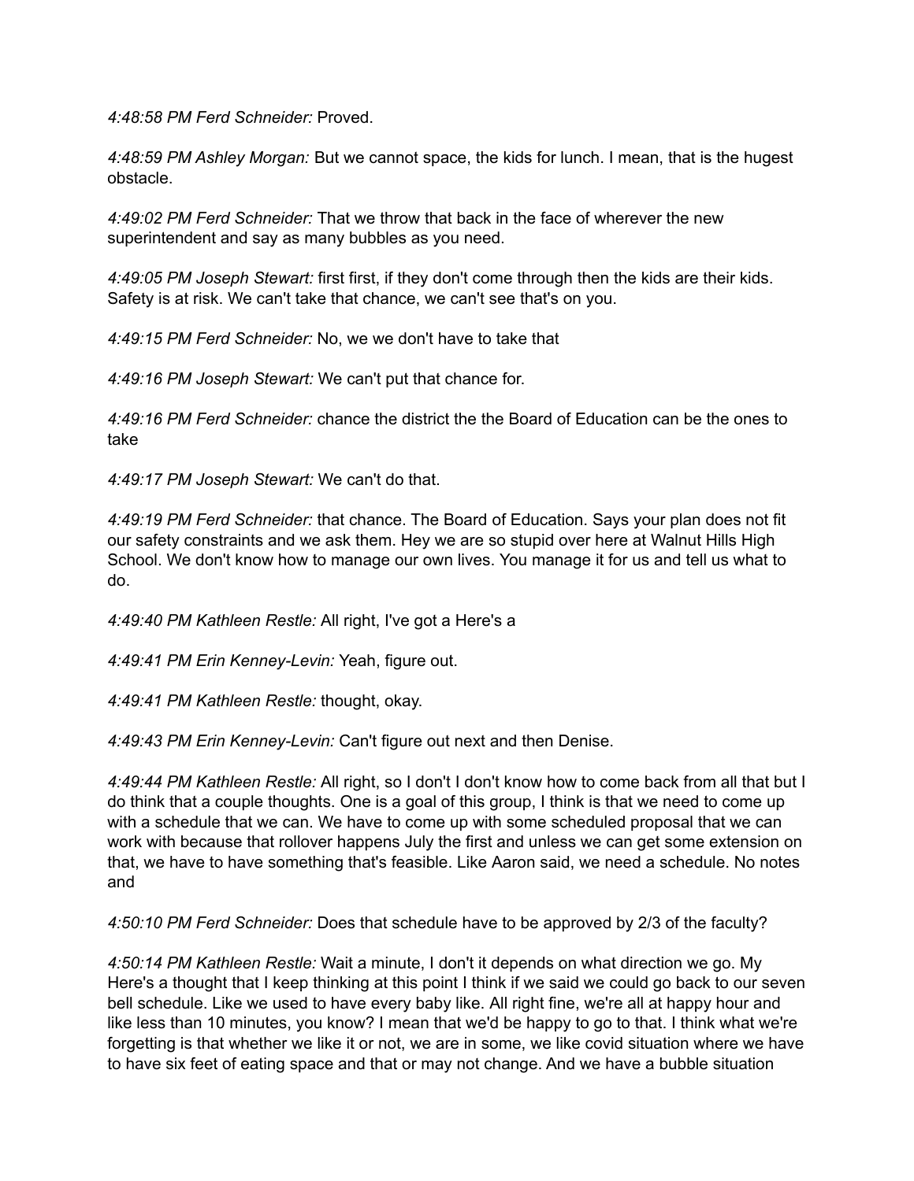*4:48:58 PM Ferd Schneider:* Proved.

*4:48:59 PM Ashley Morgan:* But we cannot space, the kids for lunch. I mean, that is the hugest obstacle.

*4:49:02 PM Ferd Schneider:* That we throw that back in the face of wherever the new superintendent and say as many bubbles as you need.

*4:49:05 PM Joseph Stewart:* first first, if they don't come through then the kids are their kids. Safety is at risk. We can't take that chance, we can't see that's on you.

*4:49:15 PM Ferd Schneider:* No, we we don't have to take that

*4:49:16 PM Joseph Stewart:* We can't put that chance for.

*4:49:16 PM Ferd Schneider:* chance the district the the Board of Education can be the ones to take

*4:49:17 PM Joseph Stewart:* We can't do that.

*4:49:19 PM Ferd Schneider:* that chance. The Board of Education. Says your plan does not fit our safety constraints and we ask them. Hey we are so stupid over here at Walnut Hills High School. We don't know how to manage our own lives. You manage it for us and tell us what to do.

*4:49:40 PM Kathleen Restle:* All right, I've got a Here's a

*4:49:41 PM Erin Kenney-Levin:* Yeah, figure out.

*4:49:41 PM Kathleen Restle:* thought, okay.

*4:49:43 PM Erin Kenney-Levin:* Can't figure out next and then Denise.

*4:49:44 PM Kathleen Restle:* All right, so I don't I don't know how to come back from all that but I do think that a couple thoughts. One is a goal of this group, I think is that we need to come up with a schedule that we can. We have to come up with some scheduled proposal that we can work with because that rollover happens July the first and unless we can get some extension on that, we have to have something that's feasible. Like Aaron said, we need a schedule. No notes and

*4:50:10 PM Ferd Schneider:* Does that schedule have to be approved by 2/3 of the faculty?

*4:50:14 PM Kathleen Restle:* Wait a minute, I don't it depends on what direction we go. My Here's a thought that I keep thinking at this point I think if we said we could go back to our seven bell schedule. Like we used to have every baby like. All right fine, we're all at happy hour and like less than 10 minutes, you know? I mean that we'd be happy to go to that. I think what we're forgetting is that whether we like it or not, we are in some, we like covid situation where we have to have six feet of eating space and that or may not change. And we have a bubble situation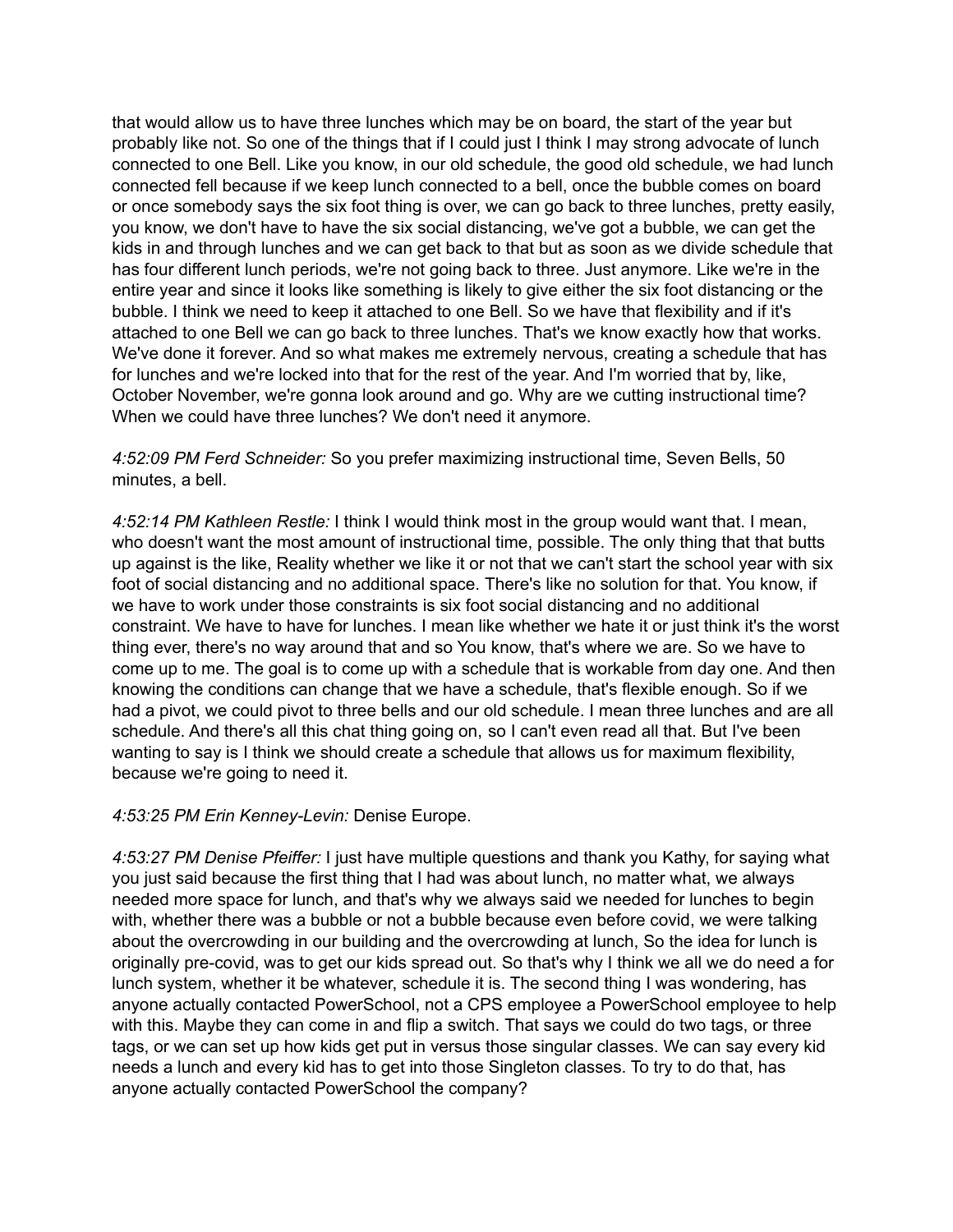that would allow us to have three lunches which may be on board, the start of the year but probably like not. So one of the things that if I could just I think I may strong advocate of lunch connected to one Bell. Like you know, in our old schedule, the good old schedule, we had lunch connected fell because if we keep lunch connected to a bell, once the bubble comes on board or once somebody says the six foot thing is over, we can go back to three lunches, pretty easily, you know, we don't have to have the six social distancing, we've got a bubble, we can get the kids in and through lunches and we can get back to that but as soon as we divide schedule that has four different lunch periods, we're not going back to three. Just anymore. Like we're in the entire year and since it looks like something is likely to give either the six foot distancing or the bubble. I think we need to keep it attached to one Bell. So we have that flexibility and if it's attached to one Bell we can go back to three lunches. That's we know exactly how that works. We've done it forever. And so what makes me extremely nervous, creating a schedule that has for lunches and we're locked into that for the rest of the year. And I'm worried that by, like, October November, we're gonna look around and go. Why are we cutting instructional time? When we could have three lunches? We don't need it anymore.

*4:52:09 PM Ferd Schneider:* So you prefer maximizing instructional time, Seven Bells, 50 minutes, a bell.

*4:52:14 PM Kathleen Restle:* I think I would think most in the group would want that. I mean, who doesn't want the most amount of instructional time, possible. The only thing that that butts up against is the like, Reality whether we like it or not that we can't start the school year with six foot of social distancing and no additional space. There's like no solution for that. You know, if we have to work under those constraints is six foot social distancing and no additional constraint. We have to have for lunches. I mean like whether we hate it or just think it's the worst thing ever, there's no way around that and so You know, that's where we are. So we have to come up to me. The goal is to come up with a schedule that is workable from day one. And then knowing the conditions can change that we have a schedule, that's flexible enough. So if we had a pivot, we could pivot to three bells and our old schedule. I mean three lunches and are all schedule. And there's all this chat thing going on, so I can't even read all that. But I've been wanting to say is I think we should create a schedule that allows us for maximum flexibility, because we're going to need it.

*4:53:25 PM Erin Kenney-Levin:* Denise Europe.

*4:53:27 PM Denise Pfeiffer:* I just have multiple questions and thank you Kathy, for saying what you just said because the first thing that I had was about lunch, no matter what, we always needed more space for lunch, and that's why we always said we needed for lunches to begin with, whether there was a bubble or not a bubble because even before covid, we were talking about the overcrowding in our building and the overcrowding at lunch, So the idea for lunch is originally pre-covid, was to get our kids spread out. So that's why I think we all we do need a for lunch system, whether it be whatever, schedule it is. The second thing I was wondering, has anyone actually contacted PowerSchool, not a CPS employee a PowerSchool employee to help with this. Maybe they can come in and flip a switch. That says we could do two tags, or three tags, or we can set up how kids get put in versus those singular classes. We can say every kid needs a lunch and every kid has to get into those Singleton classes. To try to do that, has anyone actually contacted PowerSchool the company?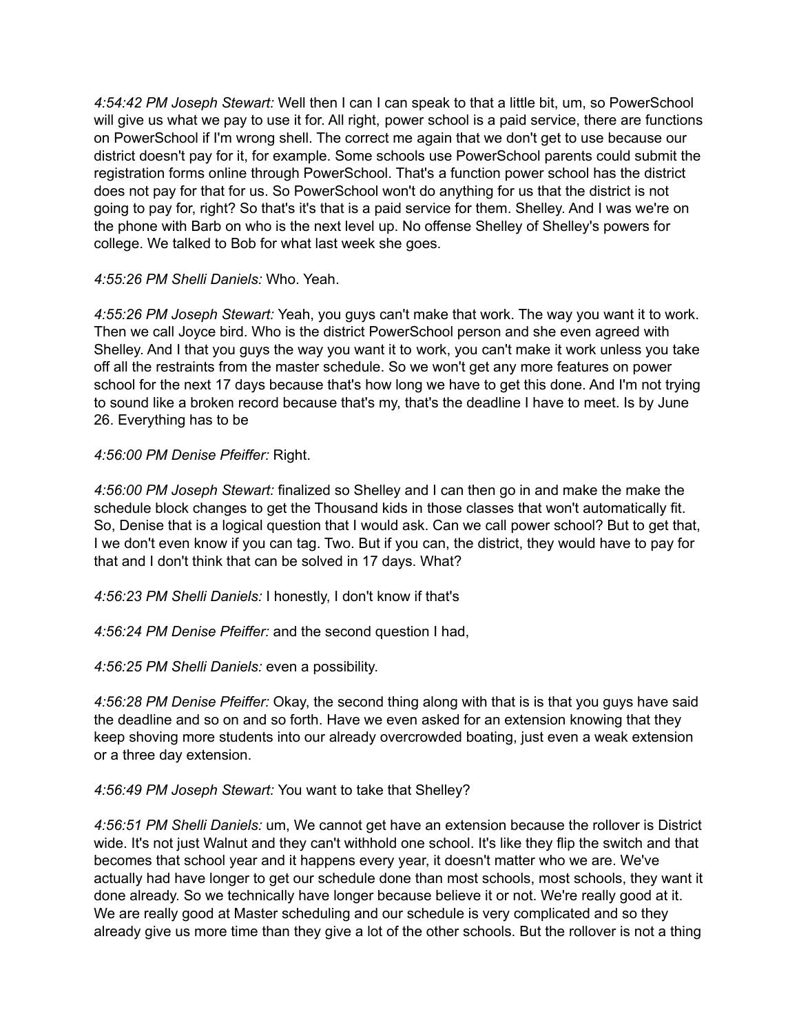*4:54:42 PM Joseph Stewart:* Well then I can I can speak to that a little bit, um, so PowerSchool will give us what we pay to use it for. All right, power school is a paid service, there are functions on PowerSchool if I'm wrong shell. The correct me again that we don't get to use because our district doesn't pay for it, for example. Some schools use PowerSchool parents could submit the registration forms online through PowerSchool. That's a function power school has the district does not pay for that for us. So PowerSchool won't do anything for us that the district is not going to pay for, right? So that's it's that is a paid service for them. Shelley. And I was we're on the phone with Barb on who is the next level up. No offense Shelley of Shelley's powers for college. We talked to Bob for what last week she goes.

*4:55:26 PM Shelli Daniels:* Who. Yeah.

*4:55:26 PM Joseph Stewart:* Yeah, you guys can't make that work. The way you want it to work. Then we call Joyce bird. Who is the district PowerSchool person and she even agreed with Shelley. And I that you guys the way you want it to work, you can't make it work unless you take off all the restraints from the master schedule. So we won't get any more features on power school for the next 17 days because that's how long we have to get this done. And I'm not trying to sound like a broken record because that's my, that's the deadline I have to meet. Is by June 26. Everything has to be

*4:56:00 PM Denise Pfeiffer:* Right.

*4:56:00 PM Joseph Stewart:* finalized so Shelley and I can then go in and make the make the schedule block changes to get the Thousand kids in those classes that won't automatically fit. So, Denise that is a logical question that I would ask. Can we call power school? But to get that, I we don't even know if you can tag. Two. But if you can, the district, they would have to pay for that and I don't think that can be solved in 17 days. What?

*4:56:23 PM Shelli Daniels:* I honestly, I don't know if that's

*4:56:24 PM Denise Pfeiffer:* and the second question I had,

*4:56:25 PM Shelli Daniels:* even a possibility.

*4:56:28 PM Denise Pfeiffer:* Okay, the second thing along with that is is that you guys have said the deadline and so on and so forth. Have we even asked for an extension knowing that they keep shoving more students into our already overcrowded boating, just even a weak extension or a three day extension.

*4:56:49 PM Joseph Stewart:* You want to take that Shelley?

*4:56:51 PM Shelli Daniels:* um, We cannot get have an extension because the rollover is District wide. It's not just Walnut and they can't withhold one school. It's like they flip the switch and that becomes that school year and it happens every year, it doesn't matter who we are. We've actually had have longer to get our schedule done than most schools, most schools, they want it done already. So we technically have longer because believe it or not. We're really good at it. We are really good at Master scheduling and our schedule is very complicated and so they already give us more time than they give a lot of the other schools. But the rollover is not a thing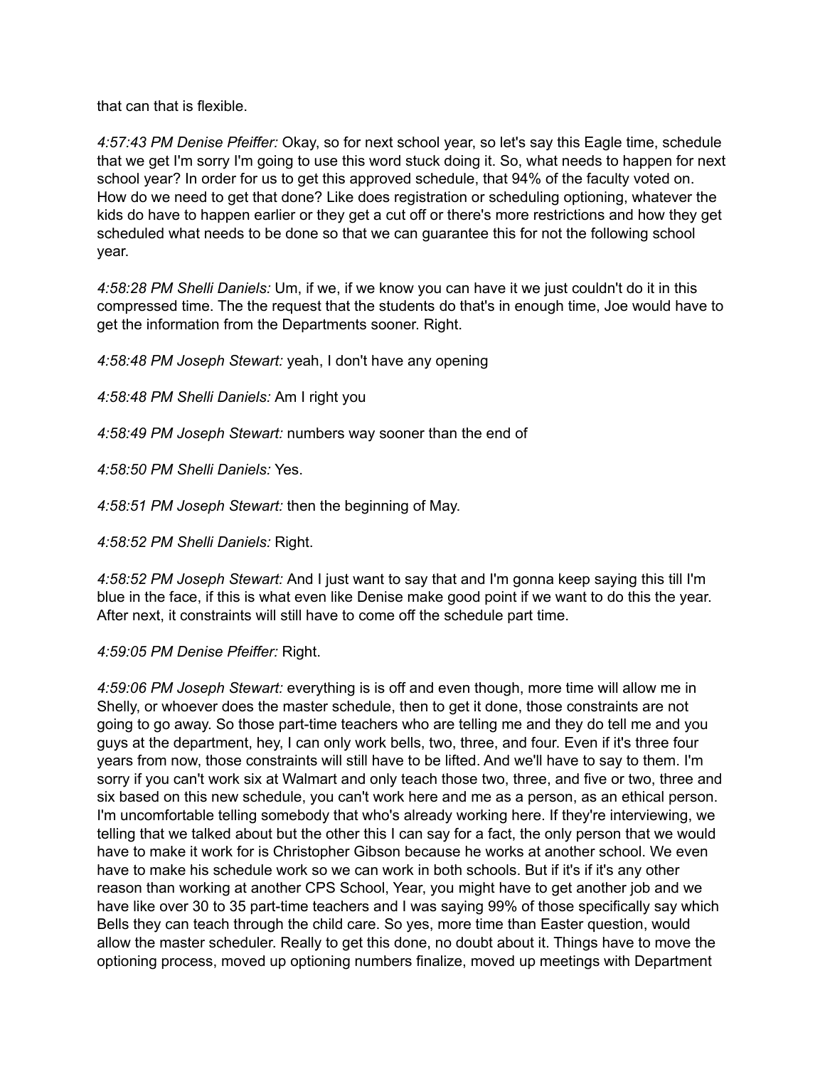that can that is flexible.

*4:57:43 PM Denise Pfeiffer:* Okay, so for next school year, so let's say this Eagle time, schedule that we get I'm sorry I'm going to use this word stuck doing it. So, what needs to happen for next school year? In order for us to get this approved schedule, that 94% of the faculty voted on. How do we need to get that done? Like does registration or scheduling optioning, whatever the kids do have to happen earlier or they get a cut off or there's more restrictions and how they get scheduled what needs to be done so that we can guarantee this for not the following school year.

*4:58:28 PM Shelli Daniels:* Um, if we, if we know you can have it we just couldn't do it in this compressed time. The the request that the students do that's in enough time, Joe would have to get the information from the Departments sooner. Right.

*4:58:48 PM Joseph Stewart:* yeah, I don't have any opening

*4:58:48 PM Shelli Daniels:* Am I right you

*4:58:49 PM Joseph Stewart:* numbers way sooner than the end of

*4:58:50 PM Shelli Daniels:* Yes.

*4:58:51 PM Joseph Stewart:* then the beginning of May.

*4:58:52 PM Shelli Daniels:* Right.

*4:58:52 PM Joseph Stewart:* And I just want to say that and I'm gonna keep saying this till I'm blue in the face, if this is what even like Denise make good point if we want to do this the year. After next, it constraints will still have to come off the schedule part time.

*4:59:05 PM Denise Pfeiffer:* Right.

*4:59:06 PM Joseph Stewart:* everything is is off and even though, more time will allow me in Shelly, or whoever does the master schedule, then to get it done, those constraints are not going to go away. So those part-time teachers who are telling me and they do tell me and you guys at the department, hey, I can only work bells, two, three, and four. Even if it's three four years from now, those constraints will still have to be lifted. And we'll have to say to them. I'm sorry if you can't work six at Walmart and only teach those two, three, and five or two, three and six based on this new schedule, you can't work here and me as a person, as an ethical person. I'm uncomfortable telling somebody that who's already working here. If they're interviewing, we telling that we talked about but the other this I can say for a fact, the only person that we would have to make it work for is Christopher Gibson because he works at another school. We even have to make his schedule work so we can work in both schools. But if it's if it's any other reason than working at another CPS School, Year, you might have to get another job and we have like over 30 to 35 part-time teachers and I was saying 99% of those specifically say which Bells they can teach through the child care. So yes, more time than Easter question, would allow the master scheduler. Really to get this done, no doubt about it. Things have to move the optioning process, moved up optioning numbers finalize, moved up meetings with Department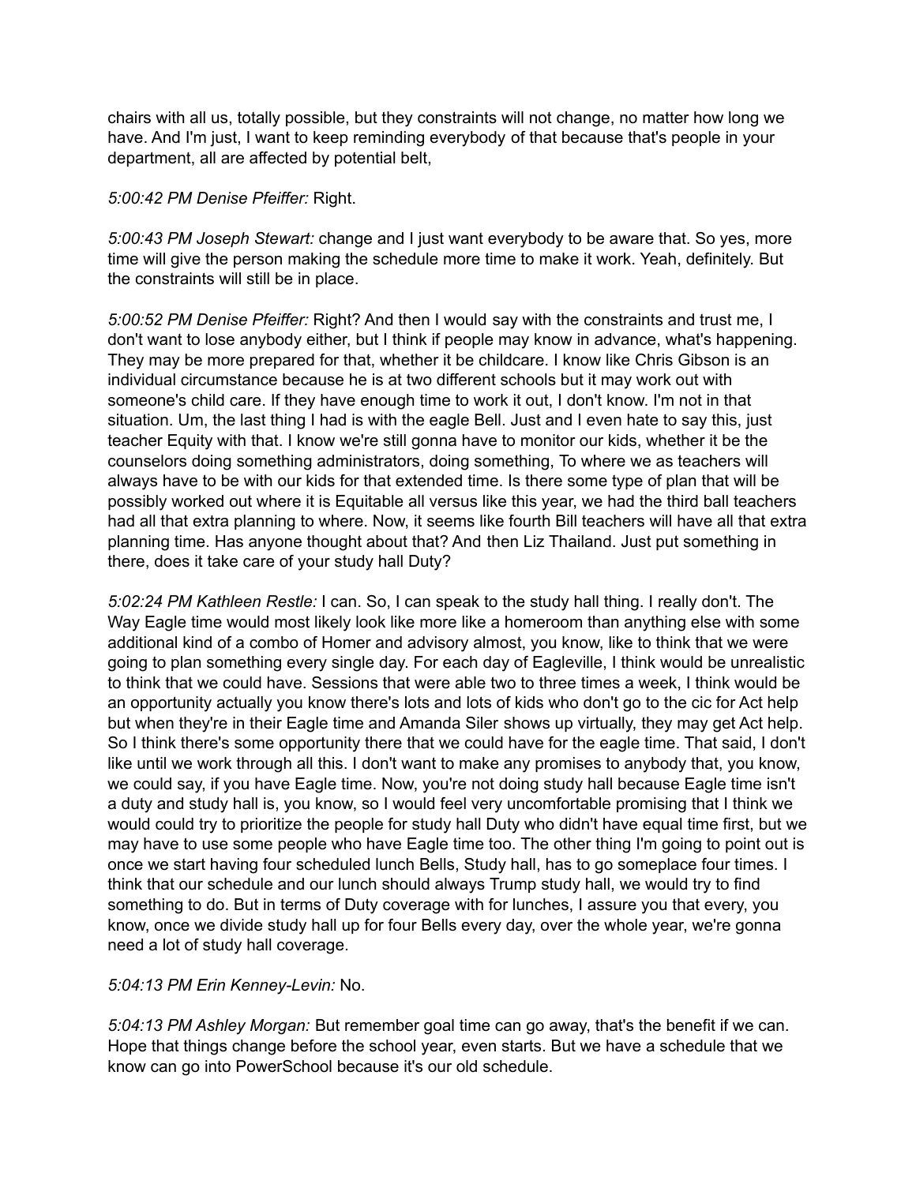chairs with all us, totally possible, but they constraints will not change, no matter how long we have. And I'm just, I want to keep reminding everybody of that because that's people in your department, all are affected by potential belt,

*5:00:42 PM Denise Pfeiffer:* Right.

*5:00:43 PM Joseph Stewart:* change and I just want everybody to be aware that. So yes, more time will give the person making the schedule more time to make it work. Yeah, definitely. But the constraints will still be in place.

*5:00:52 PM Denise Pfeiffer:* Right? And then I would say with the constraints and trust me, I don't want to lose anybody either, but I think if people may know in advance, what's happening. They may be more prepared for that, whether it be childcare. I know like Chris Gibson is an individual circumstance because he is at two different schools but it may work out with someone's child care. If they have enough time to work it out, I don't know. I'm not in that situation. Um, the last thing I had is with the eagle Bell. Just and I even hate to say this, just teacher Equity with that. I know we're still gonna have to monitor our kids, whether it be the counselors doing something administrators, doing something, To where we as teachers will always have to be with our kids for that extended time. Is there some type of plan that will be possibly worked out where it is Equitable all versus like this year, we had the third ball teachers had all that extra planning to where. Now, it seems like fourth Bill teachers will have all that extra planning time. Has anyone thought about that? And then Liz Thailand. Just put something in there, does it take care of your study hall Duty?

*5:02:24 PM Kathleen Restle:* I can. So, I can speak to the study hall thing. I really don't. The Way Eagle time would most likely look like more like a homeroom than anything else with some additional kind of a combo of Homer and advisory almost, you know, like to think that we were going to plan something every single day. For each day of Eagleville, I think would be unrealistic to think that we could have. Sessions that were able two to three times a week, I think would be an opportunity actually you know there's lots and lots of kids who don't go to the cic for Act help but when they're in their Eagle time and Amanda Siler shows up virtually, they may get Act help. So I think there's some opportunity there that we could have for the eagle time. That said, I don't like until we work through all this. I don't want to make any promises to anybody that, you know, we could say, if you have Eagle time. Now, you're not doing study hall because Eagle time isn't a duty and study hall is, you know, so I would feel very uncomfortable promising that I think we would could try to prioritize the people for study hall Duty who didn't have equal time first, but we may have to use some people who have Eagle time too. The other thing I'm going to point out is once we start having four scheduled lunch Bells, Study hall, has to go someplace four times. I think that our schedule and our lunch should always Trump study hall, we would try to find something to do. But in terms of Duty coverage with for lunches, I assure you that every, you know, once we divide study hall up for four Bells every day, over the whole year, we're gonna need a lot of study hall coverage.

*5:04:13 PM Erin Kenney-Levin:* No.

*5:04:13 PM Ashley Morgan:* But remember goal time can go away, that's the benefit if we can. Hope that things change before the school year, even starts. But we have a schedule that we know can go into PowerSchool because it's our old schedule.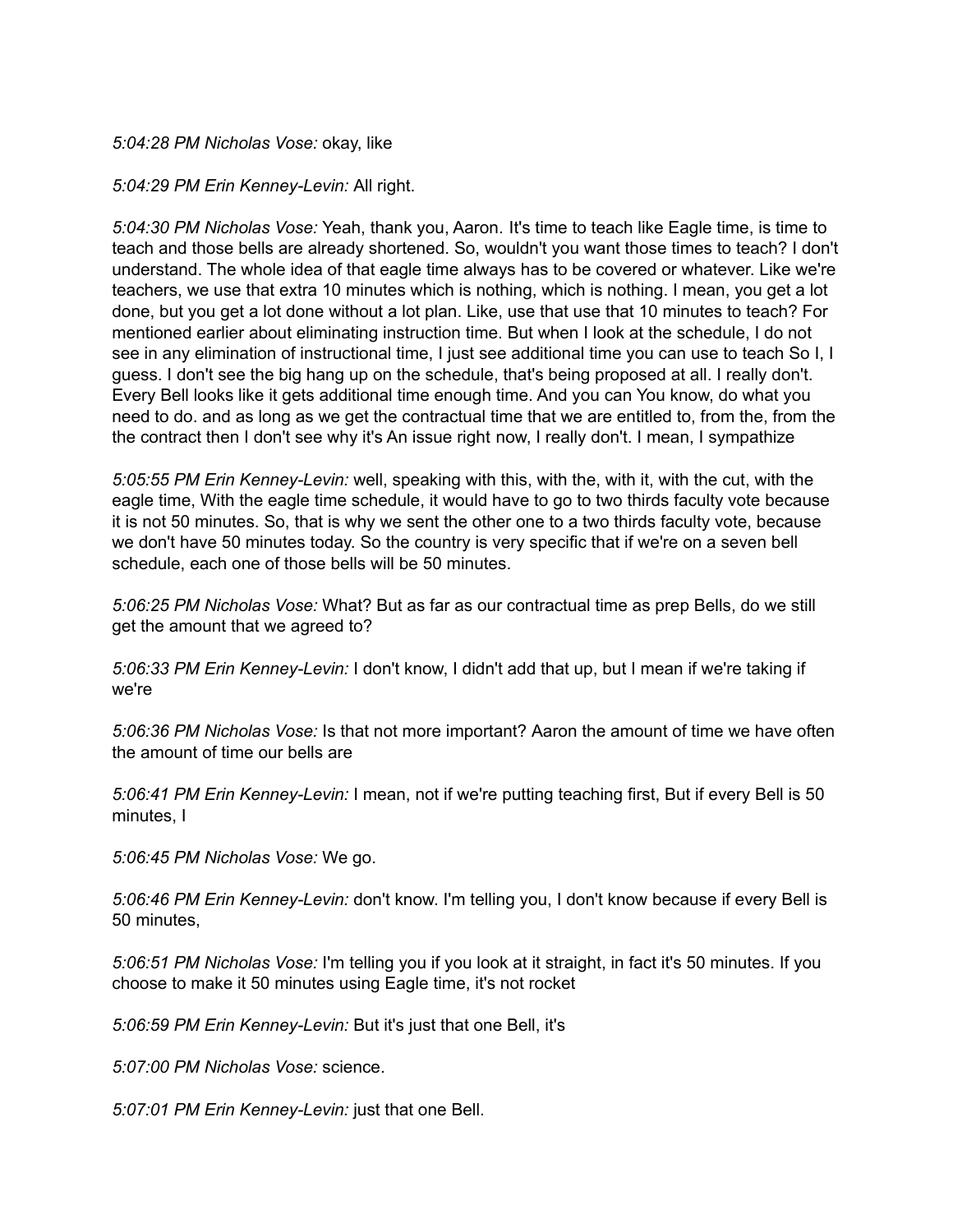*5:04:28 PM Nicholas Vose:* okay, like

*5:04:29 PM Erin Kenney-Levin:* All right.

*5:04:30 PM Nicholas Vose:* Yeah, thank you, Aaron. It's time to teach like Eagle time, is time to teach and those bells are already shortened. So, wouldn't you want those times to teach? I don't understand. The whole idea of that eagle time always has to be covered or whatever. Like we're teachers, we use that extra 10 minutes which is nothing, which is nothing. I mean, you get a lot done, but you get a lot done without a lot plan. Like, use that use that 10 minutes to teach? For mentioned earlier about eliminating instruction time. But when I look at the schedule, I do not see in any elimination of instructional time, I just see additional time you can use to teach So I, I guess. I don't see the big hang up on the schedule, that's being proposed at all. I really don't. Every Bell looks like it gets additional time enough time. And you can You know, do what you need to do. and as long as we get the contractual time that we are entitled to, from the, from the the contract then I don't see why it's An issue right now, I really don't. I mean, I sympathize

*5:05:55 PM Erin Kenney-Levin:* well, speaking with this, with the, with it, with the cut, with the eagle time, With the eagle time schedule, it would have to go to two thirds faculty vote because it is not 50 minutes. So, that is why we sent the other one to a two thirds faculty vote, because we don't have 50 minutes today. So the country is very specific that if we're on a seven bell schedule, each one of those bells will be 50 minutes.

*5:06:25 PM Nicholas Vose:* What? But as far as our contractual time as prep Bells, do we still get the amount that we agreed to?

*5:06:33 PM Erin Kenney-Levin:* I don't know, I didn't add that up, but I mean if we're taking if we're

*5:06:36 PM Nicholas Vose:* Is that not more important? Aaron the amount of time we have often the amount of time our bells are

*5:06:41 PM Erin Kenney-Levin:* I mean, not if we're putting teaching first, But if every Bell is 50 minutes, I

*5:06:45 PM Nicholas Vose:* We go.

*5:06:46 PM Erin Kenney-Levin:* don't know. I'm telling you, I don't know because if every Bell is 50 minutes,

*5:06:51 PM Nicholas Vose:* I'm telling you if you look at it straight, in fact it's 50 minutes. If you choose to make it 50 minutes using Eagle time, it's not rocket

*5:06:59 PM Erin Kenney-Levin:* But it's just that one Bell, it's

*5:07:00 PM Nicholas Vose:* science.

*5:07:01 PM Erin Kenney-Levin:* just that one Bell.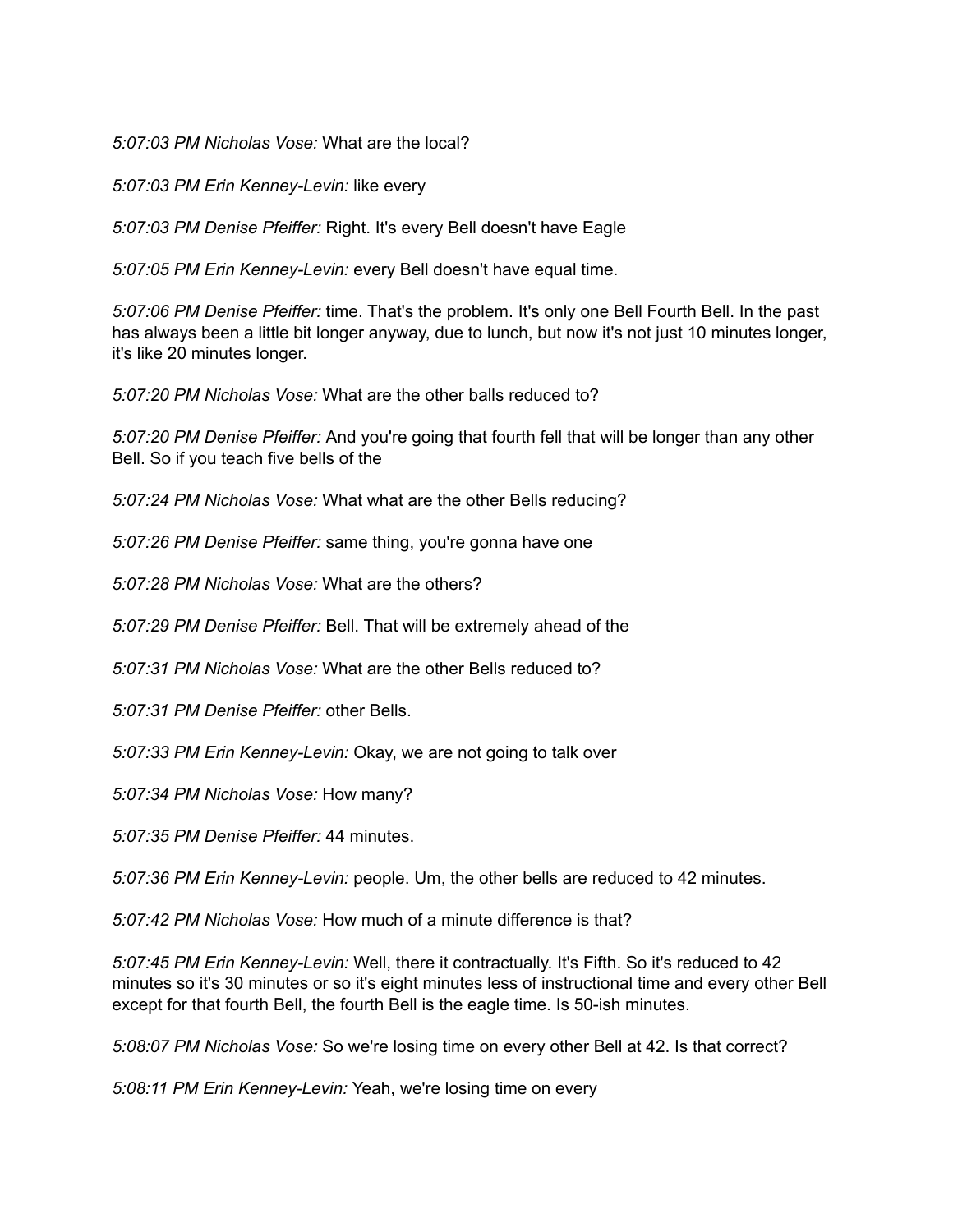*5:07:03 PM Nicholas Vose:* What are the local?

*5:07:03 PM Erin Kenney-Levin:* like every

*5:07:03 PM Denise Pfeiffer:* Right. It's every Bell doesn't have Eagle

*5:07:05 PM Erin Kenney-Levin:* every Bell doesn't have equal time.

*5:07:06 PM Denise Pfeiffer:* time. That's the problem. It's only one Bell Fourth Bell. In the past has always been a little bit longer anyway, due to lunch, but now it's not just 10 minutes longer, it's like 20 minutes longer.

*5:07:20 PM Nicholas Vose:* What are the other balls reduced to?

*5:07:20 PM Denise Pfeiffer:* And you're going that fourth fell that will be longer than any other Bell. So if you teach five bells of the

*5:07:24 PM Nicholas Vose:* What what are the other Bells reducing?

*5:07:26 PM Denise Pfeiffer:* same thing, you're gonna have one

*5:07:28 PM Nicholas Vose:* What are the others?

*5:07:29 PM Denise Pfeiffer:* Bell. That will be extremely ahead of the

*5:07:31 PM Nicholas Vose:* What are the other Bells reduced to?

*5:07:31 PM Denise Pfeiffer:* other Bells.

*5:07:33 PM Erin Kenney-Levin:* Okay, we are not going to talk over

*5:07:34 PM Nicholas Vose:* How many?

*5:07:35 PM Denise Pfeiffer:* 44 minutes.

*5:07:36 PM Erin Kenney-Levin:* people. Um, the other bells are reduced to 42 minutes.

*5:07:42 PM Nicholas Vose:* How much of a minute difference is that?

*5:07:45 PM Erin Kenney-Levin:* Well, there it contractually. It's Fifth. So it's reduced to 42 minutes so it's 30 minutes or so it's eight minutes less of instructional time and every other Bell except for that fourth Bell, the fourth Bell is the eagle time. Is 50-ish minutes.

*5:08:07 PM Nicholas Vose:* So we're losing time on every other Bell at 42. Is that correct?

*5:08:11 PM Erin Kenney-Levin:* Yeah, we're losing time on every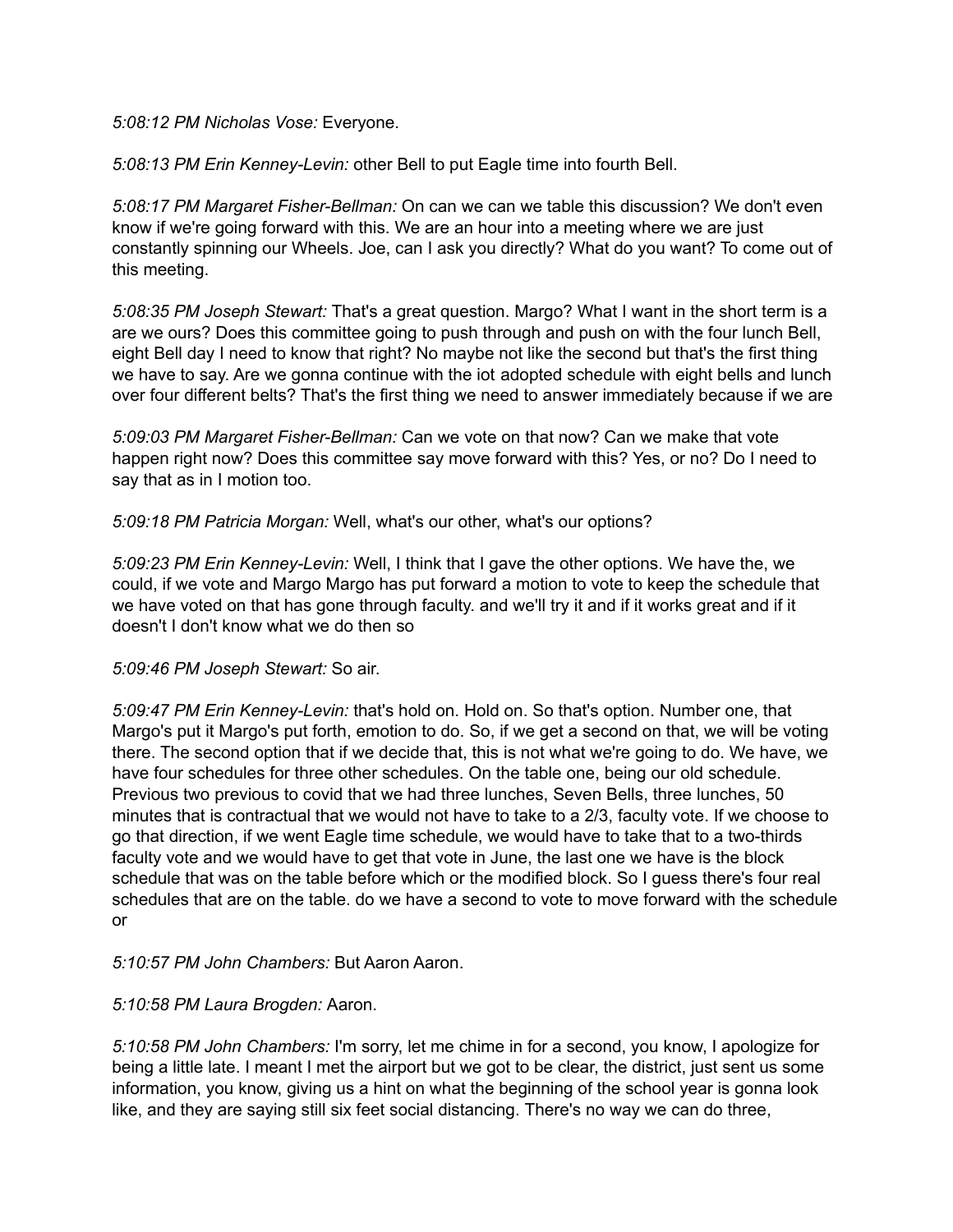*5:08:12 PM Nicholas Vose:* Everyone.

*5:08:13 PM Erin Kenney-Levin:* other Bell to put Eagle time into fourth Bell.

*5:08:17 PM Margaret Fisher-Bellman:* On can we can we table this discussion? We don't even know if we're going forward with this. We are an hour into a meeting where we are just constantly spinning our Wheels. Joe, can I ask you directly? What do you want? To come out of this meeting.

*5:08:35 PM Joseph Stewart:* That's a great question. Margo? What I want in the short term is a are we ours? Does this committee going to push through and push on with the four lunch Bell, eight Bell day I need to know that right? No maybe not like the second but that's the first thing we have to say. Are we gonna continue with the iot adopted schedule with eight bells and lunch over four different belts? That's the first thing we need to answer immediately because if we are

*5:09:03 PM Margaret Fisher-Bellman:* Can we vote on that now? Can we make that vote happen right now? Does this committee say move forward with this? Yes, or no? Do I need to say that as in I motion too.

*5:09:18 PM Patricia Morgan:* Well, what's our other, what's our options?

*5:09:23 PM Erin Kenney-Levin:* Well, I think that I gave the other options. We have the, we could, if we vote and Margo Margo has put forward a motion to vote to keep the schedule that we have voted on that has gone through faculty. and we'll try it and if it works great and if it doesn't I don't know what we do then so

*5:09:46 PM Joseph Stewart:* So air.

*5:09:47 PM Erin Kenney-Levin:* that's hold on. Hold on. So that's option. Number one, that Margo's put it Margo's put forth, emotion to do. So, if we get a second on that, we will be voting there. The second option that if we decide that, this is not what we're going to do. We have, we have four schedules for three other schedules. On the table one, being our old schedule. Previous two previous to covid that we had three lunches, Seven Bells, three lunches, 50 minutes that is contractual that we would not have to take to a 2/3, faculty vote. If we choose to go that direction, if we went Eagle time schedule, we would have to take that to a two-thirds faculty vote and we would have to get that vote in June, the last one we have is the block schedule that was on the table before which or the modified block. So I guess there's four real schedules that are on the table. do we have a second to vote to move forward with the schedule or

*5:10:57 PM John Chambers:* But Aaron Aaron.

*5:10:58 PM Laura Brogden:* Aaron.

*5:10:58 PM John Chambers:* I'm sorry, let me chime in for a second, you know, I apologize for being a little late. I meant I met the airport but we got to be clear, the district, just sent us some information, you know, giving us a hint on what the beginning of the school year is gonna look like, and they are saying still six feet social distancing. There's no way we can do three,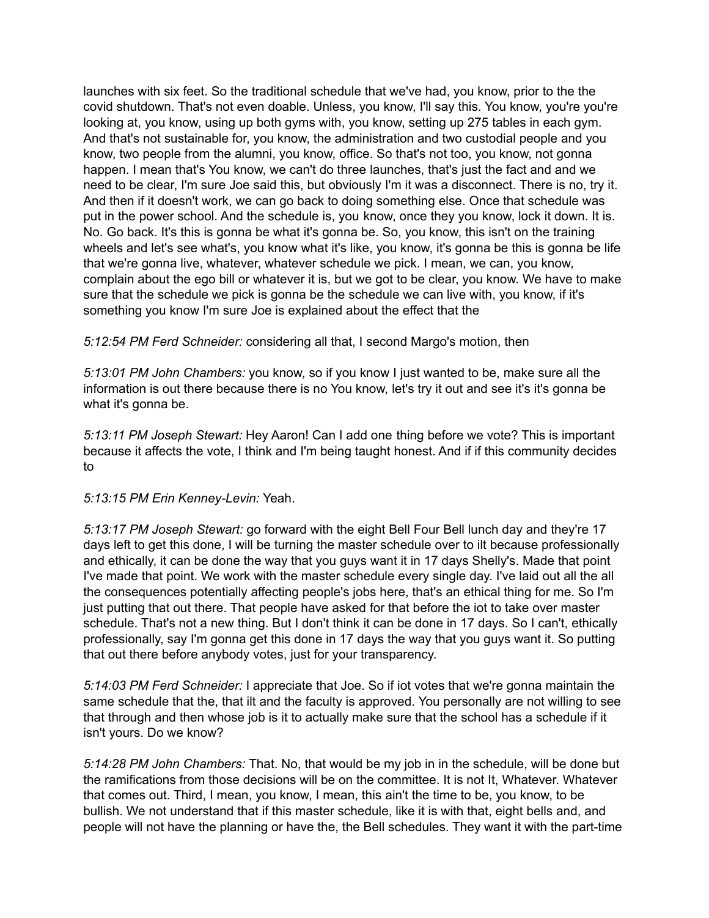launches with six feet. So the traditional schedule that we've had, you know, prior to the the covid shutdown. That's not even doable. Unless, you know, I'll say this. You know, you're you're looking at, you know, using up both gyms with, you know, setting up 275 tables in each gym. And that's not sustainable for, you know, the administration and two custodial people and you know, two people from the alumni, you know, office. So that's not too, you know, not gonna happen. I mean that's You know, we can't do three launches, that's just the fact and and we need to be clear, I'm sure Joe said this, but obviously I'm it was a disconnect. There is no, try it. And then if it doesn't work, we can go back to doing something else. Once that schedule was put in the power school. And the schedule is, you know, once they you know, lock it down. It is. No. Go back. It's this is gonna be what it's gonna be. So, you know, this isn't on the training wheels and let's see what's, you know what it's like, you know, it's gonna be this is gonna be life that we're gonna live, whatever, whatever schedule we pick. I mean, we can, you know, complain about the ego bill or whatever it is, but we got to be clear, you know. We have to make sure that the schedule we pick is gonna be the schedule we can live with, you know, if it's something you know I'm sure Joe is explained about the effect that the

*5:12:54 PM Ferd Schneider:* considering all that, I second Margo's motion, then

*5:13:01 PM John Chambers:* you know, so if you know I just wanted to be, make sure all the information is out there because there is no You know, let's try it out and see it's it's gonna be what it's gonna be.

*5:13:11 PM Joseph Stewart:* Hey Aaron! Can I add one thing before we vote? This is important because it affects the vote, I think and I'm being taught honest. And if if this community decides to

*5:13:15 PM Erin Kenney-Levin:* Yeah.

*5:13:17 PM Joseph Stewart:* go forward with the eight Bell Four Bell lunch day and they're 17 days left to get this done, I will be turning the master schedule over to ilt because professionally and ethically, it can be done the way that you guys want it in 17 days Shelly's. Made that point I've made that point. We work with the master schedule every single day. I've laid out all the all the consequences potentially affecting people's jobs here, that's an ethical thing for me. So I'm just putting that out there. That people have asked for that before the iot to take over master schedule. That's not a new thing. But I don't think it can be done in 17 days. So I can't, ethically professionally, say I'm gonna get this done in 17 days the way that you guys want it. So putting that out there before anybody votes, just for your transparency.

*5:14:03 PM Ferd Schneider:* I appreciate that Joe. So if iot votes that we're gonna maintain the same schedule that the, that ilt and the faculty is approved. You personally are not willing to see that through and then whose job is it to actually make sure that the school has a schedule if it isn't yours. Do we know?

*5:14:28 PM John Chambers:* That. No, that would be my job in in the schedule, will be done but the ramifications from those decisions will be on the committee. It is not It, Whatever. Whatever that comes out. Third, I mean, you know, I mean, this ain't the time to be, you know, to be bullish. We not understand that if this master schedule, like it is with that, eight bells and, and people will not have the planning or have the, the Bell schedules. They want it with the part-time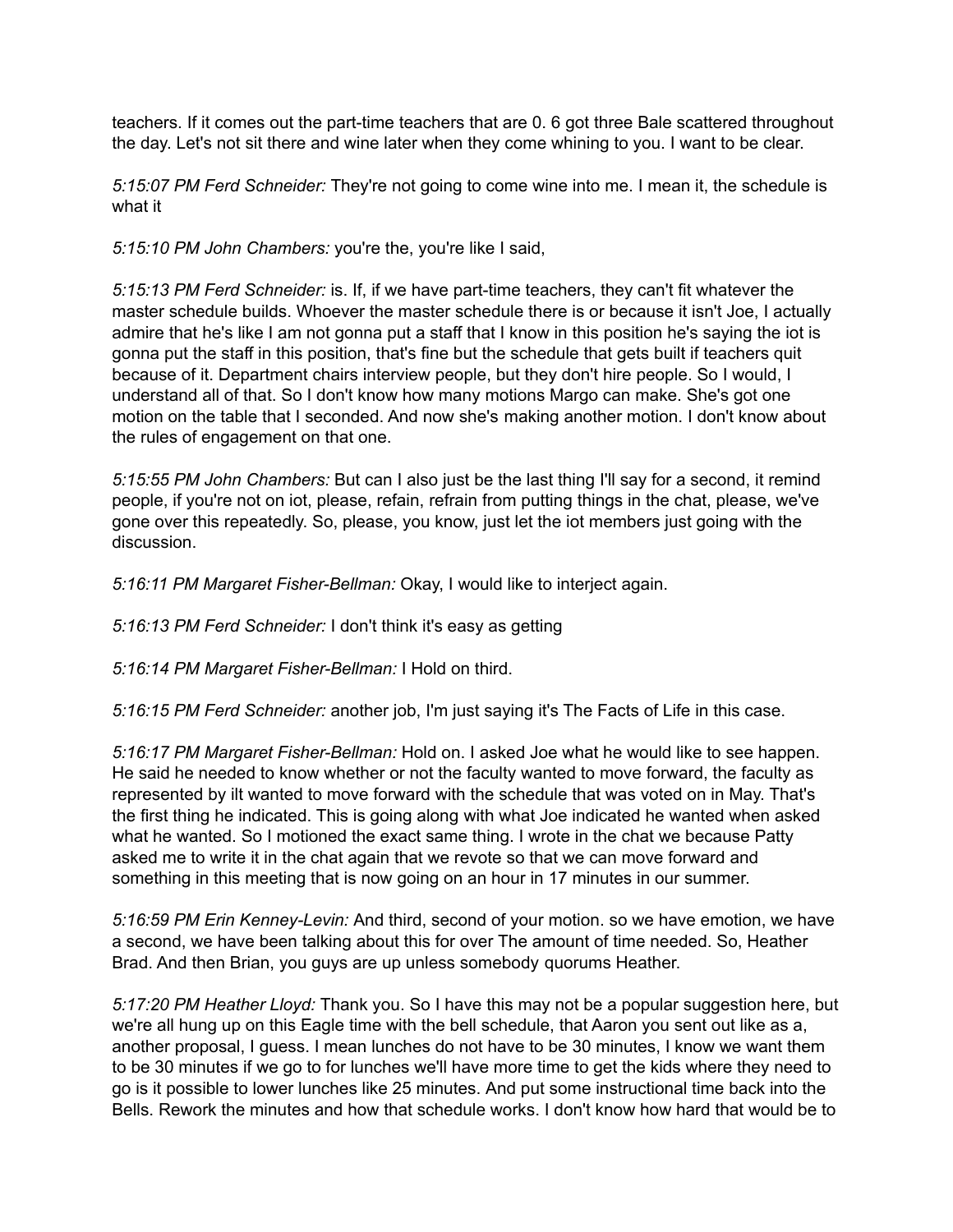teachers. If it comes out the part-time teachers that are 0. 6 got three Bale scattered throughout the day. Let's not sit there and wine later when they come whining to you. I want to be clear.

*5:15:07 PM Ferd Schneider:* They're not going to come wine into me. I mean it, the schedule is what it

*5:15:10 PM John Chambers:* you're the, you're like I said,

*5:15:13 PM Ferd Schneider:* is. If, if we have part-time teachers, they can't fit whatever the master schedule builds. Whoever the master schedule there is or because it isn't Joe, I actually admire that he's like I am not gonna put a staff that I know in this position he's saying the iot is gonna put the staff in this position, that's fine but the schedule that gets built if teachers quit because of it. Department chairs interview people, but they don't hire people. So I would, I understand all of that. So I don't know how many motions Margo can make. She's got one motion on the table that I seconded. And now she's making another motion. I don't know about the rules of engagement on that one.

*5:15:55 PM John Chambers:* But can I also just be the last thing I'll say for a second, it remind people, if you're not on iot, please, refain, refrain from putting things in the chat, please, we've gone over this repeatedly. So, please, you know, just let the iot members just going with the discussion.

*5:16:11 PM Margaret Fisher-Bellman:* Okay, I would like to interject again.

*5:16:13 PM Ferd Schneider:* I don't think it's easy as getting

*5:16:14 PM Margaret Fisher-Bellman:* I Hold on third.

*5:16:15 PM Ferd Schneider:* another job, I'm just saying it's The Facts of Life in this case.

*5:16:17 PM Margaret Fisher-Bellman:* Hold on. I asked Joe what he would like to see happen. He said he needed to know whether or not the faculty wanted to move forward, the faculty as represented by ilt wanted to move forward with the schedule that was voted on in May. That's the first thing he indicated. This is going along with what Joe indicated he wanted when asked what he wanted. So I motioned the exact same thing. I wrote in the chat we because Patty asked me to write it in the chat again that we revote so that we can move forward and something in this meeting that is now going on an hour in 17 minutes in our summer.

*5:16:59 PM Erin Kenney-Levin:* And third, second of your motion. so we have emotion, we have a second, we have been talking about this for over The amount of time needed. So, Heather Brad. And then Brian, you guys are up unless somebody quorums Heather.

*5:17:20 PM Heather Lloyd:* Thank you. So I have this may not be a popular suggestion here, but we're all hung up on this Eagle time with the bell schedule, that Aaron you sent out like as a, another proposal, I guess. I mean lunches do not have to be 30 minutes, I know we want them to be 30 minutes if we go to for lunches we'll have more time to get the kids where they need to go is it possible to lower lunches like 25 minutes. And put some instructional time back into the Bells. Rework the minutes and how that schedule works. I don't know how hard that would be to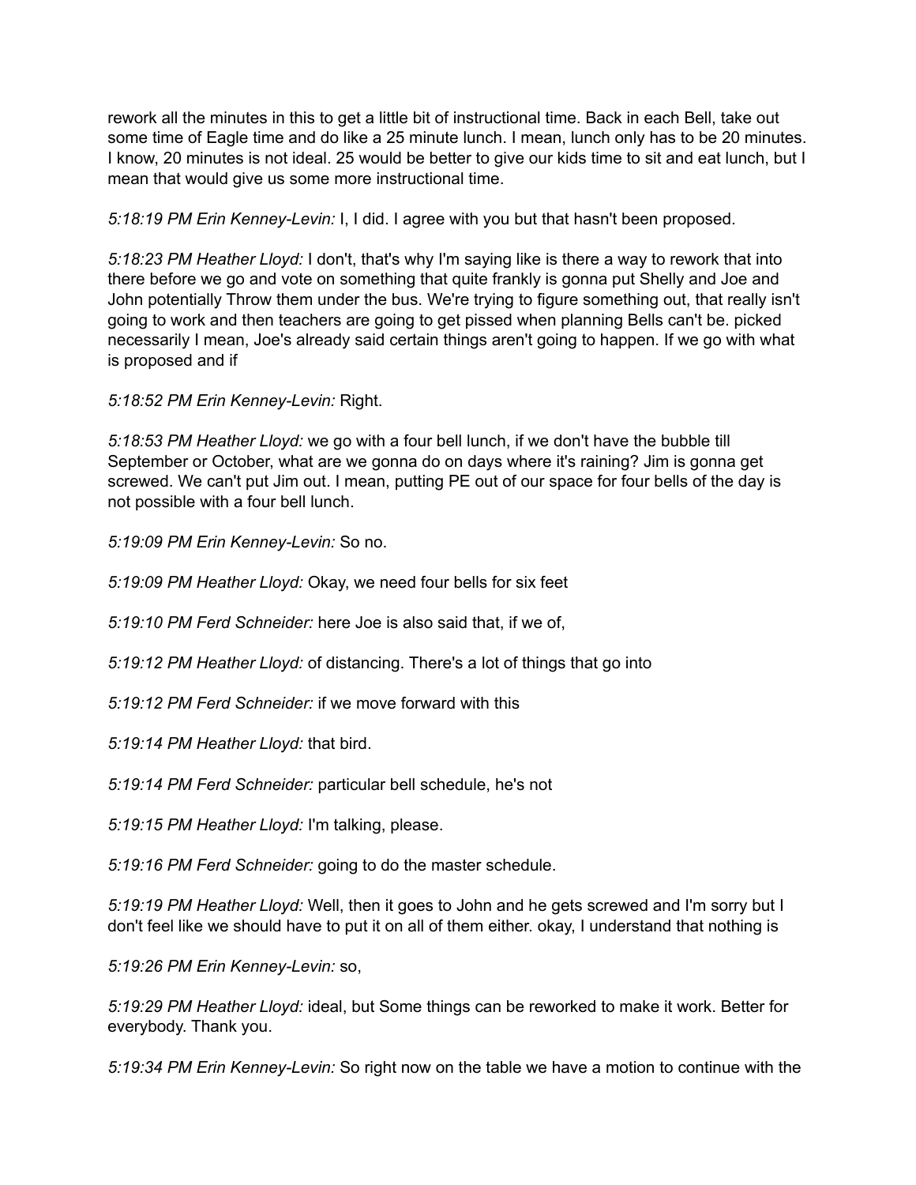rework all the minutes in this to get a little bit of instructional time. Back in each Bell, take out some time of Eagle time and do like a 25 minute lunch. I mean, lunch only has to be 20 minutes. I know, 20 minutes is not ideal. 25 would be better to give our kids time to sit and eat lunch, but I mean that would give us some more instructional time.

*5:18:19 PM Erin Kenney-Levin:* I, I did. I agree with you but that hasn't been proposed.

*5:18:23 PM Heather Lloyd:* I don't, that's why I'm saying like is there a way to rework that into there before we go and vote on something that quite frankly is gonna put Shelly and Joe and John potentially Throw them under the bus. We're trying to figure something out, that really isn't going to work and then teachers are going to get pissed when planning Bells can't be. picked necessarily I mean, Joe's already said certain things aren't going to happen. If we go with what is proposed and if

*5:18:52 PM Erin Kenney-Levin:* Right.

*5:18:53 PM Heather Lloyd:* we go with a four bell lunch, if we don't have the bubble till September or October, what are we gonna do on days where it's raining? Jim is gonna get screwed. We can't put Jim out. I mean, putting PE out of our space for four bells of the day is not possible with a four bell lunch.

*5:19:09 PM Erin Kenney-Levin:* So no.

*5:19:09 PM Heather Lloyd:* Okay, we need four bells for six feet

*5:19:10 PM Ferd Schneider:* here Joe is also said that, if we of,

*5:19:12 PM Heather Lloyd:* of distancing. There's a lot of things that go into

*5:19:12 PM Ferd Schneider:* if we move forward with this

*5:19:14 PM Heather Lloyd:* that bird.

*5:19:14 PM Ferd Schneider:* particular bell schedule, he's not

*5:19:15 PM Heather Lloyd:* I'm talking, please.

*5:19:16 PM Ferd Schneider:* going to do the master schedule.

*5:19:19 PM Heather Lloyd:* Well, then it goes to John and he gets screwed and I'm sorry but I don't feel like we should have to put it on all of them either. okay, I understand that nothing is

*5:19:26 PM Erin Kenney-Levin:* so,

*5:19:29 PM Heather Lloyd:* ideal, but Some things can be reworked to make it work. Better for everybody. Thank you.

*5:19:34 PM Erin Kenney-Levin:* So right now on the table we have a motion to continue with the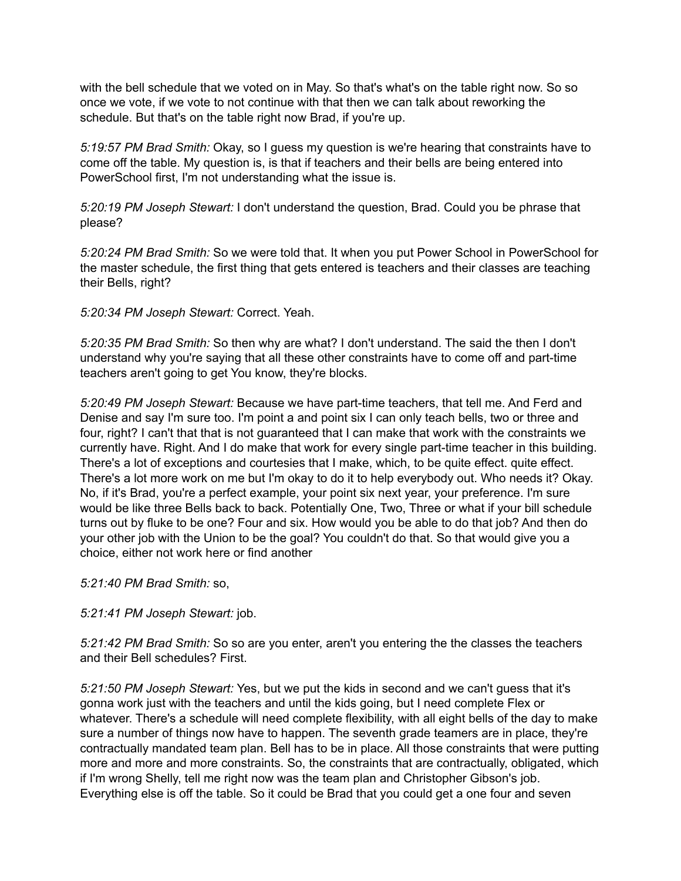with the bell schedule that we voted on in May. So that's what's on the table right now. So so once we vote, if we vote to not continue with that then we can talk about reworking the schedule. But that's on the table right now Brad, if you're up.

*5:19:57 PM Brad Smith:* Okay, so I guess my question is we're hearing that constraints have to come off the table. My question is, is that if teachers and their bells are being entered into PowerSchool first, I'm not understanding what the issue is.

*5:20:19 PM Joseph Stewart:* I don't understand the question, Brad. Could you be phrase that please?

*5:20:24 PM Brad Smith:* So we were told that. It when you put Power School in PowerSchool for the master schedule, the first thing that gets entered is teachers and their classes are teaching their Bells, right?

*5:20:34 PM Joseph Stewart:* Correct. Yeah.

*5:20:35 PM Brad Smith:* So then why are what? I don't understand. The said the then I don't understand why you're saying that all these other constraints have to come off and part-time teachers aren't going to get You know, they're blocks.

*5:20:49 PM Joseph Stewart:* Because we have part-time teachers, that tell me. And Ferd and Denise and say I'm sure too. I'm point a and point six I can only teach bells, two or three and four, right? I can't that that is not guaranteed that I can make that work with the constraints we currently have. Right. And I do make that work for every single part-time teacher in this building. There's a lot of exceptions and courtesies that I make, which, to be quite effect. quite effect. There's a lot more work on me but I'm okay to do it to help everybody out. Who needs it? Okay. No, if it's Brad, you're a perfect example, your point six next year, your preference. I'm sure would be like three Bells back to back. Potentially One, Two, Three or what if your bill schedule turns out by fluke to be one? Four and six. How would you be able to do that job? And then do your other job with the Union to be the goal? You couldn't do that. So that would give you a choice, either not work here or find another

*5:21:40 PM Brad Smith:* so,

*5:21:41 PM Joseph Stewart:* job.

*5:21:42 PM Brad Smith:* So so are you enter, aren't you entering the the classes the teachers and their Bell schedules? First.

*5:21:50 PM Joseph Stewart:* Yes, but we put the kids in second and we can't guess that it's gonna work just with the teachers and until the kids going, but I need complete Flex or whatever. There's a schedule will need complete flexibility, with all eight bells of the day to make sure a number of things now have to happen. The seventh grade teamers are in place, they're contractually mandated team plan. Bell has to be in place. All those constraints that were putting more and more and more constraints. So, the constraints that are contractually, obligated, which if I'm wrong Shelly, tell me right now was the team plan and Christopher Gibson's job. Everything else is off the table. So it could be Brad that you could get a one four and seven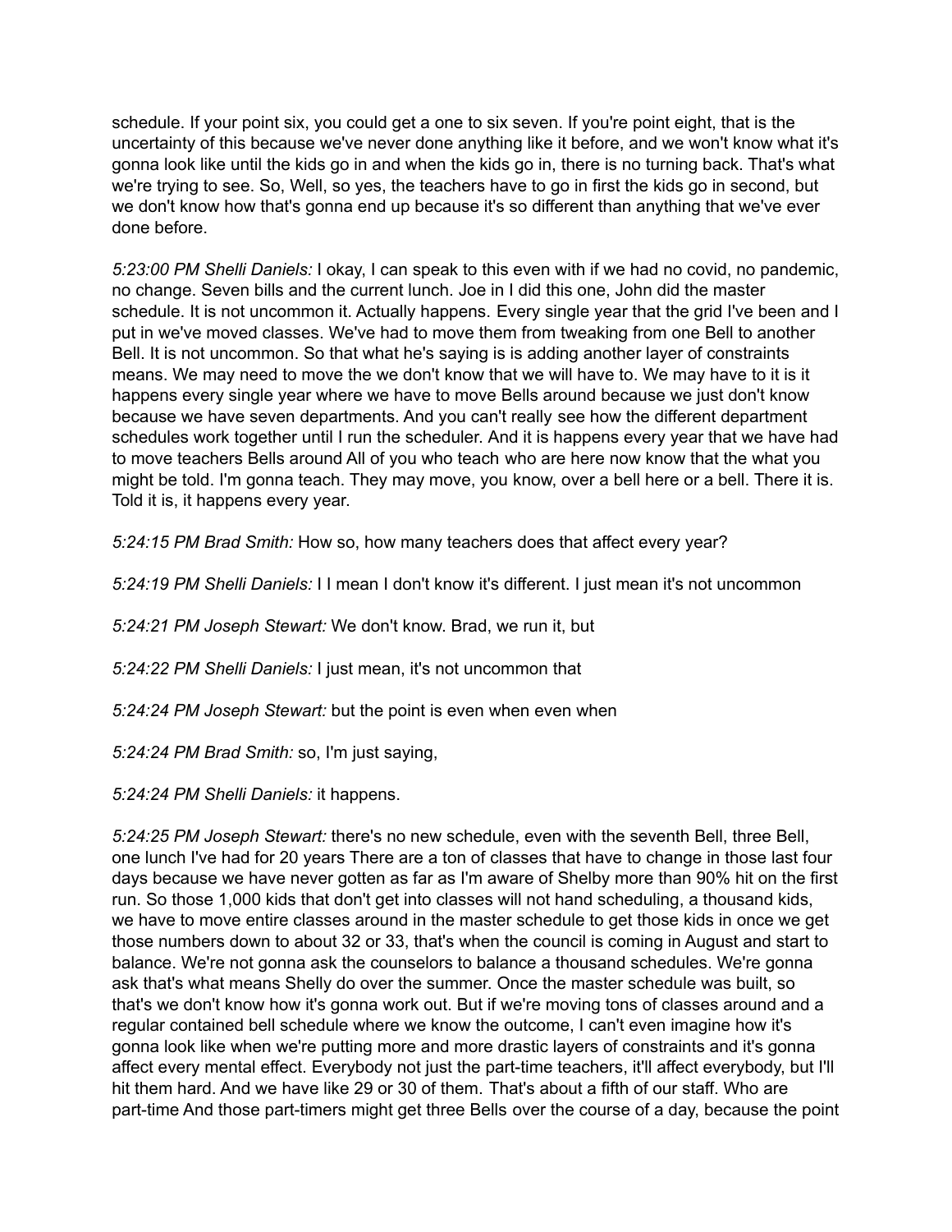schedule. If your point six, you could get a one to six seven. If you're point eight, that is the uncertainty of this because we've never done anything like it before, and we won't know what it's gonna look like until the kids go in and when the kids go in, there is no turning back. That's what we're trying to see. So, Well, so yes, the teachers have to go in first the kids go in second, but we don't know how that's gonna end up because it's so different than anything that we've ever done before.

*5:23:00 PM Shelli Daniels:* I okay, I can speak to this even with if we had no covid, no pandemic, no change. Seven bills and the current lunch. Joe in I did this one, John did the master schedule. It is not uncommon it. Actually happens. Every single year that the grid I've been and I put in we've moved classes. We've had to move them from tweaking from one Bell to another Bell. It is not uncommon. So that what he's saying is is adding another layer of constraints means. We may need to move the we don't know that we will have to. We may have to it is it happens every single year where we have to move Bells around because we just don't know because we have seven departments. And you can't really see how the different department schedules work together until I run the scheduler. And it is happens every year that we have had to move teachers Bells around All of you who teach who are here now know that the what you might be told. I'm gonna teach. They may move, you know, over a bell here or a bell. There it is. Told it is, it happens every year.

*5:24:15 PM Brad Smith:* How so, how many teachers does that affect every year?

*5:24:19 PM Shelli Daniels:* I I mean I don't know it's different. I just mean it's not uncommon

*5:24:21 PM Joseph Stewart:* We don't know. Brad, we run it, but

*5:24:22 PM Shelli Daniels:* I just mean, it's not uncommon that

*5:24:24 PM Joseph Stewart:* but the point is even when even when

*5:24:24 PM Brad Smith:* so, I'm just saying,

*5:24:24 PM Shelli Daniels:* it happens.

*5:24:25 PM Joseph Stewart:* there's no new schedule, even with the seventh Bell, three Bell, one lunch I've had for 20 years There are a ton of classes that have to change in those last four days because we have never gotten as far as I'm aware of Shelby more than 90% hit on the first run. So those 1,000 kids that don't get into classes will not hand scheduling, a thousand kids, we have to move entire classes around in the master schedule to get those kids in once we get those numbers down to about 32 or 33, that's when the council is coming in August and start to balance. We're not gonna ask the counselors to balance a thousand schedules. We're gonna ask that's what means Shelly do over the summer. Once the master schedule was built, so that's we don't know how it's gonna work out. But if we're moving tons of classes around and a regular contained bell schedule where we know the outcome, I can't even imagine how it's gonna look like when we're putting more and more drastic layers of constraints and it's gonna affect every mental effect. Everybody not just the part-time teachers, it'll affect everybody, but I'll hit them hard. And we have like 29 or 30 of them. That's about a fifth of our staff. Who are part-time And those part-timers might get three Bells over the course of a day, because the point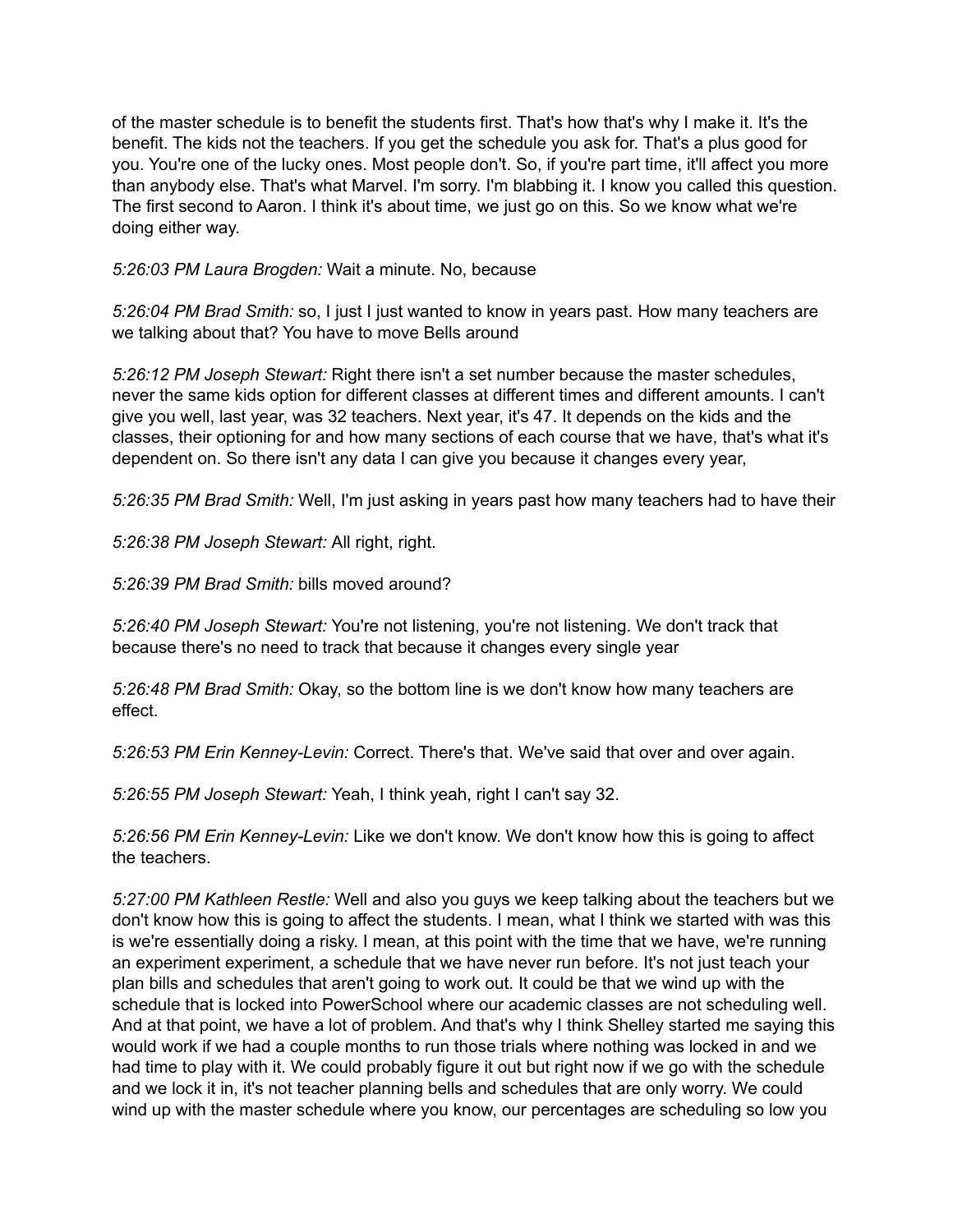of the master schedule is to benefit the students first. That's how that's why I make it. It's the benefit. The kids not the teachers. If you get the schedule you ask for. That's a plus good for you. You're one of the lucky ones. Most people don't. So, if you're part time, it'll affect you more than anybody else. That's what Marvel. I'm sorry. I'm blabbing it. I know you called this question. The first second to Aaron. I think it's about time, we just go on this. So we know what we're doing either way.

*5:26:03 PM Laura Brogden:* Wait a minute. No, because

*5:26:04 PM Brad Smith:* so, I just I just wanted to know in years past. How many teachers are we talking about that? You have to move Bells around

*5:26:12 PM Joseph Stewart:* Right there isn't a set number because the master schedules, never the same kids option for different classes at different times and different amounts. I can't give you well, last year, was 32 teachers. Next year, it's 47. It depends on the kids and the classes, their optioning for and how many sections of each course that we have, that's what it's dependent on. So there isn't any data I can give you because it changes every year,

*5:26:35 PM Brad Smith:* Well, I'm just asking in years past how many teachers had to have their

*5:26:38 PM Joseph Stewart:* All right, right.

*5:26:39 PM Brad Smith:* bills moved around?

*5:26:40 PM Joseph Stewart:* You're not listening, you're not listening. We don't track that because there's no need to track that because it changes every single year

*5:26:48 PM Brad Smith:* Okay, so the bottom line is we don't know how many teachers are effect.

*5:26:53 PM Erin Kenney-Levin:* Correct. There's that. We've said that over and over again.

*5:26:55 PM Joseph Stewart:* Yeah, I think yeah, right I can't say 32.

*5:26:56 PM Erin Kenney-Levin:* Like we don't know. We don't know how this is going to affect the teachers.

*5:27:00 PM Kathleen Restle:* Well and also you guys we keep talking about the teachers but we don't know how this is going to affect the students. I mean, what I think we started with was this is we're essentially doing a risky. I mean, at this point with the time that we have, we're running an experiment experiment, a schedule that we have never run before. It's not just teach your plan bills and schedules that aren't going to work out. It could be that we wind up with the schedule that is locked into PowerSchool where our academic classes are not scheduling well. And at that point, we have a lot of problem. And that's why I think Shelley started me saying this would work if we had a couple months to run those trials where nothing was locked in and we had time to play with it. We could probably figure it out but right now if we go with the schedule and we lock it in, it's not teacher planning bells and schedules that are only worry. We could wind up with the master schedule where you know, our percentages are scheduling so low you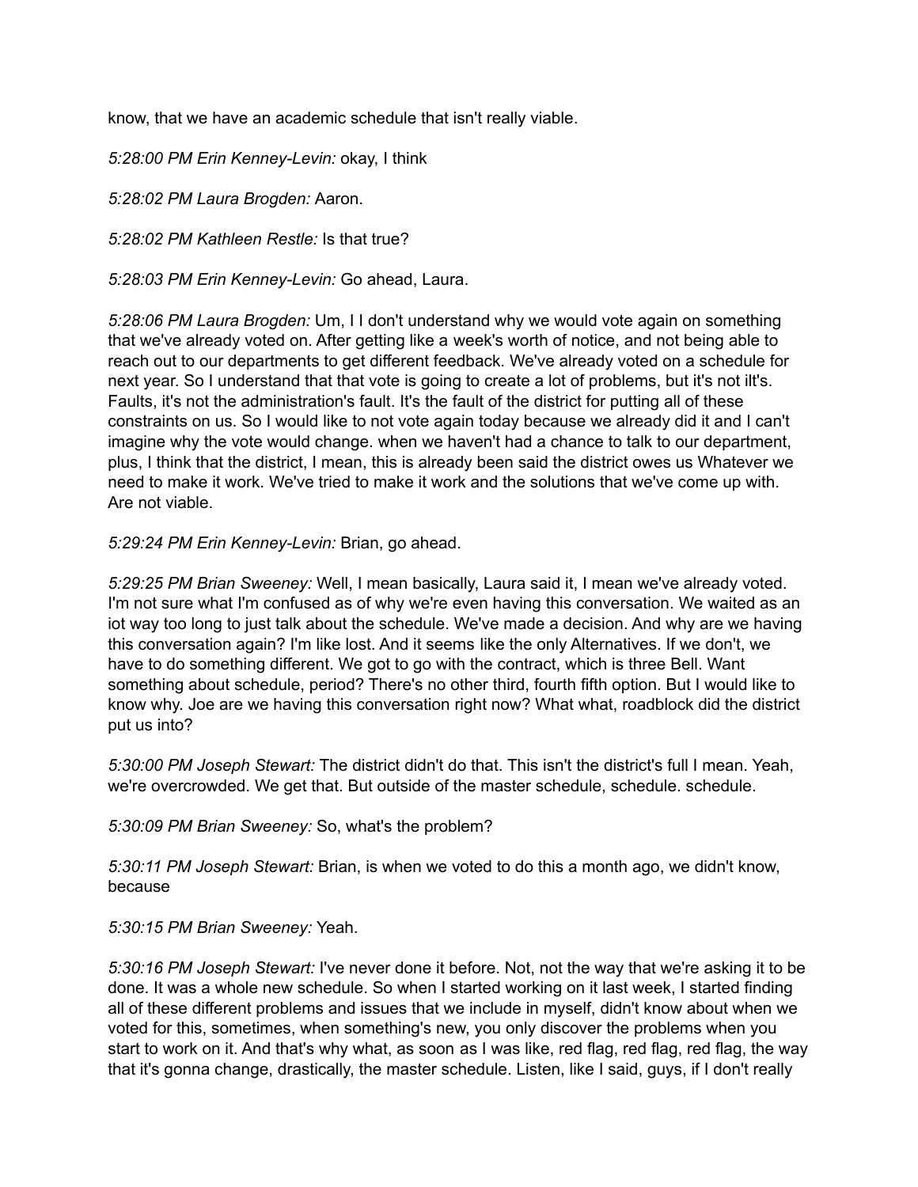know, that we have an academic schedule that isn't really viable.

*5:28:00 PM Erin Kenney-Levin:* okay, I think

*5:28:02 PM Laura Brogden:* Aaron.

*5:28:02 PM Kathleen Restle:* Is that true?

*5:28:03 PM Erin Kenney-Levin:* Go ahead, Laura.

*5:28:06 PM Laura Brogden:* Um, I I don't understand why we would vote again on something that we've already voted on. After getting like a week's worth of notice, and not being able to reach out to our departments to get different feedback. We've already voted on a schedule for next year. So I understand that that vote is going to create a lot of problems, but it's not ilt's. Faults, it's not the administration's fault. It's the fault of the district for putting all of these constraints on us. So I would like to not vote again today because we already did it and I can't imagine why the vote would change. when we haven't had a chance to talk to our department, plus, I think that the district, I mean, this is already been said the district owes us Whatever we need to make it work. We've tried to make it work and the solutions that we've come up with. Are not viable.

*5:29:24 PM Erin Kenney-Levin:* Brian, go ahead.

*5:29:25 PM Brian Sweeney:* Well, I mean basically, Laura said it, I mean we've already voted. I'm not sure what I'm confused as of why we're even having this conversation. We waited as an iot way too long to just talk about the schedule. We've made a decision. And why are we having this conversation again? I'm like lost. And it seems like the only Alternatives. If we don't, we have to do something different. We got to go with the contract, which is three Bell. Want something about schedule, period? There's no other third, fourth fifth option. But I would like to know why. Joe are we having this conversation right now? What what, roadblock did the district put us into?

*5:30:00 PM Joseph Stewart:* The district didn't do that. This isn't the district's full I mean. Yeah, we're overcrowded. We get that. But outside of the master schedule, schedule. schedule.

*5:30:09 PM Brian Sweeney:* So, what's the problem?

*5:30:11 PM Joseph Stewart:* Brian, is when we voted to do this a month ago, we didn't know, because

*5:30:15 PM Brian Sweeney:* Yeah.

*5:30:16 PM Joseph Stewart:* I've never done it before. Not, not the way that we're asking it to be done. It was a whole new schedule. So when I started working on it last week, I started finding all of these different problems and issues that we include in myself, didn't know about when we voted for this, sometimes, when something's new, you only discover the problems when you start to work on it. And that's why what, as soon as I was like, red flag, red flag, red flag, the way that it's gonna change, drastically, the master schedule. Listen, like I said, guys, if I don't really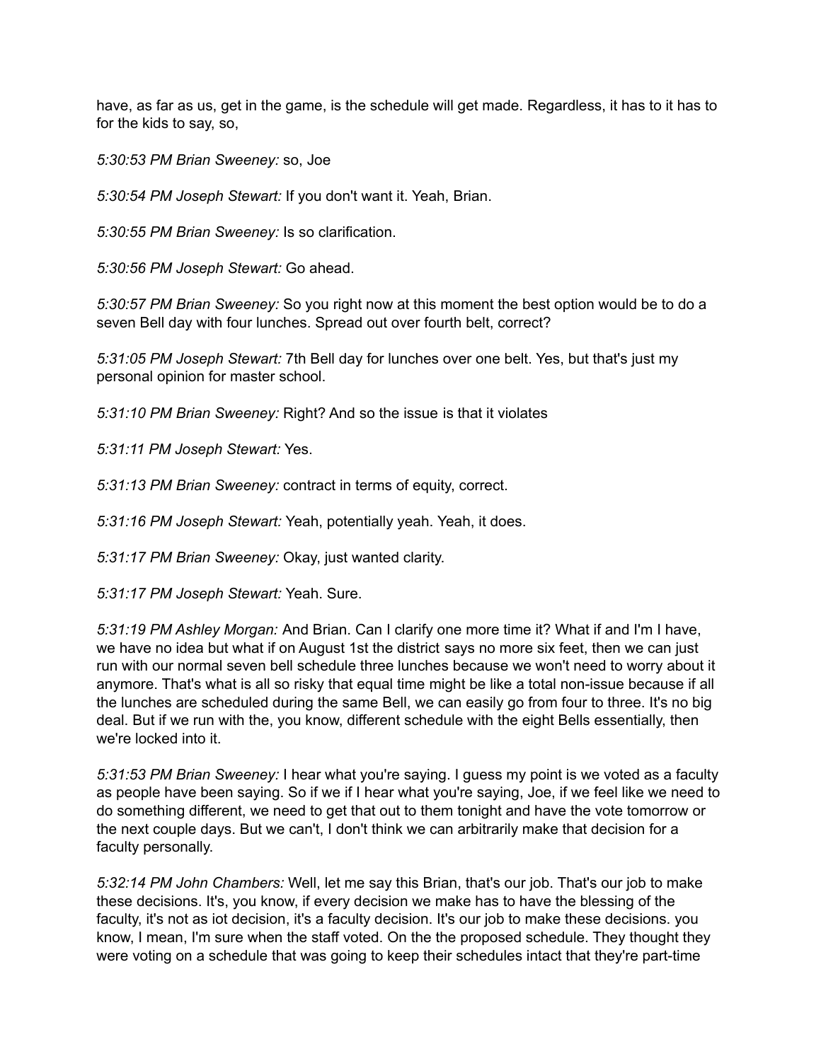have, as far as us, get in the game, is the schedule will get made. Regardless, it has to it has to for the kids to say, so,

*5:30:53 PM Brian Sweeney:* so, Joe

*5:30:54 PM Joseph Stewart:* If you don't want it. Yeah, Brian.

*5:30:55 PM Brian Sweeney:* Is so clarification.

*5:30:56 PM Joseph Stewart:* Go ahead.

*5:30:57 PM Brian Sweeney:* So you right now at this moment the best option would be to do a seven Bell day with four lunches. Spread out over fourth belt, correct?

*5:31:05 PM Joseph Stewart:* 7th Bell day for lunches over one belt. Yes, but that's just my personal opinion for master school.

*5:31:10 PM Brian Sweeney:* Right? And so the issue is that it violates

*5:31:11 PM Joseph Stewart:* Yes.

*5:31:13 PM Brian Sweeney:* contract in terms of equity, correct.

*5:31:16 PM Joseph Stewart:* Yeah, potentially yeah. Yeah, it does.

*5:31:17 PM Brian Sweeney:* Okay, just wanted clarity.

*5:31:17 PM Joseph Stewart:* Yeah. Sure.

*5:31:19 PM Ashley Morgan:* And Brian. Can I clarify one more time it? What if and I'm I have, we have no idea but what if on August 1st the district says no more six feet, then we can just run with our normal seven bell schedule three lunches because we won't need to worry about it anymore. That's what is all so risky that equal time might be like a total non-issue because if all the lunches are scheduled during the same Bell, we can easily go from four to three. It's no big deal. But if we run with the, you know, different schedule with the eight Bells essentially, then we're locked into it.

*5:31:53 PM Brian Sweeney:* I hear what you're saying. I guess my point is we voted as a faculty as people have been saying. So if we if I hear what you're saying, Joe, if we feel like we need to do something different, we need to get that out to them tonight and have the vote tomorrow or the next couple days. But we can't, I don't think we can arbitrarily make that decision for a faculty personally.

*5:32:14 PM John Chambers:* Well, let me say this Brian, that's our job. That's our job to make these decisions. It's, you know, if every decision we make has to have the blessing of the faculty, it's not as iot decision, it's a faculty decision. It's our job to make these decisions. you know, I mean, I'm sure when the staff voted. On the the proposed schedule. They thought they were voting on a schedule that was going to keep their schedules intact that they're part-time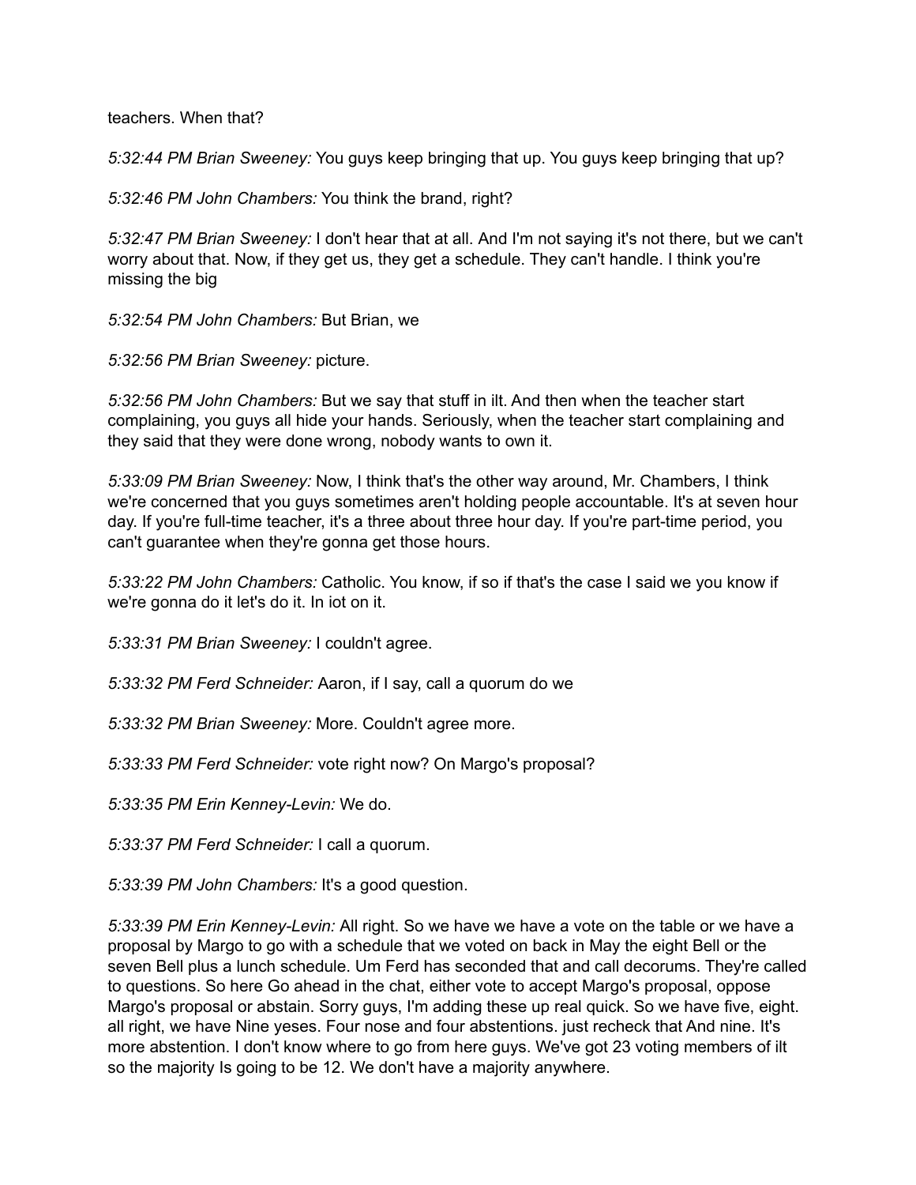teachers. When that?

*5:32:44 PM Brian Sweeney:* You guys keep bringing that up. You guys keep bringing that up?

*5:32:46 PM John Chambers:* You think the brand, right?

*5:32:47 PM Brian Sweeney:* I don't hear that at all. And I'm not saying it's not there, but we can't worry about that. Now, if they get us, they get a schedule. They can't handle. I think you're missing the big

*5:32:54 PM John Chambers:* But Brian, we

*5:32:56 PM Brian Sweeney:* picture.

*5:32:56 PM John Chambers:* But we say that stuff in ilt. And then when the teacher start complaining, you guys all hide your hands. Seriously, when the teacher start complaining and they said that they were done wrong, nobody wants to own it.

*5:33:09 PM Brian Sweeney:* Now, I think that's the other way around, Mr. Chambers, I think we're concerned that you guys sometimes aren't holding people accountable. It's at seven hour day. If you're full-time teacher, it's a three about three hour day. If you're part-time period, you can't guarantee when they're gonna get those hours.

*5:33:22 PM John Chambers:* Catholic. You know, if so if that's the case I said we you know if we're gonna do it let's do it. In iot on it.

*5:33:31 PM Brian Sweeney:* I couldn't agree.

*5:33:32 PM Ferd Schneider:* Aaron, if I say, call a quorum do we

*5:33:32 PM Brian Sweeney:* More. Couldn't agree more.

*5:33:33 PM Ferd Schneider:* vote right now? On Margo's proposal?

*5:33:35 PM Erin Kenney-Levin:* We do.

*5:33:37 PM Ferd Schneider:* I call a quorum.

*5:33:39 PM John Chambers:* It's a good question.

*5:33:39 PM Erin Kenney-Levin:* All right. So we have we have a vote on the table or we have a proposal by Margo to go with a schedule that we voted on back in May the eight Bell or the seven Bell plus a lunch schedule. Um Ferd has seconded that and call decorums. They're called to questions. So here Go ahead in the chat, either vote to accept Margo's proposal, oppose Margo's proposal or abstain. Sorry guys, I'm adding these up real quick. So we have five, eight. all right, we have Nine yeses. Four nose and four abstentions. just recheck that And nine. It's more abstention. I don't know where to go from here guys. We've got 23 voting members of ilt so the majority Is going to be 12. We don't have a majority anywhere.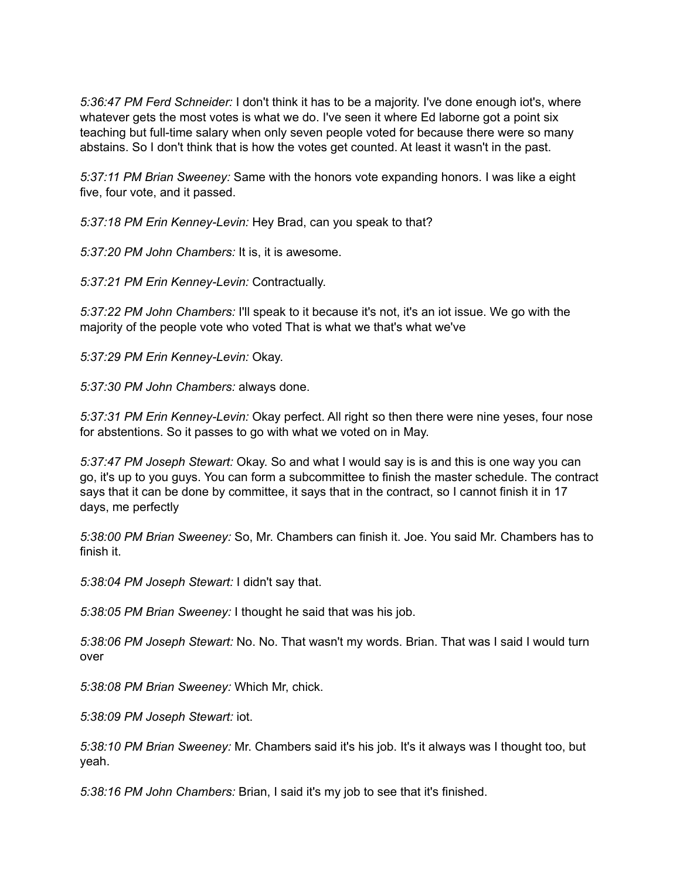*5:36:47 PM Ferd Schneider:* I don't think it has to be a majority. I've done enough iot's, where whatever gets the most votes is what we do. I've seen it where Ed laborne got a point six teaching but full-time salary when only seven people voted for because there were so many abstains. So I don't think that is how the votes get counted. At least it wasn't in the past.

*5:37:11 PM Brian Sweeney:* Same with the honors vote expanding honors. I was like a eight five, four vote, and it passed.

*5:37:18 PM Erin Kenney-Levin:* Hey Brad, can you speak to that?

*5:37:20 PM John Chambers:* It is, it is awesome.

*5:37:21 PM Erin Kenney-Levin:* Contractually.

*5:37:22 PM John Chambers:* I'll speak to it because it's not, it's an iot issue. We go with the majority of the people vote who voted That is what we that's what we've

*5:37:29 PM Erin Kenney-Levin:* Okay.

*5:37:30 PM John Chambers:* always done.

*5:37:31 PM Erin Kenney-Levin:* Okay perfect. All right so then there were nine yeses, four nose for abstentions. So it passes to go with what we voted on in May.

*5:37:47 PM Joseph Stewart:* Okay. So and what I would say is is and this is one way you can go, it's up to you guys. You can form a subcommittee to finish the master schedule. The contract says that it can be done by committee, it says that in the contract, so I cannot finish it in 17 days, me perfectly

*5:38:00 PM Brian Sweeney:* So, Mr. Chambers can finish it. Joe. You said Mr. Chambers has to finish it.

*5:38:04 PM Joseph Stewart:* I didn't say that.

*5:38:05 PM Brian Sweeney:* I thought he said that was his job.

*5:38:06 PM Joseph Stewart:* No. No. That wasn't my words. Brian. That was I said I would turn over

*5:38:08 PM Brian Sweeney:* Which Mr, chick.

*5:38:09 PM Joseph Stewart:* iot.

*5:38:10 PM Brian Sweeney:* Mr. Chambers said it's his job. It's it always was I thought too, but yeah.

*5:38:16 PM John Chambers:* Brian, I said it's my job to see that it's finished.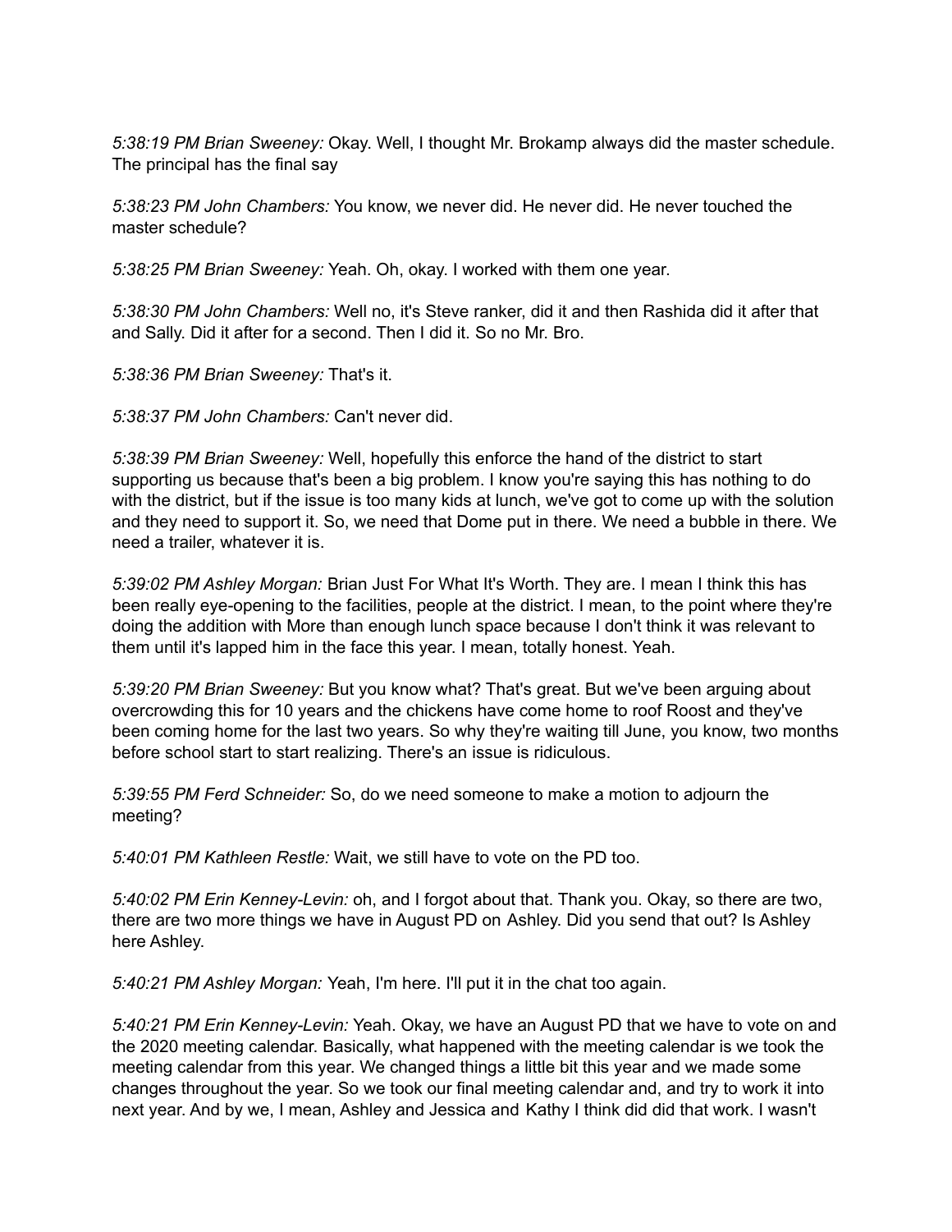*5:38:19 PM Brian Sweeney:* Okay. Well, I thought Mr. Brokamp always did the master schedule. The principal has the final say

*5:38:23 PM John Chambers:* You know, we never did. He never did. He never touched the master schedule?

*5:38:25 PM Brian Sweeney:* Yeah. Oh, okay. I worked with them one year.

*5:38:30 PM John Chambers:* Well no, it's Steve ranker, did it and then Rashida did it after that and Sally. Did it after for a second. Then I did it. So no Mr. Bro.

*5:38:36 PM Brian Sweeney:* That's it.

*5:38:37 PM John Chambers:* Can't never did.

*5:38:39 PM Brian Sweeney:* Well, hopefully this enforce the hand of the district to start supporting us because that's been a big problem. I know you're saying this has nothing to do with the district, but if the issue is too many kids at lunch, we've got to come up with the solution and they need to support it. So, we need that Dome put in there. We need a bubble in there. We need a trailer, whatever it is.

*5:39:02 PM Ashley Morgan:* Brian Just For What It's Worth. They are. I mean I think this has been really eye-opening to the facilities, people at the district. I mean, to the point where they're doing the addition with More than enough lunch space because I don't think it was relevant to them until it's lapped him in the face this year. I mean, totally honest. Yeah.

*5:39:20 PM Brian Sweeney:* But you know what? That's great. But we've been arguing about overcrowding this for 10 years and the chickens have come home to roof Roost and they've been coming home for the last two years. So why they're waiting till June, you know, two months before school start to start realizing. There's an issue is ridiculous.

*5:39:55 PM Ferd Schneider:* So, do we need someone to make a motion to adjourn the meeting?

*5:40:01 PM Kathleen Restle:* Wait, we still have to vote on the PD too.

*5:40:02 PM Erin Kenney-Levin:* oh, and I forgot about that. Thank you. Okay, so there are two, there are two more things we have in August PD on Ashley. Did you send that out? Is Ashley here Ashley.

*5:40:21 PM Ashley Morgan:* Yeah, I'm here. I'll put it in the chat too again.

*5:40:21 PM Erin Kenney-Levin:* Yeah. Okay, we have an August PD that we have to vote on and the 2020 meeting calendar. Basically, what happened with the meeting calendar is we took the meeting calendar from this year. We changed things a little bit this year and we made some changes throughout the year. So we took our final meeting calendar and, and try to work it into next year. And by we, I mean, Ashley and Jessica and Kathy I think did did that work. I wasn't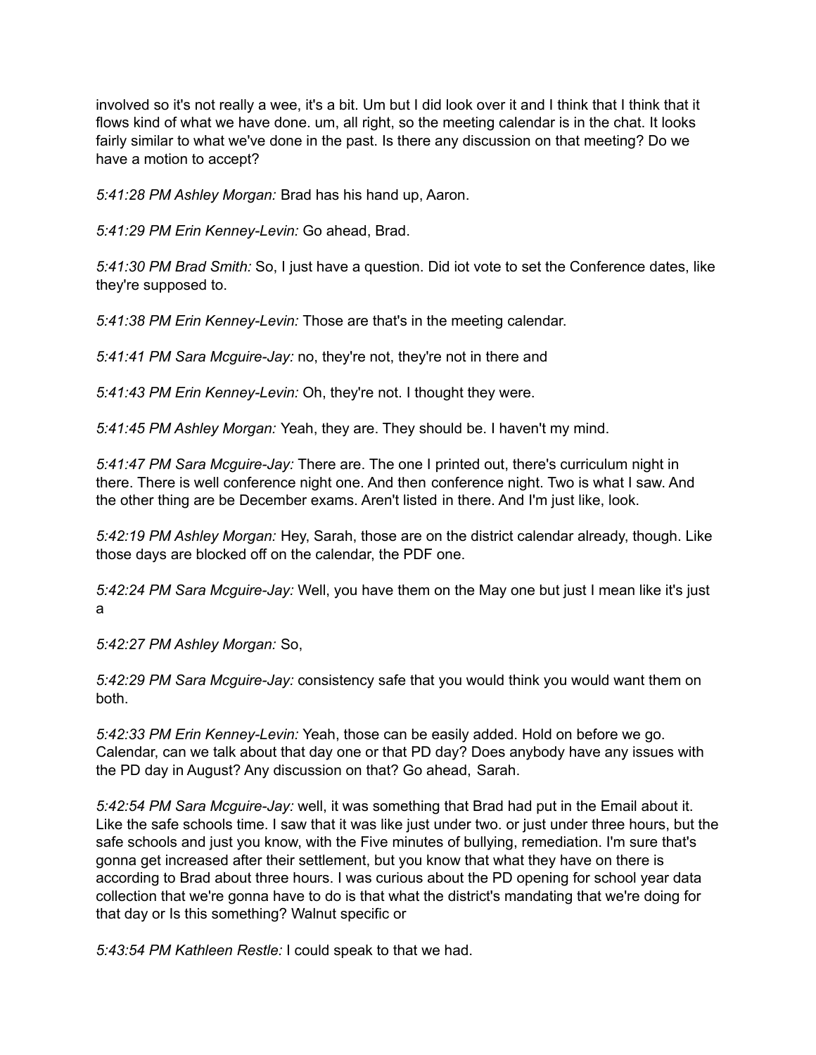involved so it's not really a wee, it's a bit. Um but I did look over it and I think that I think that it flows kind of what we have done. um, all right, so the meeting calendar is in the chat. It looks fairly similar to what we've done in the past. Is there any discussion on that meeting? Do we have a motion to accept?

*5:41:28 PM Ashley Morgan:* Brad has his hand up, Aaron.

*5:41:29 PM Erin Kenney-Levin:* Go ahead, Brad.

*5:41:30 PM Brad Smith:* So, I just have a question. Did iot vote to set the Conference dates, like they're supposed to.

*5:41:38 PM Erin Kenney-Levin:* Those are that's in the meeting calendar.

*5:41:41 PM Sara Mcguire-Jay:* no, they're not, they're not in there and

*5:41:43 PM Erin Kenney-Levin:* Oh, they're not. I thought they were.

*5:41:45 PM Ashley Morgan:* Yeah, they are. They should be. I haven't my mind.

*5:41:47 PM Sara Mcguire-Jay:* There are. The one I printed out, there's curriculum night in there. There is well conference night one. And then conference night. Two is what I saw. And the other thing are be December exams. Aren't listed in there. And I'm just like, look.

*5:42:19 PM Ashley Morgan:* Hey, Sarah, those are on the district calendar already, though. Like those days are blocked off on the calendar, the PDF one.

*5:42:24 PM Sara Mcguire-Jay:* Well, you have them on the May one but just I mean like it's just a

*5:42:27 PM Ashley Morgan:* So,

*5:42:29 PM Sara Mcguire-Jay:* consistency safe that you would think you would want them on both.

*5:42:33 PM Erin Kenney-Levin:* Yeah, those can be easily added. Hold on before we go. Calendar, can we talk about that day one or that PD day? Does anybody have any issues with the PD day in August? Any discussion on that? Go ahead, Sarah.

*5:42:54 PM Sara Mcguire-Jay:* well, it was something that Brad had put in the Email about it. Like the safe schools time. I saw that it was like just under two. or just under three hours, but the safe schools and just you know, with the Five minutes of bullying, remediation. I'm sure that's gonna get increased after their settlement, but you know that what they have on there is according to Brad about three hours. I was curious about the PD opening for school year data collection that we're gonna have to do is that what the district's mandating that we're doing for that day or Is this something? Walnut specific or

*5:43:54 PM Kathleen Restle:* I could speak to that we had.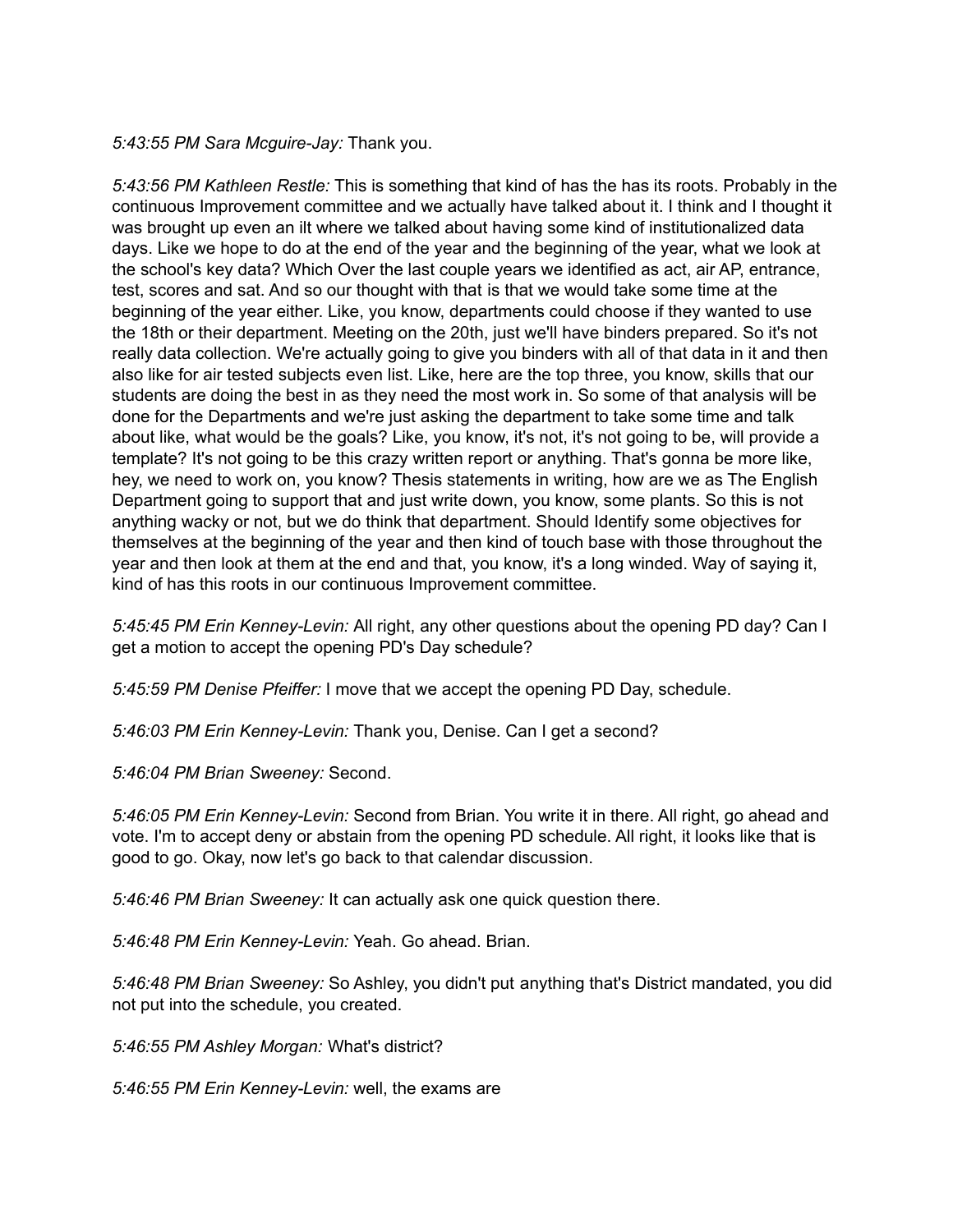*5:43:55 PM Sara Mcguire-Jay:* Thank you.

*5:43:56 PM Kathleen Restle:* This is something that kind of has the has its roots. Probably in the continuous Improvement committee and we actually have talked about it. I think and I thought it was brought up even an ilt where we talked about having some kind of institutionalized data days. Like we hope to do at the end of the year and the beginning of the year, what we look at the school's key data? Which Over the last couple years we identified as act, air AP, entrance, test, scores and sat. And so our thought with that is that we would take some time at the beginning of the year either. Like, you know, departments could choose if they wanted to use the 18th or their department. Meeting on the 20th, just we'll have binders prepared. So it's not really data collection. We're actually going to give you binders with all of that data in it and then also like for air tested subjects even list. Like, here are the top three, you know, skills that our students are doing the best in as they need the most work in. So some of that analysis will be done for the Departments and we're just asking the department to take some time and talk about like, what would be the goals? Like, you know, it's not, it's not going to be, will provide a template? It's not going to be this crazy written report or anything. That's gonna be more like, hey, we need to work on, you know? Thesis statements in writing, how are we as The English Department going to support that and just write down, you know, some plants. So this is not anything wacky or not, but we do think that department. Should Identify some objectives for themselves at the beginning of the year and then kind of touch base with those throughout the year and then look at them at the end and that, you know, it's a long winded. Way of saying it, kind of has this roots in our continuous Improvement committee.

*5:45:45 PM Erin Kenney-Levin:* All right, any other questions about the opening PD day? Can I get a motion to accept the opening PD's Day schedule?

*5:45:59 PM Denise Pfeiffer:* I move that we accept the opening PD Day, schedule.

*5:46:03 PM Erin Kenney-Levin:* Thank you, Denise. Can I get a second?

*5:46:04 PM Brian Sweeney:* Second.

*5:46:05 PM Erin Kenney-Levin:* Second from Brian. You write it in there. All right, go ahead and vote. I'm to accept deny or abstain from the opening PD schedule. All right, it looks like that is good to go. Okay, now let's go back to that calendar discussion.

*5:46:46 PM Brian Sweeney:* It can actually ask one quick question there.

*5:46:48 PM Erin Kenney-Levin:* Yeah. Go ahead. Brian.

*5:46:48 PM Brian Sweeney:* So Ashley, you didn't put anything that's District mandated, you did not put into the schedule, you created.

*5:46:55 PM Ashley Morgan:* What's district?

*5:46:55 PM Erin Kenney-Levin:* well, the exams are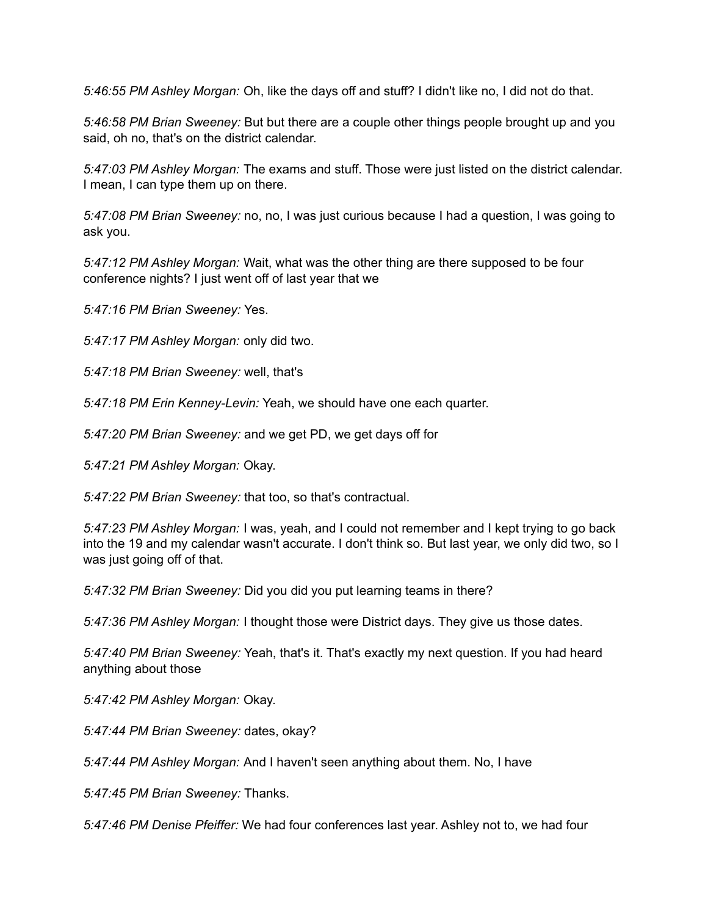*5:46:55 PM Ashley Morgan:* Oh, like the days off and stuff? I didn't like no, I did not do that.

*5:46:58 PM Brian Sweeney:* But but there are a couple other things people brought up and you said, oh no, that's on the district calendar.

*5:47:03 PM Ashley Morgan:* The exams and stuff. Those were just listed on the district calendar. I mean, I can type them up on there.

*5:47:08 PM Brian Sweeney:* no, no, I was just curious because I had a question, I was going to ask you.

*5:47:12 PM Ashley Morgan:* Wait, what was the other thing are there supposed to be four conference nights? I just went off of last year that we

*5:47:16 PM Brian Sweeney:* Yes.

*5:47:17 PM Ashley Morgan:* only did two.

*5:47:18 PM Brian Sweeney:* well, that's

*5:47:18 PM Erin Kenney-Levin:* Yeah, we should have one each quarter.

*5:47:20 PM Brian Sweeney:* and we get PD, we get days off for

*5:47:21 PM Ashley Morgan:* Okay.

*5:47:22 PM Brian Sweeney:* that too, so that's contractual.

*5:47:23 PM Ashley Morgan:* I was, yeah, and I could not remember and I kept trying to go back into the 19 and my calendar wasn't accurate. I don't think so. But last year, we only did two, so I was just going off of that.

*5:47:32 PM Brian Sweeney:* Did you did you put learning teams in there?

*5:47:36 PM Ashley Morgan:* I thought those were District days. They give us those dates.

*5:47:40 PM Brian Sweeney:* Yeah, that's it. That's exactly my next question. If you had heard anything about those

*5:47:42 PM Ashley Morgan:* Okay.

*5:47:44 PM Brian Sweeney:* dates, okay?

*5:47:44 PM Ashley Morgan:* And I haven't seen anything about them. No, I have

*5:47:45 PM Brian Sweeney:* Thanks.

*5:47:46 PM Denise Pfeiffer:* We had four conferences last year. Ashley not to, we had four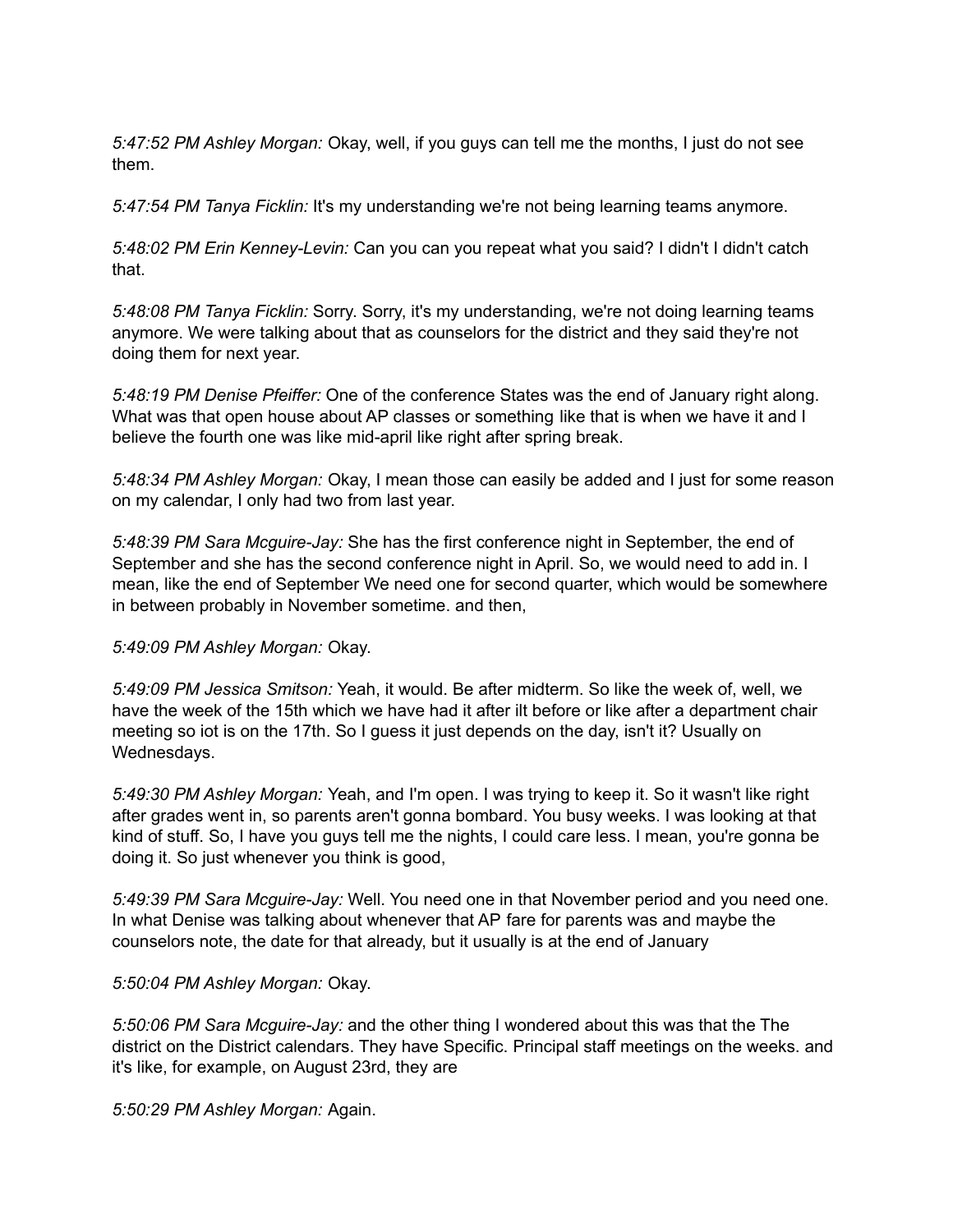*5:47:52 PM Ashley Morgan:* Okay, well, if you guys can tell me the months, I just do not see them.

*5:47:54 PM Tanya Ficklin:* It's my understanding we're not being learning teams anymore.

*5:48:02 PM Erin Kenney-Levin:* Can you can you repeat what you said? I didn't I didn't catch that.

*5:48:08 PM Tanya Ficklin:* Sorry. Sorry, it's my understanding, we're not doing learning teams anymore. We were talking about that as counselors for the district and they said they're not doing them for next year.

*5:48:19 PM Denise Pfeiffer:* One of the conference States was the end of January right along. What was that open house about AP classes or something like that is when we have it and I believe the fourth one was like mid-april like right after spring break.

*5:48:34 PM Ashley Morgan:* Okay, I mean those can easily be added and I just for some reason on my calendar, I only had two from last year.

*5:48:39 PM Sara Mcguire-Jay:* She has the first conference night in September, the end of September and she has the second conference night in April. So, we would need to add in. I mean, like the end of September We need one for second quarter, which would be somewhere in between probably in November sometime. and then,

*5:49:09 PM Ashley Morgan:* Okay.

*5:49:09 PM Jessica Smitson:* Yeah, it would. Be after midterm. So like the week of, well, we have the week of the 15th which we have had it after ilt before or like after a department chair meeting so iot is on the 17th. So I guess it just depends on the day, isn't it? Usually on Wednesdays.

*5:49:30 PM Ashley Morgan:* Yeah, and I'm open. I was trying to keep it. So it wasn't like right after grades went in, so parents aren't gonna bombard. You busy weeks. I was looking at that kind of stuff. So, I have you guys tell me the nights, I could care less. I mean, you're gonna be doing it. So just whenever you think is good,

*5:49:39 PM Sara Mcguire-Jay:* Well. You need one in that November period and you need one. In what Denise was talking about whenever that AP fare for parents was and maybe the counselors note, the date for that already, but it usually is at the end of January

*5:50:04 PM Ashley Morgan:* Okay.

*5:50:06 PM Sara Mcguire-Jay:* and the other thing I wondered about this was that the The district on the District calendars. They have Specific. Principal staff meetings on the weeks. and it's like, for example, on August 23rd, they are

*5:50:29 PM Ashley Morgan:* Again.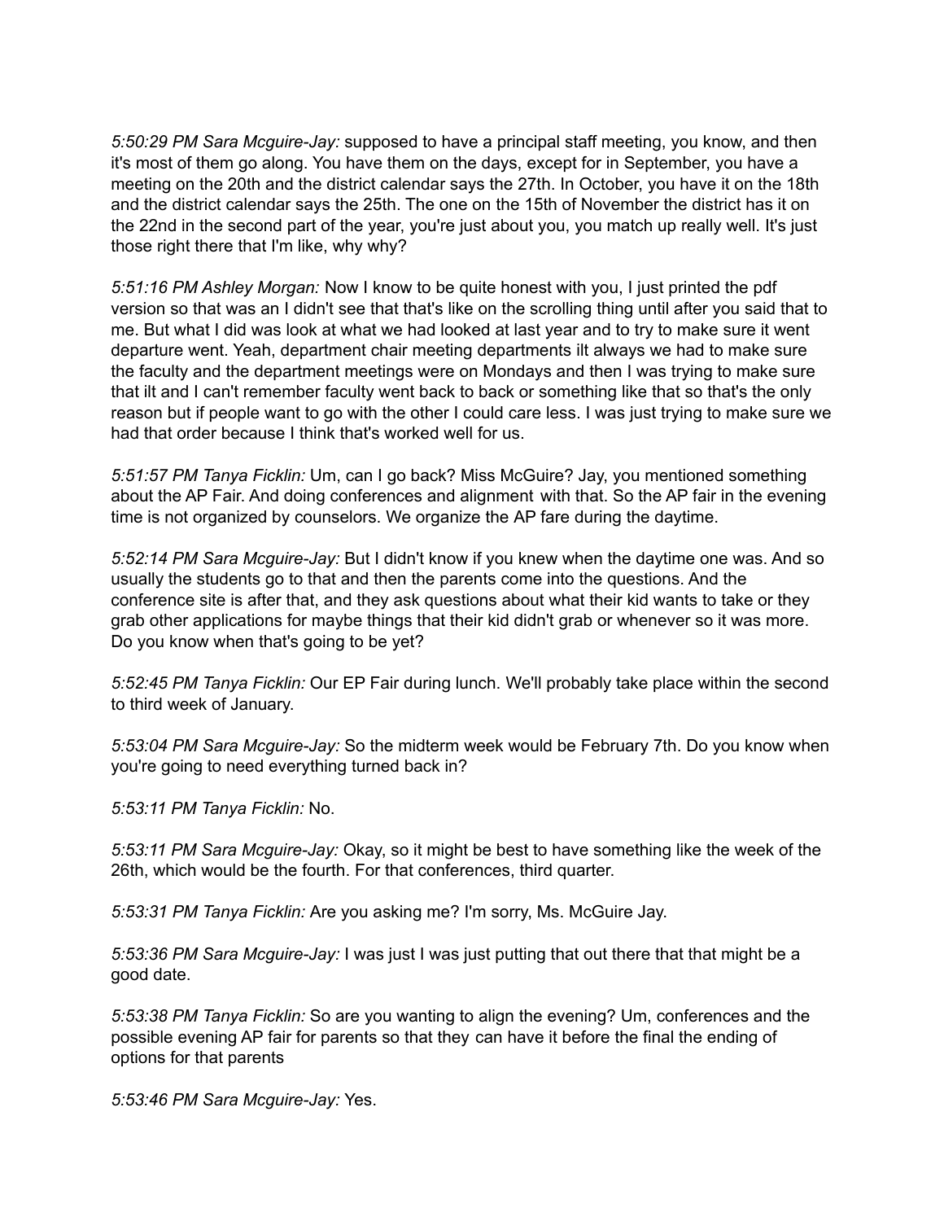*5:50:29 PM Sara Mcguire-Jay:* supposed to have a principal staff meeting, you know, and then it's most of them go along. You have them on the days, except for in September, you have a meeting on the 20th and the district calendar says the 27th. In October, you have it on the 18th and the district calendar says the 25th. The one on the 15th of November the district has it on the 22nd in the second part of the year, you're just about you, you match up really well. It's just those right there that I'm like, why why?

*5:51:16 PM Ashley Morgan:* Now I know to be quite honest with you, I just printed the pdf version so that was an I didn't see that that's like on the scrolling thing until after you said that to me. But what I did was look at what we had looked at last year and to try to make sure it went departure went. Yeah, department chair meeting departments ilt always we had to make sure the faculty and the department meetings were on Mondays and then I was trying to make sure that ilt and I can't remember faculty went back to back or something like that so that's the only reason but if people want to go with the other I could care less. I was just trying to make sure we had that order because I think that's worked well for us.

*5:51:57 PM Tanya Ficklin:* Um, can I go back? Miss McGuire? Jay, you mentioned something about the AP Fair. And doing conferences and alignment with that. So the AP fair in the evening time is not organized by counselors. We organize the AP fare during the daytime.

*5:52:14 PM Sara Mcguire-Jay:* But I didn't know if you knew when the daytime one was. And so usually the students go to that and then the parents come into the questions. And the conference site is after that, and they ask questions about what their kid wants to take or they grab other applications for maybe things that their kid didn't grab or whenever so it was more. Do you know when that's going to be yet?

*5:52:45 PM Tanya Ficklin:* Our EP Fair during lunch. We'll probably take place within the second to third week of January.

*5:53:04 PM Sara Mcguire-Jay:* So the midterm week would be February 7th. Do you know when you're going to need everything turned back in?

*5:53:11 PM Tanya Ficklin:* No.

*5:53:11 PM Sara Mcguire-Jay:* Okay, so it might be best to have something like the week of the 26th, which would be the fourth. For that conferences, third quarter.

*5:53:31 PM Tanya Ficklin:* Are you asking me? I'm sorry, Ms. McGuire Jay.

*5:53:36 PM Sara Mcguire-Jay:* I was just I was just putting that out there that that might be a good date.

*5:53:38 PM Tanya Ficklin:* So are you wanting to align the evening? Um, conferences and the possible evening AP fair for parents so that they can have it before the final the ending of options for that parents

*5:53:46 PM Sara Mcguire-Jay:* Yes.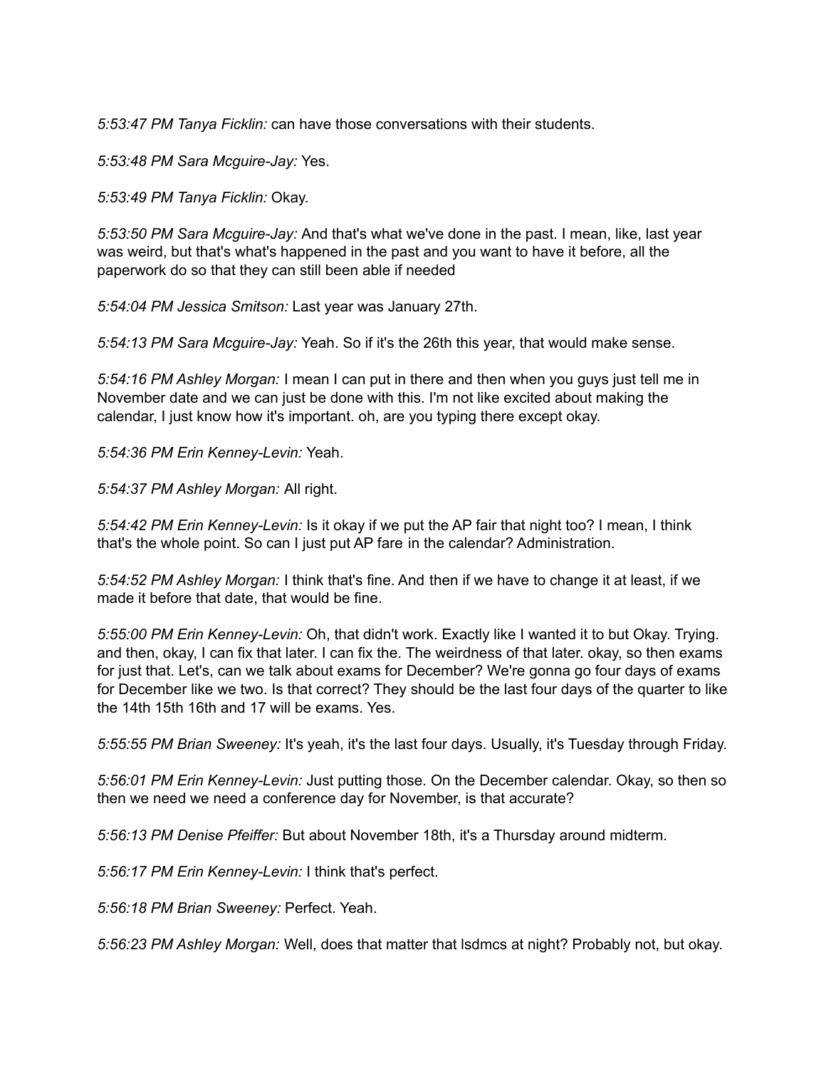*5:53:47 PM Tanya Ficklin:* can have those conversations with their students.

*5:53:48 PM Sara Mcguire-Jay:* Yes.

*5:53:49 PM Tanya Ficklin:* Okay.

*5:53:50 PM Sara Mcguire-Jay:* And that's what we've done in the past. I mean, like, last year was weird, but that's what's happened in the past and you want to have it before, all the paperwork do so that they can still been able if needed

*5:54:04 PM Jessica Smitson:* Last year was January 27th.

*5:54:13 PM Sara Mcguire-Jay:* Yeah. So if it's the 26th this year, that would make sense.

*5:54:16 PM Ashley Morgan:* I mean I can put in there and then when you guys just tell me in November date and we can just be done with this. I'm not like excited about making the calendar, I just know how it's important. oh, are you typing there except okay.

*5:54:36 PM Erin Kenney-Levin:* Yeah.

*5:54:37 PM Ashley Morgan:* All right.

*5:54:42 PM Erin Kenney-Levin:* Is it okay if we put the AP fair that night too? I mean, I think that's the whole point. So can I just put AP fare in the calendar? Administration.

*5:54:52 PM Ashley Morgan:* I think that's fine. And then if we have to change it at least, if we made it before that date, that would be fine.

*5:55:00 PM Erin Kenney-Levin:* Oh, that didn't work. Exactly like I wanted it to but Okay. Trying. and then, okay, I can fix that later. I can fix the. The weirdness of that later. okay, so then exams for just that. Let's, can we talk about exams for December? We're gonna go four days of exams for December like we two. Is that correct? They should be the last four days of the quarter to like the 14th 15th 16th and 17 will be exams. Yes.

*5:55:55 PM Brian Sweeney:* It's yeah, it's the last four days. Usually, it's Tuesday through Friday.

*5:56:01 PM Erin Kenney-Levin:* Just putting those. On the December calendar. Okay, so then so then we need we need a conference day for November, is that accurate?

*5:56:13 PM Denise Pfeiffer:* But about November 18th, it's a Thursday around midterm.

*5:56:17 PM Erin Kenney-Levin:* I think that's perfect.

*5:56:18 PM Brian Sweeney:* Perfect. Yeah.

*5:56:23 PM Ashley Morgan:* Well, does that matter that lsdmcs at night? Probably not, but okay.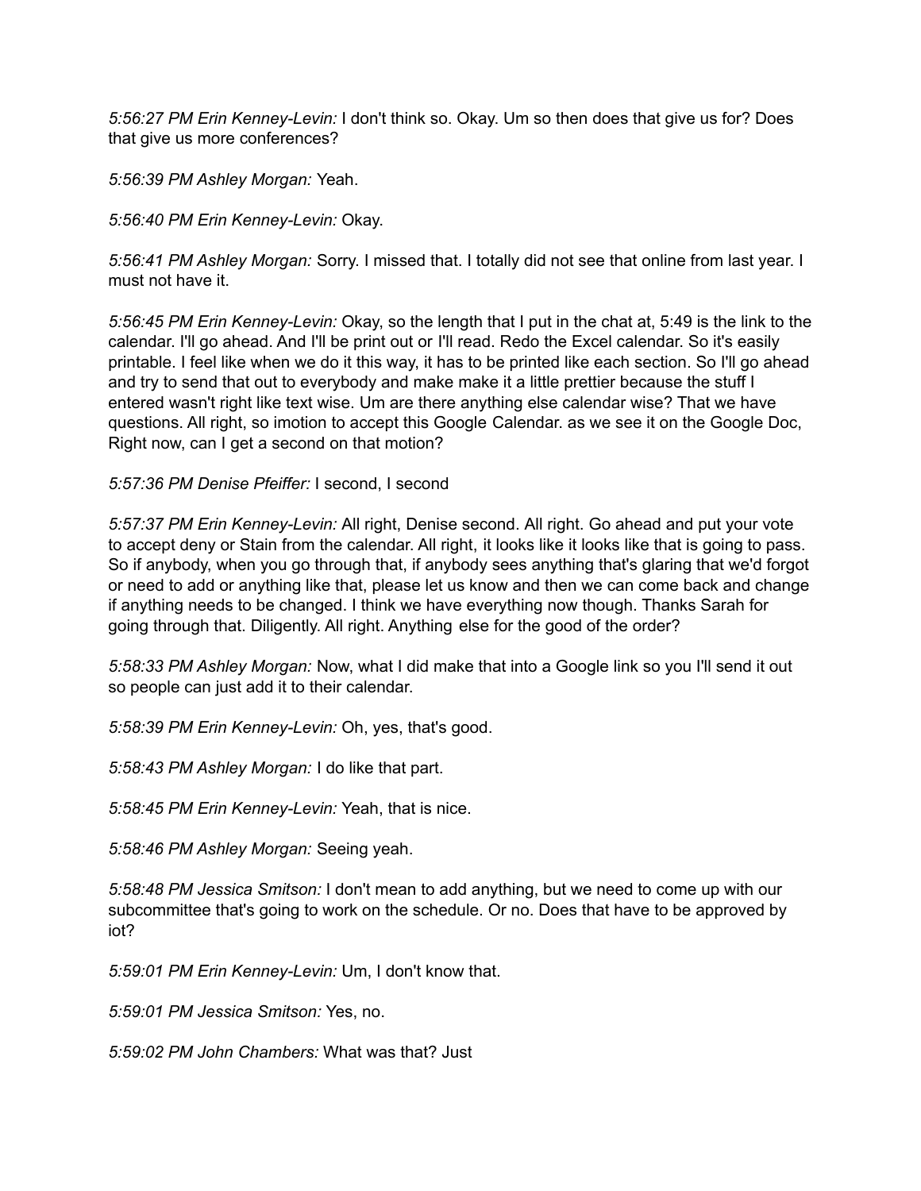*5:56:27 PM Erin Kenney-Levin:* I don't think so. Okay. Um so then does that give us for? Does that give us more conferences?

*5:56:39 PM Ashley Morgan:* Yeah.

*5:56:40 PM Erin Kenney-Levin:* Okay.

*5:56:41 PM Ashley Morgan:* Sorry. I missed that. I totally did not see that online from last year. I must not have it.

*5:56:45 PM Erin Kenney-Levin:* Okay, so the length that I put in the chat at, 5:49 is the link to the calendar. I'll go ahead. And I'll be print out or I'll read. Redo the Excel calendar. So it's easily printable. I feel like when we do it this way, it has to be printed like each section. So I'll go ahead and try to send that out to everybody and make make it a little prettier because the stuff I entered wasn't right like text wise. Um are there anything else calendar wise? That we have questions. All right, so imotion to accept this Google Calendar. as we see it on the Google Doc, Right now, can I get a second on that motion?

*5:57:36 PM Denise Pfeiffer:* I second, I second

*5:57:37 PM Erin Kenney-Levin:* All right, Denise second. All right. Go ahead and put your vote to accept deny or Stain from the calendar. All right, it looks like it looks like that is going to pass. So if anybody, when you go through that, if anybody sees anything that's glaring that we'd forgot or need to add or anything like that, please let us know and then we can come back and change if anything needs to be changed. I think we have everything now though. Thanks Sarah for going through that. Diligently. All right. Anything else for the good of the order?

*5:58:33 PM Ashley Morgan:* Now, what I did make that into a Google link so you I'll send it out so people can just add it to their calendar.

*5:58:39 PM Erin Kenney-Levin:* Oh, yes, that's good.

*5:58:43 PM Ashley Morgan:* I do like that part.

*5:58:45 PM Erin Kenney-Levin:* Yeah, that is nice.

*5:58:46 PM Ashley Morgan:* Seeing yeah.

*5:58:48 PM Jessica Smitson:* I don't mean to add anything, but we need to come up with our subcommittee that's going to work on the schedule. Or no. Does that have to be approved by iot?

*5:59:01 PM Erin Kenney-Levin:* Um, I don't know that.

*5:59:01 PM Jessica Smitson:* Yes, no.

*5:59:02 PM John Chambers:* What was that? Just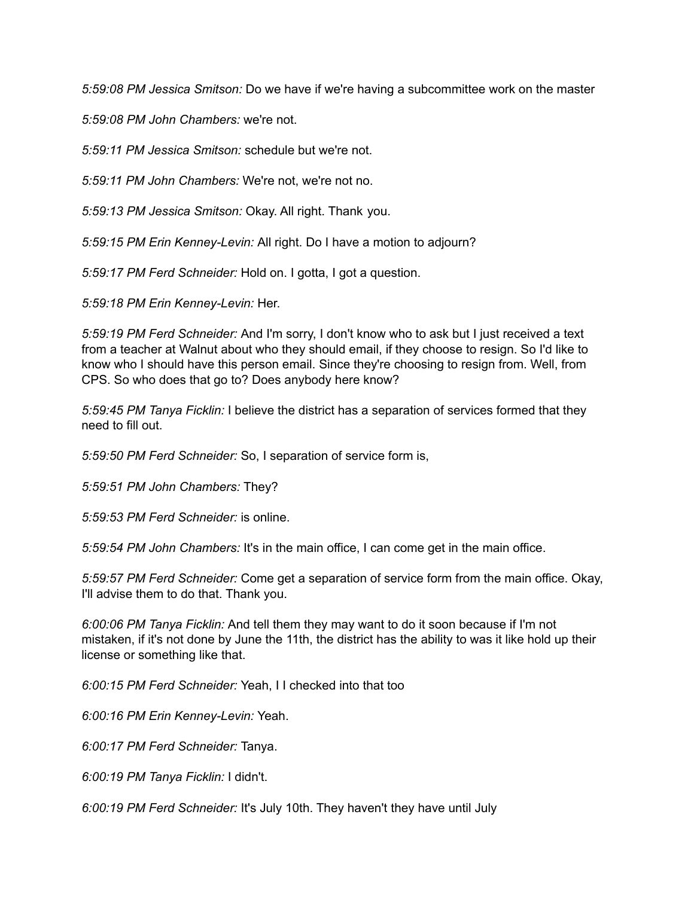*5:59:08 PM Jessica Smitson:* Do we have if we're having a subcommittee work on the master

*5:59:08 PM John Chambers:* we're not.

*5:59:11 PM Jessica Smitson:* schedule but we're not.

*5:59:11 PM John Chambers:* We're not, we're not no.

*5:59:13 PM Jessica Smitson:* Okay. All right. Thank you.

*5:59:15 PM Erin Kenney-Levin:* All right. Do I have a motion to adjourn?

*5:59:17 PM Ferd Schneider:* Hold on. I gotta, I got a question.

*5:59:18 PM Erin Kenney-Levin:* Her.

*5:59:19 PM Ferd Schneider:* And I'm sorry, I don't know who to ask but I just received a text from a teacher at Walnut about who they should email, if they choose to resign. So I'd like to know who I should have this person email. Since they're choosing to resign from. Well, from CPS. So who does that go to? Does anybody here know?

*5:59:45 PM Tanya Ficklin:* I believe the district has a separation of services formed that they need to fill out.

*5:59:50 PM Ferd Schneider:* So, I separation of service form is,

*5:59:51 PM John Chambers:* They?

*5:59:53 PM Ferd Schneider:* is online.

*5:59:54 PM John Chambers:* It's in the main office, I can come get in the main office.

*5:59:57 PM Ferd Schneider:* Come get a separation of service form from the main office. Okay, I'll advise them to do that. Thank you.

*6:00:06 PM Tanya Ficklin:* And tell them they may want to do it soon because if I'm not mistaken, if it's not done by June the 11th, the district has the ability to was it like hold up their license or something like that.

*6:00:15 PM Ferd Schneider:* Yeah, I I checked into that too

*6:00:16 PM Erin Kenney-Levin:* Yeah.

*6:00:17 PM Ferd Schneider:* Tanya.

*6:00:19 PM Tanya Ficklin:* I didn't.

*6:00:19 PM Ferd Schneider:* It's July 10th. They haven't they have until July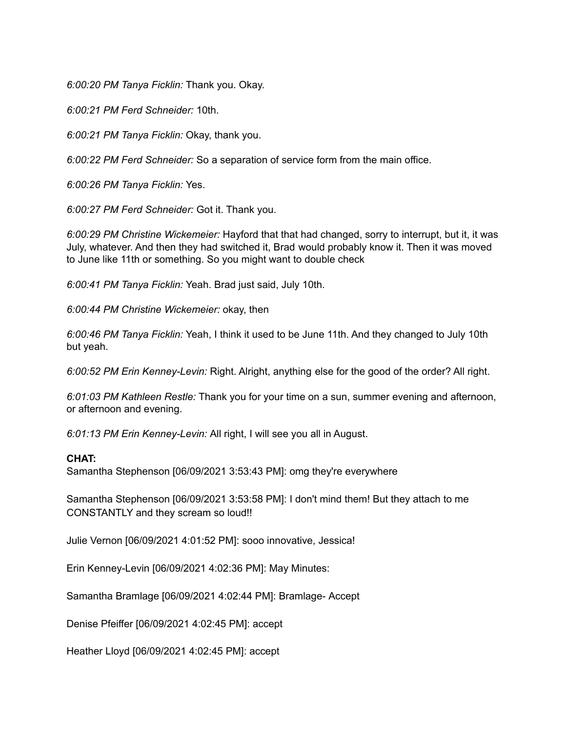*6:00:20 PM Tanya Ficklin:* Thank you. Okay.

*6:00:21 PM Ferd Schneider:* 10th.

*6:00:21 PM Tanya Ficklin:* Okay, thank you.

*6:00:22 PM Ferd Schneider:* So a separation of service form from the main office.

*6:00:26 PM Tanya Ficklin:* Yes.

*6:00:27 PM Ferd Schneider:* Got it. Thank you.

*6:00:29 PM Christine Wickemeier:* Hayford that that had changed, sorry to interrupt, but it, it was July, whatever. And then they had switched it, Brad would probably know it. Then it was moved to June like 11th or something. So you might want to double check

*6:00:41 PM Tanya Ficklin:* Yeah. Brad just said, July 10th.

*6:00:44 PM Christine Wickemeier:* okay, then

*6:00:46 PM Tanya Ficklin:* Yeah, I think it used to be June 11th. And they changed to July 10th but yeah.

*6:00:52 PM Erin Kenney-Levin:* Right. Alright, anything else for the good of the order? All right.

*6:01:03 PM Kathleen Restle:* Thank you for your time on a sun, summer evening and afternoon, or afternoon and evening.

*6:01:13 PM Erin Kenney-Levin:* All right, I will see you all in August.

**CHAT:**

Samantha Stephenson [06/09/2021 3:53:43 PM]: omg they're everywhere

Samantha Stephenson [06/09/2021 3:53:58 PM]: I don't mind them! But they attach to me CONSTANTLY and they scream so loud!!

Julie Vernon [06/09/2021 4:01:52 PM]: sooo innovative, Jessica!

Erin Kenney-Levin [06/09/2021 4:02:36 PM]: May Minutes:

Samantha Bramlage [06/09/2021 4:02:44 PM]: Bramlage- Accept

Denise Pfeiffer [06/09/2021 4:02:45 PM]: accept

Heather Lloyd [06/09/2021 4:02:45 PM]: accept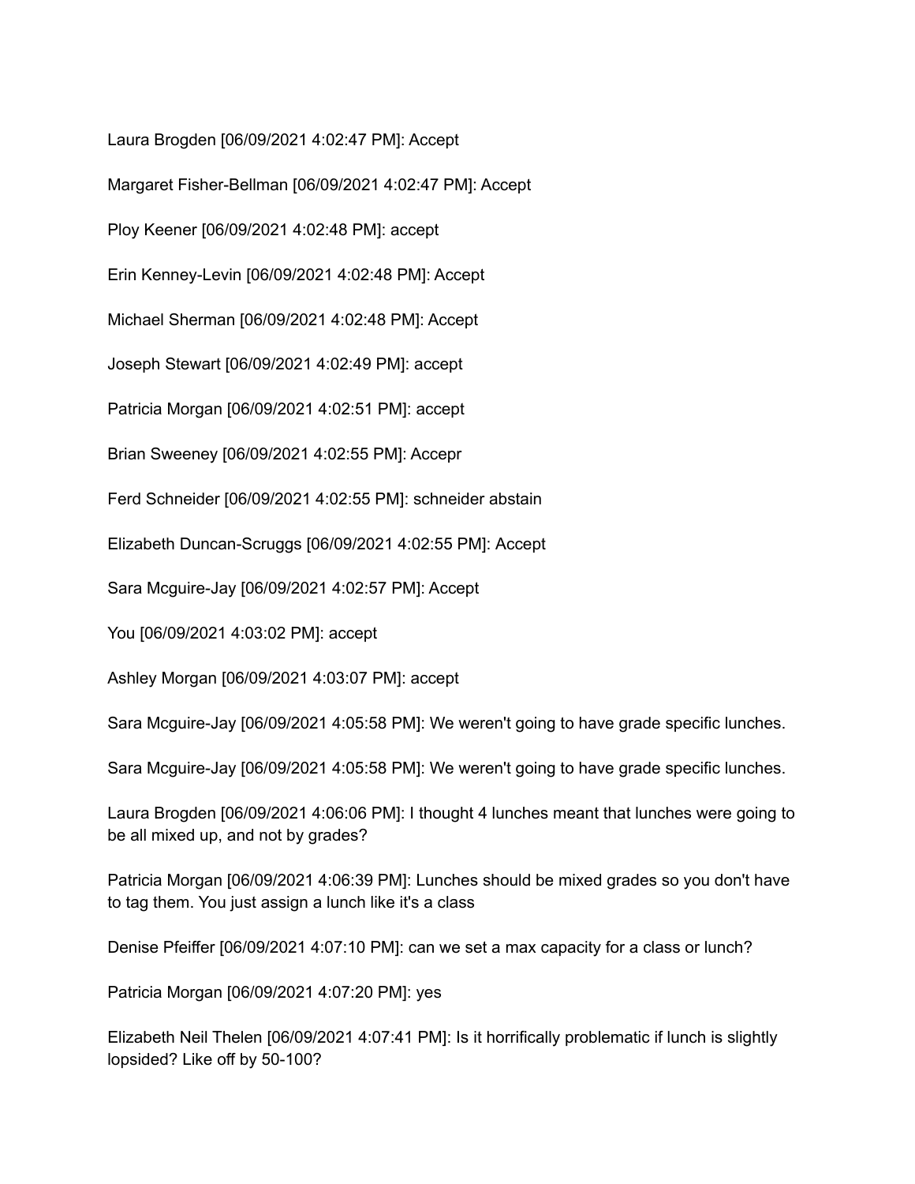Laura Brogden [06/09/2021 4:02:47 PM]: Accept

Margaret Fisher-Bellman [06/09/2021 4:02:47 PM]: Accept

Ploy Keener [06/09/2021 4:02:48 PM]: accept

Erin Kenney-Levin [06/09/2021 4:02:48 PM]: Accept

Michael Sherman [06/09/2021 4:02:48 PM]: Accept

Joseph Stewart [06/09/2021 4:02:49 PM]: accept

Patricia Morgan [06/09/2021 4:02:51 PM]: accept

Brian Sweeney [06/09/2021 4:02:55 PM]: Accepr

Ferd Schneider [06/09/2021 4:02:55 PM]: schneider abstain

Elizabeth Duncan-Scruggs [06/09/2021 4:02:55 PM]: Accept

Sara Mcguire-Jay [06/09/2021 4:02:57 PM]: Accept

You [06/09/2021 4:03:02 PM]: accept

Ashley Morgan [06/09/2021 4:03:07 PM]: accept

Sara Mcguire-Jay [06/09/2021 4:05:58 PM]: We weren't going to have grade specific lunches.

Sara Mcguire-Jay [06/09/2021 4:05:58 PM]: We weren't going to have grade specific lunches.

Laura Brogden [06/09/2021 4:06:06 PM]: I thought 4 lunches meant that lunches were going to be all mixed up, and not by grades?

Patricia Morgan [06/09/2021 4:06:39 PM]: Lunches should be mixed grades so you don't have to tag them. You just assign a lunch like it's a class

Denise Pfeiffer [06/09/2021 4:07:10 PM]: can we set a max capacity for a class or lunch?

Patricia Morgan [06/09/2021 4:07:20 PM]: yes

Elizabeth Neil Thelen [06/09/2021 4:07:41 PM]: Is it horrifically problematic if lunch is slightly lopsided? Like off by 50-100?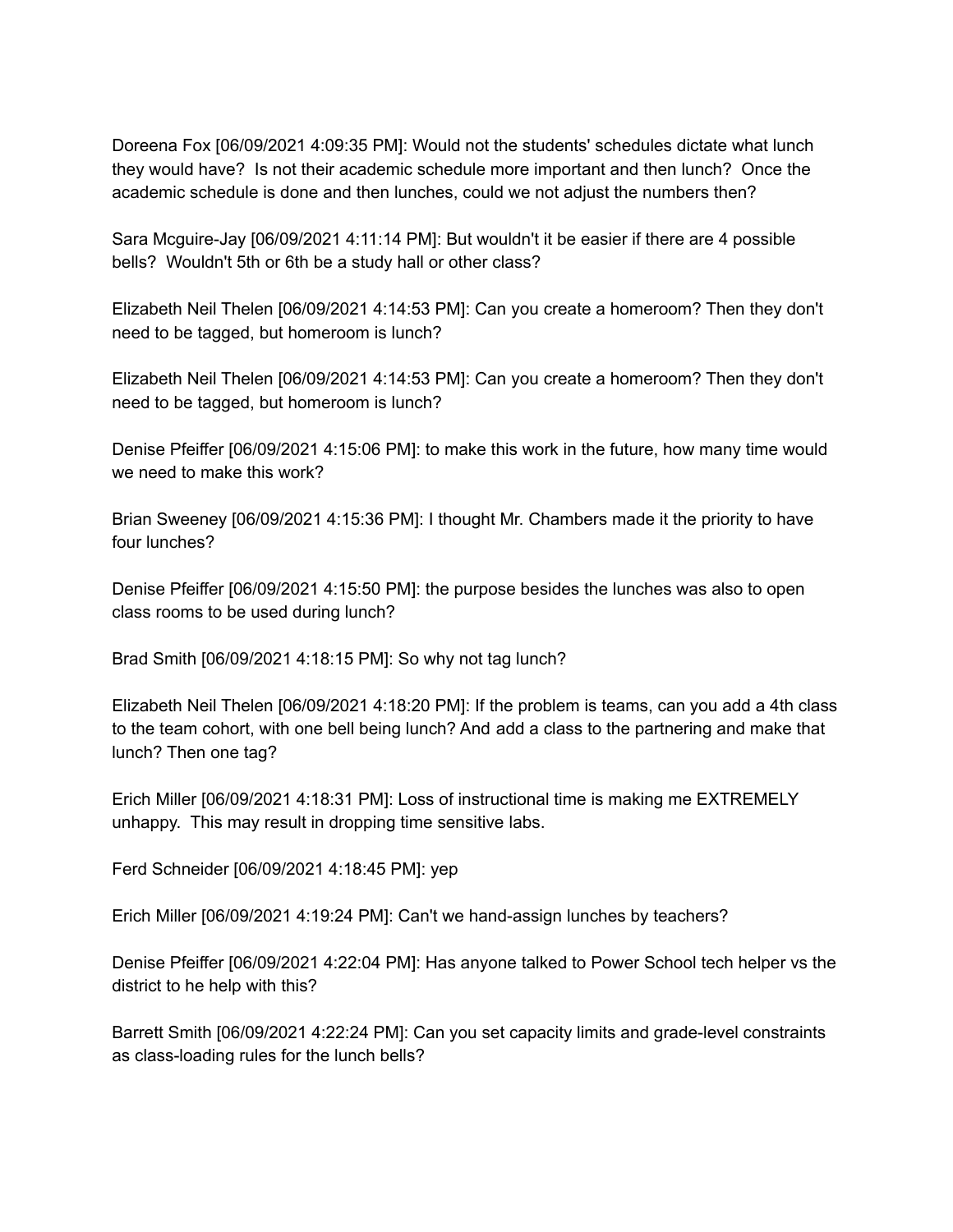Doreena Fox [06/09/2021 4:09:35 PM]: Would not the students' schedules dictate what lunch they would have? Is not their academic schedule more important and then lunch? Once the academic schedule is done and then lunches, could we not adjust the numbers then?

Sara Mcguire-Jay [06/09/2021 4:11:14 PM]: But wouldn't it be easier if there are 4 possible bells? Wouldn't 5th or 6th be a study hall or other class?

Elizabeth Neil Thelen [06/09/2021 4:14:53 PM]: Can you create a homeroom? Then they don't need to be tagged, but homeroom is lunch?

Elizabeth Neil Thelen [06/09/2021 4:14:53 PM]: Can you create a homeroom? Then they don't need to be tagged, but homeroom is lunch?

Denise Pfeiffer [06/09/2021 4:15:06 PM]: to make this work in the future, how many time would we need to make this work?

Brian Sweeney [06/09/2021 4:15:36 PM]: I thought Mr. Chambers made it the priority to have four lunches?

Denise Pfeiffer [06/09/2021 4:15:50 PM]: the purpose besides the lunches was also to open class rooms to be used during lunch?

Brad Smith [06/09/2021 4:18:15 PM]: So why not tag lunch?

Elizabeth Neil Thelen [06/09/2021 4:18:20 PM]: If the problem is teams, can you add a 4th class to the team cohort, with one bell being lunch? And add a class to the partnering and make that lunch? Then one tag?

Erich Miller [06/09/2021 4:18:31 PM]: Loss of instructional time is making me EXTREMELY unhappy. This may result in dropping time sensitive labs.

Ferd Schneider [06/09/2021 4:18:45 PM]: yep

Erich Miller [06/09/2021 4:19:24 PM]: Can't we hand-assign lunches by teachers?

Denise Pfeiffer [06/09/2021 4:22:04 PM]: Has anyone talked to Power School tech helper vs the district to he help with this?

Barrett Smith [06/09/2021 4:22:24 PM]: Can you set capacity limits and grade-level constraints as class-loading rules for the lunch bells?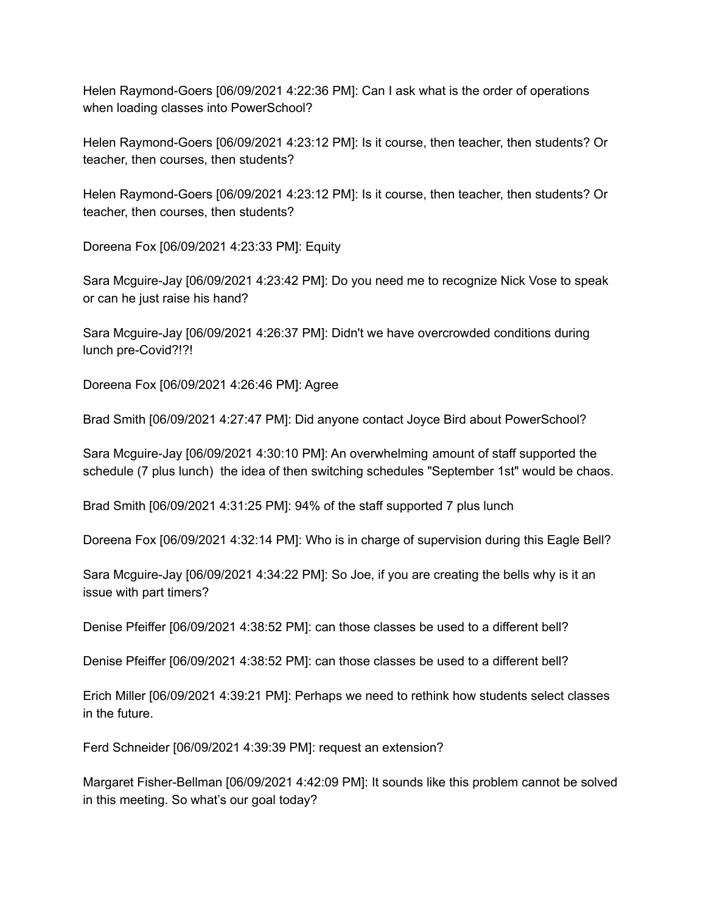Helen Raymond-Goers [06/09/2021 4:22:36 PM]: Can I ask what is the order of operations when loading classes into PowerSchool?

Helen Raymond-Goers [06/09/2021 4:23:12 PM]: Is it course, then teacher, then students? Or teacher, then courses, then students?

Helen Raymond-Goers [06/09/2021 4:23:12 PM]: Is it course, then teacher, then students? Or teacher, then courses, then students?

Doreena Fox [06/09/2021 4:23:33 PM]: Equity

Sara Mcguire-Jay [06/09/2021 4:23:42 PM]: Do you need me to recognize Nick Vose to speak or can he just raise his hand?

Sara Mcguire-Jay [06/09/2021 4:26:37 PM]: Didn't we have overcrowded conditions during lunch pre-Covid?!?!

Doreena Fox [06/09/2021 4:26:46 PM]: Agree

Brad Smith [06/09/2021 4:27:47 PM]: Did anyone contact Joyce Bird about PowerSchool?

Sara Mcguire-Jay [06/09/2021 4:30:10 PM]: An overwhelming amount of staff supported the schedule (7 plus lunch) the idea of then switching schedules "September 1st" would be chaos.

Brad Smith [06/09/2021 4:31:25 PM]: 94% of the staff supported 7 plus lunch

Doreena Fox [06/09/2021 4:32:14 PM]: Who is in charge of supervision during this Eagle Bell?

Sara Mcguire-Jay [06/09/2021 4:34:22 PM]: So Joe, if you are creating the bells why is it an issue with part timers?

Denise Pfeiffer [06/09/2021 4:38:52 PM]: can those classes be used to a different bell?

Denise Pfeiffer [06/09/2021 4:38:52 PM]: can those classes be used to a different bell?

Erich Miller [06/09/2021 4:39:21 PM]: Perhaps we need to rethink how students select classes in the future.

Ferd Schneider [06/09/2021 4:39:39 PM]: request an extension?

Margaret Fisher-Bellman [06/09/2021 4:42:09 PM]: It sounds like this problem cannot be solved in this meeting. So what's our goal today?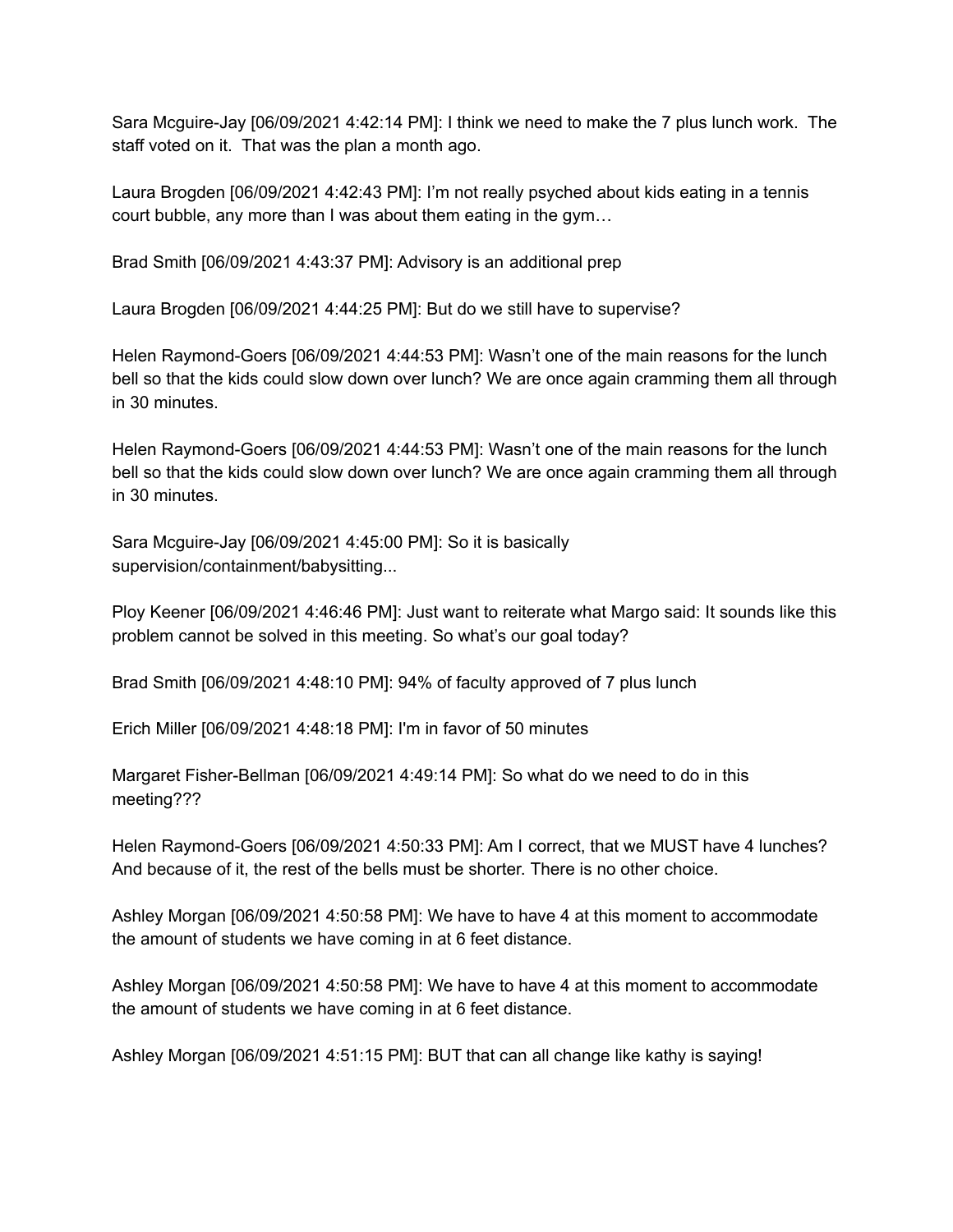Sara Mcguire-Jay [06/09/2021 4:42:14 PM]: I think we need to make the 7 plus lunch work.  The staff voted on it.  That was the plan a month ago.

Laura Brogden [06/09/2021 4:42:43 PM]: I'm not really psyched about kids eating in a tennis court bubble, any more than I was about them eating in the gym…

Brad Smith [06/09/2021 4:43:37 PM]: Advisory is an additional prep

Laura Brogden [06/09/2021 4:44:25 PM]: But do we still have to supervise?

Helen Raymond-Goers [06/09/2021 4:44:53 PM]: Wasn't one of the main reasons for the lunch bell so that the kids could slow down over lunch? We are once again cramming them all through in 30 minutes.

Helen Raymond-Goers [06/09/2021 4:44:53 PM]: Wasn't one of the main reasons for the lunch bell so that the kids could slow down over lunch? We are once again cramming them all through in 30 minutes.

Sara Mcguire-Jay [06/09/2021 4:45:00 PM]: So it is basically supervision/containment/babysitting...

Ploy Keener [06/09/2021 4:46:46 PM]: Just want to reiterate what Margo said: It sounds like this problem cannot be solved in this meeting. So what's our goal today?

Brad Smith [06/09/2021 4:48:10 PM]: 94% of faculty approved of 7 plus lunch

Erich Miller [06/09/2021 4:48:18 PM]: I'm in favor of 50 minutes

Margaret Fisher-Bellman [06/09/2021 4:49:14 PM]: So what do we need to do in this meeting???

Helen Raymond-Goers [06/09/2021 4:50:33 PM]: Am I correct, that we MUST have 4 lunches? And because of it, the rest of the bells must be shorter. There is no other choice.

Ashley Morgan [06/09/2021 4:50:58 PM]: We have to have 4 at this moment to accommodate the amount of students we have coming in at 6 feet distance.

Ashley Morgan [06/09/2021 4:50:58 PM]: We have to have 4 at this moment to accommodate the amount of students we have coming in at 6 feet distance.

Ashley Morgan [06/09/2021 4:51:15 PM]: BUT that can all change like kathy is saying!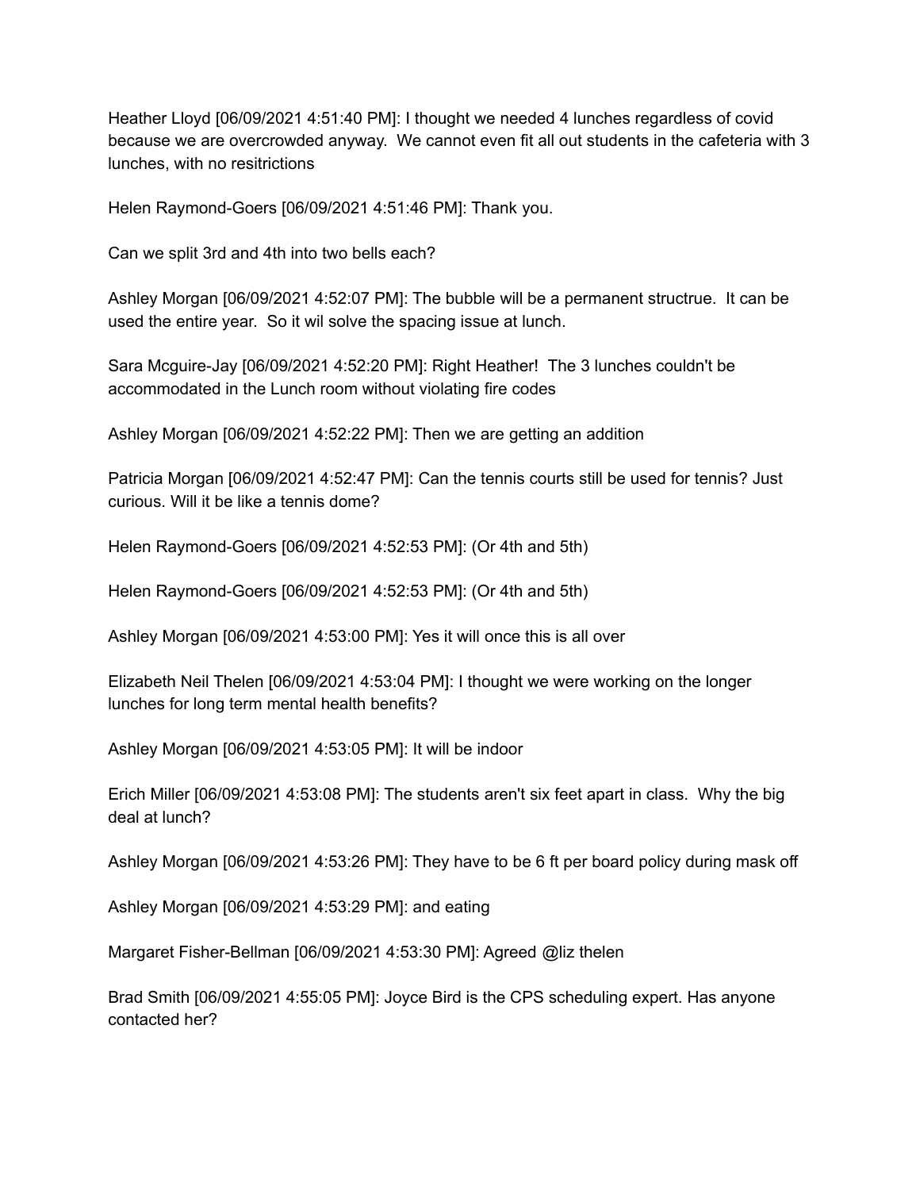Heather Lloyd [06/09/2021 4:51:40 PM]: I thought we needed 4 lunches regardless of covid because we are overcrowded anyway. We cannot even fit all out students in the cafeteria with 3 lunches, with no resitrictions

Helen Raymond-Goers [06/09/2021 4:51:46 PM]: Thank you.

Can we split 3rd and 4th into two bells each?

Ashley Morgan [06/09/2021 4:52:07 PM]: The bubble will be a permanent structrue. It can be used the entire year. So it wil solve the spacing issue at lunch.

Sara Mcguire-Jay [06/09/2021 4:52:20 PM]: Right Heather! The 3 lunches couldn't be accommodated in the Lunch room without violating fire codes

Ashley Morgan [06/09/2021 4:52:22 PM]: Then we are getting an addition

Patricia Morgan [06/09/2021 4:52:47 PM]: Can the tennis courts still be used for tennis? Just curious. Will it be like a tennis dome?

Helen Raymond-Goers [06/09/2021 4:52:53 PM]: (Or 4th and 5th)

Helen Raymond-Goers [06/09/2021 4:52:53 PM]: (Or 4th and 5th)

Ashley Morgan [06/09/2021 4:53:00 PM]: Yes it will once this is all over

Elizabeth Neil Thelen [06/09/2021 4:53:04 PM]: I thought we were working on the longer lunches for long term mental health benefits?

Ashley Morgan [06/09/2021 4:53:05 PM]: It will be indoor

Erich Miller [06/09/2021 4:53:08 PM]: The students aren't six feet apart in class. Why the big deal at lunch?

Ashley Morgan [06/09/2021 4:53:26 PM]: They have to be 6 ft per board policy during mask off

Ashley Morgan [06/09/2021 4:53:29 PM]: and eating

Margaret Fisher-Bellman [06/09/2021 4:53:30 PM]: Agreed @liz thelen

Brad Smith [06/09/2021 4:55:05 PM]: Joyce Bird is the CPS scheduling expert. Has anyone contacted her?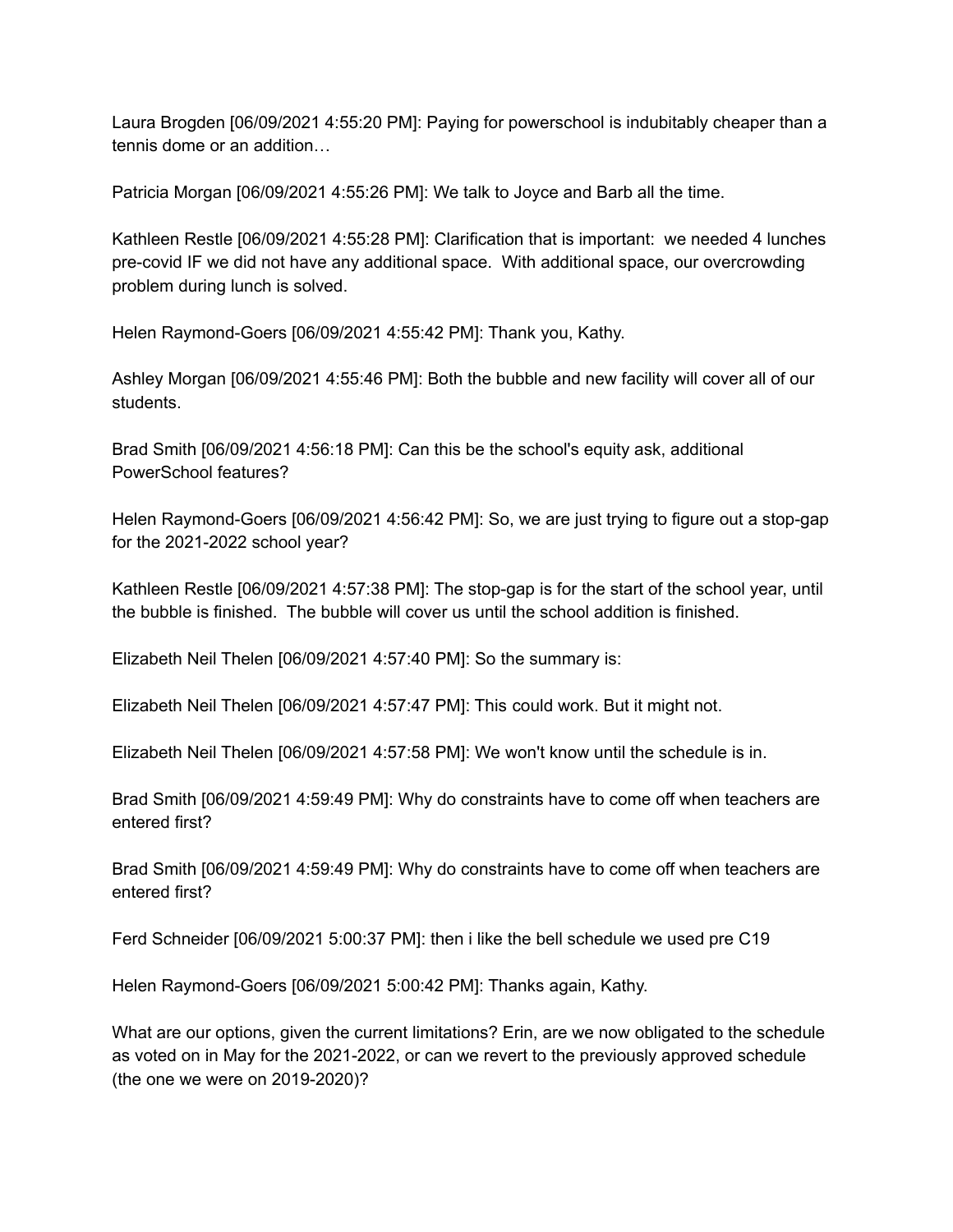Laura Brogden [06/09/2021 4:55:20 PM]: Paying for powerschool is indubitably cheaper than a tennis dome or an addition…

Patricia Morgan [06/09/2021 4:55:26 PM]: We talk to Joyce and Barb all the time.

Kathleen Restle [06/09/2021 4:55:28 PM]: Clarification that is important:  we needed 4 lunches pre-covid IF we did not have any additional space.  With additional space, our overcrowding problem during lunch is solved.

Helen Raymond-Goers [06/09/2021 4:55:42 PM]: Thank you, Kathy.

Ashley Morgan [06/09/2021 4:55:46 PM]: Both the bubble and new facility will cover all of our students.

Brad Smith [06/09/2021 4:56:18 PM]: Can this be the school's equity ask, additional PowerSchool features?

Helen Raymond-Goers [06/09/2021 4:56:42 PM]: So, we are just trying to figure out a stop-gap for the 2021-2022 school year?

Kathleen Restle [06/09/2021 4:57:38 PM]: The stop-gap is for the start of the school year, until the bubble is finished.  The bubble will cover us until the school addition is finished.

Elizabeth Neil Thelen [06/09/2021 4:57:40 PM]: So the summary is:

Elizabeth Neil Thelen [06/09/2021 4:57:47 PM]: This could work. But it might not.

Elizabeth Neil Thelen [06/09/2021 4:57:58 PM]: We won't know until the schedule is in.

Brad Smith [06/09/2021 4:59:49 PM]: Why do constraints have to come off when teachers are entered first?

Brad Smith [06/09/2021 4:59:49 PM]: Why do constraints have to come off when teachers are entered first?

Ferd Schneider [06/09/2021 5:00:37 PM]: then i like the bell schedule we used pre C19

Helen Raymond-Goers [06/09/2021 5:00:42 PM]: Thanks again, Kathy.

What are our options, given the current limitations? Erin, are we now obligated to the schedule as voted on in May for the 2021-2022, or can we revert to the previously approved schedule (the one we were on 2019-2020)?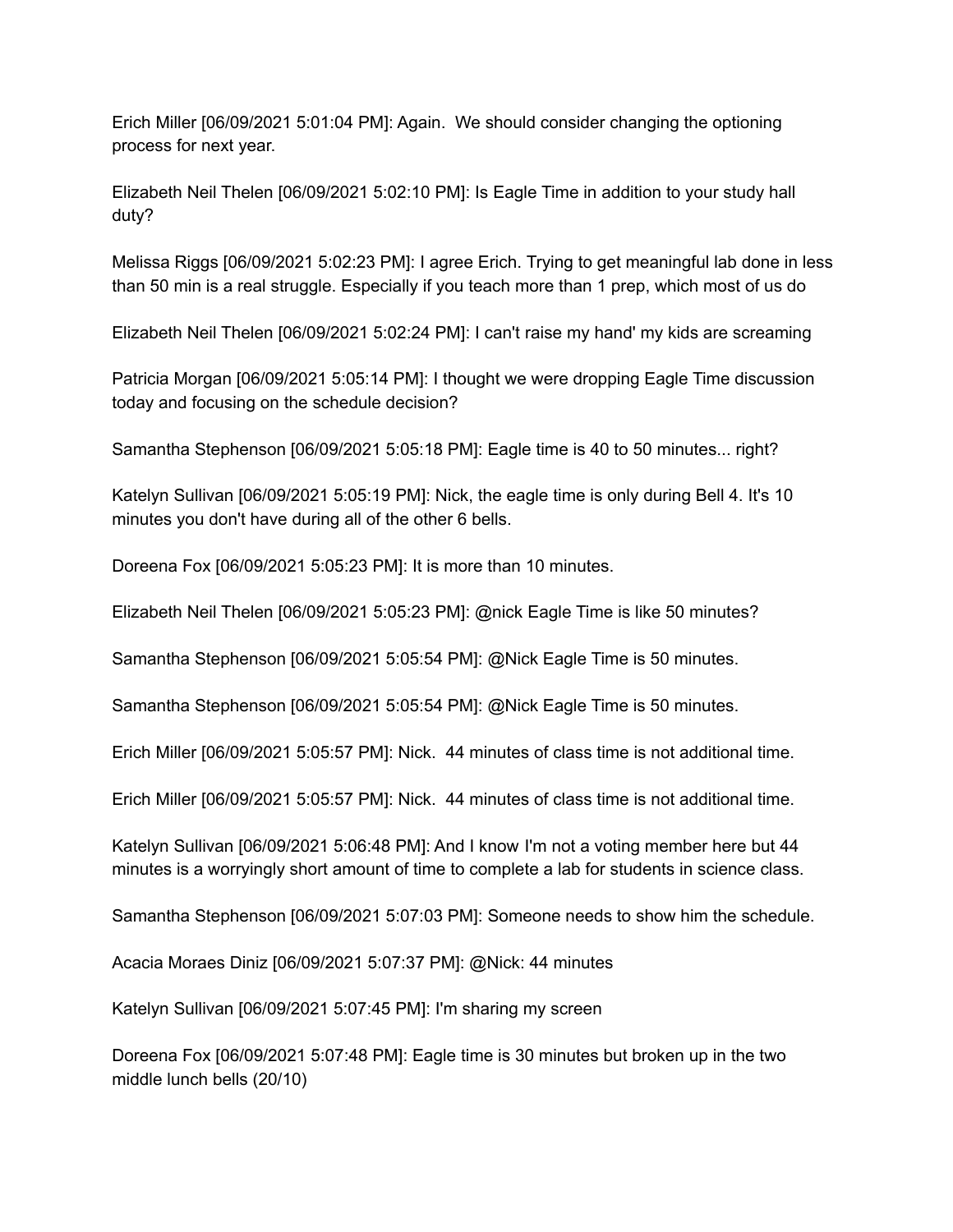Erich Miller [06/09/2021 5:01:04 PM]: Again. We should consider changing the optioning process for next year.

Elizabeth Neil Thelen [06/09/2021 5:02:10 PM]: Is Eagle Time in addition to your study hall duty?

Melissa Riggs [06/09/2021 5:02:23 PM]: I agree Erich. Trying to get meaningful lab done in less than 50 min is a real struggle. Especially if you teach more than 1 prep, which most of us do

Elizabeth Neil Thelen [06/09/2021 5:02:24 PM]: I can't raise my hand' my kids are screaming

Patricia Morgan [06/09/2021 5:05:14 PM]: I thought we were dropping Eagle Time discussion today and focusing on the schedule decision?

Samantha Stephenson [06/09/2021 5:05:18 PM]: Eagle time is 40 to 50 minutes... right?

Katelyn Sullivan [06/09/2021 5:05:19 PM]: Nick, the eagle time is only during Bell 4. It's 10 minutes you don't have during all of the other 6 bells.

Doreena Fox [06/09/2021 5:05:23 PM]: It is more than 10 minutes.

Elizabeth Neil Thelen [06/09/2021 5:05:23 PM]: @nick Eagle Time is like 50 minutes?

Samantha Stephenson [06/09/2021 5:05:54 PM]: @Nick Eagle Time is 50 minutes.

Samantha Stephenson [06/09/2021 5:05:54 PM]: @Nick Eagle Time is 50 minutes.

Erich Miller [06/09/2021 5:05:57 PM]: Nick. 44 minutes of class time is not additional time.

Erich Miller [06/09/2021 5:05:57 PM]: Nick. 44 minutes of class time is not additional time.

Katelyn Sullivan [06/09/2021 5:06:48 PM]: And I know I'm not a voting member here but 44 minutes is a worryingly short amount of time to complete a lab for students in science class.

Samantha Stephenson [06/09/2021 5:07:03 PM]: Someone needs to show him the schedule.

Acacia Moraes Diniz [06/09/2021 5:07:37 PM]: @Nick: 44 minutes

Katelyn Sullivan [06/09/2021 5:07:45 PM]: I'm sharing my screen

Doreena Fox [06/09/2021 5:07:48 PM]: Eagle time is 30 minutes but broken up in the two middle lunch bells (20/10)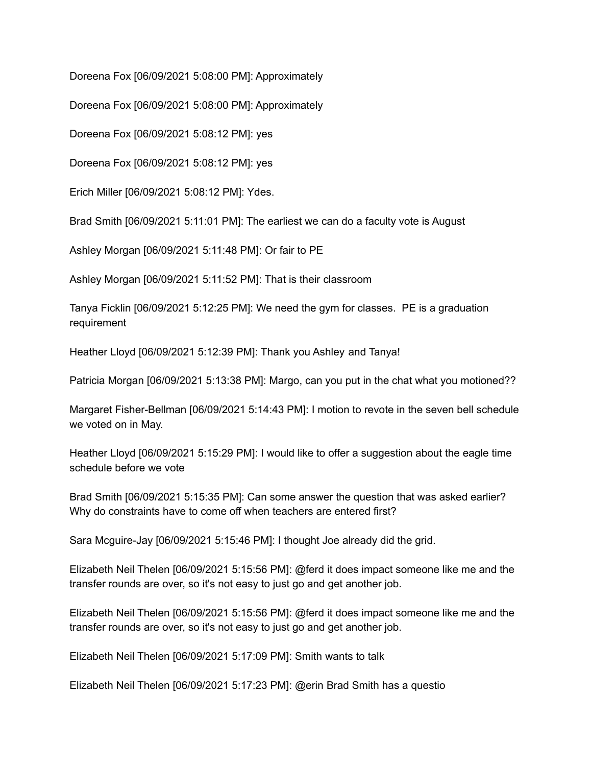Doreena Fox [06/09/2021 5:08:00 PM]: Approximately

Doreena Fox [06/09/2021 5:08:00 PM]: Approximately

Doreena Fox [06/09/2021 5:08:12 PM]: yes

Doreena Fox [06/09/2021 5:08:12 PM]: yes

Erich Miller [06/09/2021 5:08:12 PM]: Ydes.

Brad Smith [06/09/2021 5:11:01 PM]: The earliest we can do a faculty vote is August

Ashley Morgan [06/09/2021 5:11:48 PM]: Or fair to PE

Ashley Morgan [06/09/2021 5:11:52 PM]: That is their classroom

Tanya Ficklin [06/09/2021 5:12:25 PM]: We need the gym for classes.  PE is a graduation requirement

Heather Lloyd [06/09/2021 5:12:39 PM]: Thank you Ashley and Tanya!

Patricia Morgan [06/09/2021 5:13:38 PM]: Margo, can you put in the chat what you motioned??

Margaret Fisher-Bellman [06/09/2021 5:14:43 PM]: I motion to revote in the seven bell schedule we voted on in May.

Heather Lloyd [06/09/2021 5:15:29 PM]: I would like to offer a suggestion about the eagle time schedule before we vote

Brad Smith [06/09/2021 5:15:35 PM]: Can some answer the question that was asked earlier? Why do constraints have to come off when teachers are entered first?

Sara Mcguire-Jay [06/09/2021 5:15:46 PM]: I thought Joe already did the grid.

Elizabeth Neil Thelen [06/09/2021 5:15:56 PM]: @ferd it does impact someone like me and the transfer rounds are over, so it's not easy to just go and get another job.

Elizabeth Neil Thelen [06/09/2021 5:15:56 PM]: @ferd it does impact someone like me and the transfer rounds are over, so it's not easy to just go and get another job.

Elizabeth Neil Thelen [06/09/2021 5:17:09 PM]: Smith wants to talk

Elizabeth Neil Thelen [06/09/2021 5:17:23 PM]: @erin Brad Smith has a questio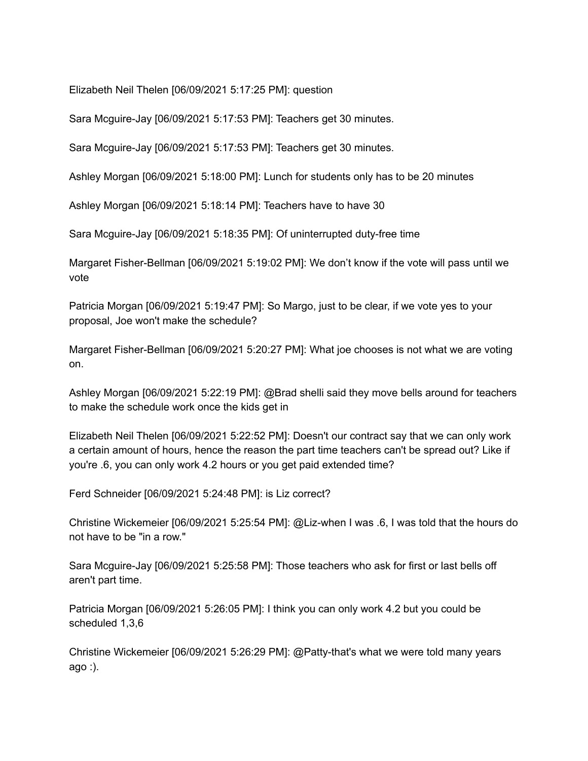Elizabeth Neil Thelen [06/09/2021 5:17:25 PM]: question

Sara Mcguire-Jay [06/09/2021 5:17:53 PM]: Teachers get 30 minutes.

Sara Mcguire-Jay [06/09/2021 5:17:53 PM]: Teachers get 30 minutes.

Ashley Morgan [06/09/2021 5:18:00 PM]: Lunch for students only has to be 20 minutes

Ashley Morgan [06/09/2021 5:18:14 PM]: Teachers have to have 30

Sara Mcguire-Jay [06/09/2021 5:18:35 PM]: Of uninterrupted duty-free time

Margaret Fisher-Bellman [06/09/2021 5:19:02 PM]: We don't know if the vote will pass until we vote

Patricia Morgan [06/09/2021 5:19:47 PM]: So Margo, just to be clear, if we vote yes to your proposal, Joe won't make the schedule?

Margaret Fisher-Bellman [06/09/2021 5:20:27 PM]: What joe chooses is not what we are voting on.

Ashley Morgan [06/09/2021 5:22:19 PM]: @Brad shelli said they move bells around for teachers to make the schedule work once the kids get in

Elizabeth Neil Thelen [06/09/2021 5:22:52 PM]: Doesn't our contract say that we can only work a certain amount of hours, hence the reason the part time teachers can't be spread out? Like if you're .6, you can only work 4.2 hours or you get paid extended time?

Ferd Schneider [06/09/2021 5:24:48 PM]: is Liz correct?

Christine Wickemeier [06/09/2021 5:25:54 PM]: @Liz-when I was .6, I was told that the hours do not have to be "in a row."

Sara Mcguire-Jay [06/09/2021 5:25:58 PM]: Those teachers who ask for first or last bells off aren't part time.

Patricia Morgan [06/09/2021 5:26:05 PM]: I think you can only work 4.2 but you could be scheduled 1,3,6

Christine Wickemeier [06/09/2021 5:26:29 PM]: @Patty-that's what we were told many years ago :).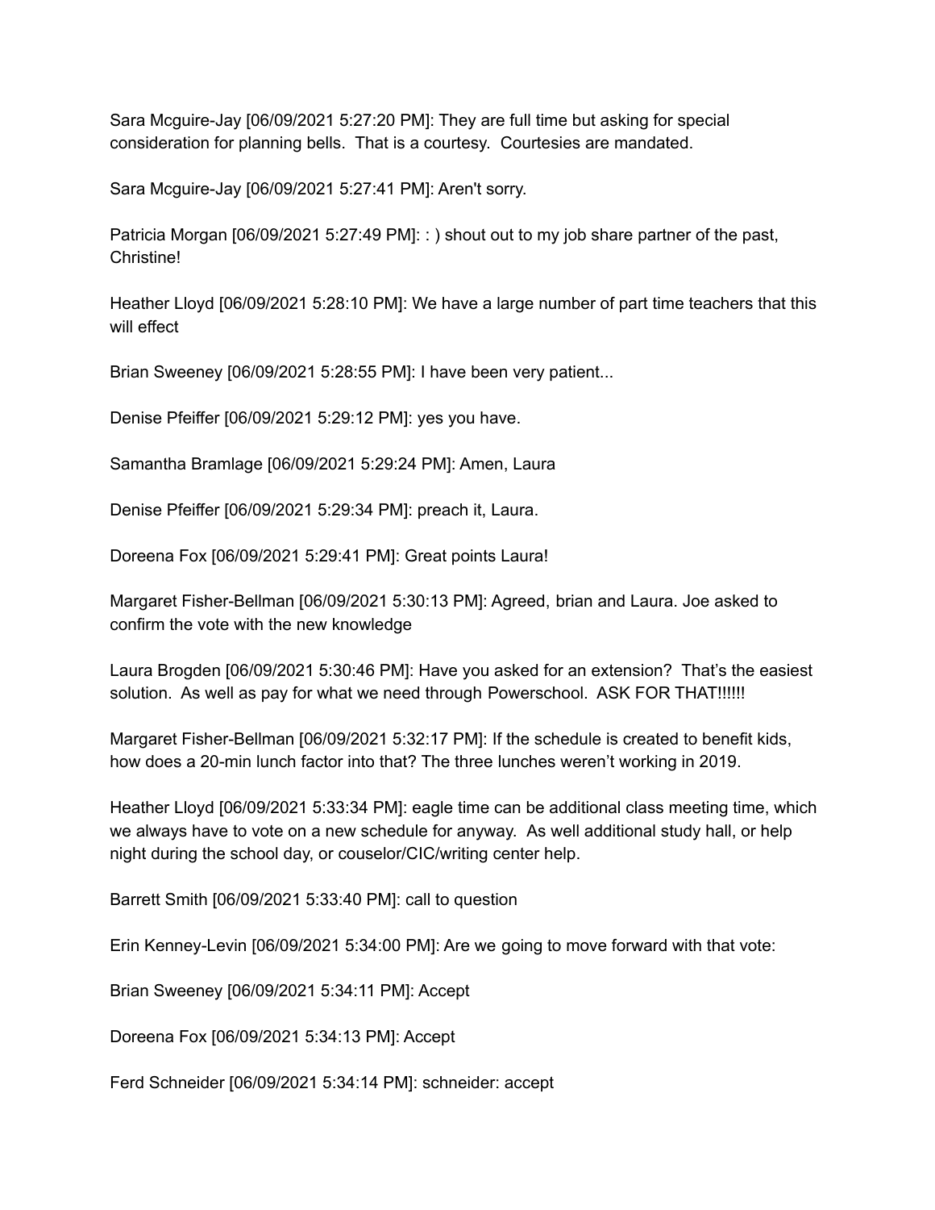Sara Mcguire-Jay [06/09/2021 5:27:20 PM]: They are full time but asking for special consideration for planning bells. That is a courtesy. Courtesies are mandated.

Sara Mcguire-Jay [06/09/2021 5:27:41 PM]: Aren't sorry.

Patricia Morgan [06/09/2021 5:27:49 PM]: : ) shout out to my job share partner of the past, Christine!

Heather Lloyd [06/09/2021 5:28:10 PM]: We have a large number of part time teachers that this will effect

Brian Sweeney [06/09/2021 5:28:55 PM]: I have been very patient...

Denise Pfeiffer [06/09/2021 5:29:12 PM]: yes you have.

Samantha Bramlage [06/09/2021 5:29:24 PM]: Amen, Laura

Denise Pfeiffer [06/09/2021 5:29:34 PM]: preach it, Laura.

Doreena Fox [06/09/2021 5:29:41 PM]: Great points Laura!

Margaret Fisher-Bellman [06/09/2021 5:30:13 PM]: Agreed, brian and Laura. Joe asked to confirm the vote with the new knowledge

Laura Brogden [06/09/2021 5:30:46 PM]: Have you asked for an extension? That's the easiest solution. As well as pay for what we need through Powerschool. ASK FOR THAT!!!!!!

Margaret Fisher-Bellman [06/09/2021 5:32:17 PM]: If the schedule is created to benefit kids, how does a 20-min lunch factor into that? The three lunches weren't working in 2019.

Heather Lloyd [06/09/2021 5:33:34 PM]: eagle time can be additional class meeting time, which we always have to vote on a new schedule for anyway. As well additional study hall, or help night during the school day, or couselor/CIC/writing center help.

Barrett Smith [06/09/2021 5:33:40 PM]: call to question

Erin Kenney-Levin [06/09/2021 5:34:00 PM]: Are we going to move forward with that vote:

Brian Sweeney [06/09/2021 5:34:11 PM]: Accept

Doreena Fox [06/09/2021 5:34:13 PM]: Accept

Ferd Schneider [06/09/2021 5:34:14 PM]: schneider: accept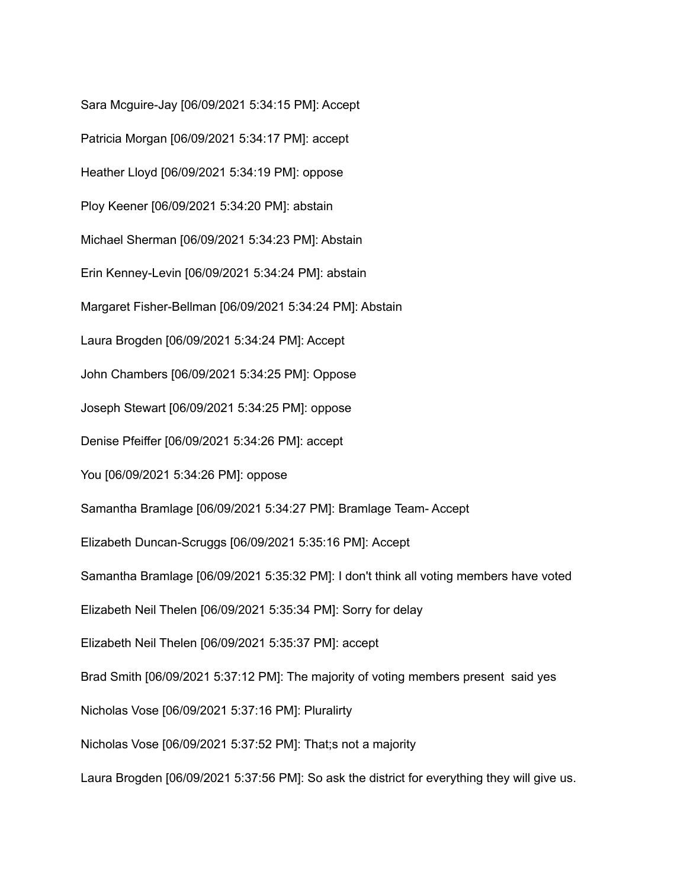Sara Mcguire-Jay [06/09/2021 5:34:15 PM]: Accept

Patricia Morgan [06/09/2021 5:34:17 PM]: accept

Heather Lloyd [06/09/2021 5:34:19 PM]: oppose

Ploy Keener [06/09/2021 5:34:20 PM]: abstain

Michael Sherman [06/09/2021 5:34:23 PM]: Abstain

Erin Kenney-Levin [06/09/2021 5:34:24 PM]: abstain

Margaret Fisher-Bellman [06/09/2021 5:34:24 PM]: Abstain

Laura Brogden [06/09/2021 5:34:24 PM]: Accept

John Chambers [06/09/2021 5:34:25 PM]: Oppose

Joseph Stewart [06/09/2021 5:34:25 PM]: oppose

Denise Pfeiffer [06/09/2021 5:34:26 PM]: accept

You [06/09/2021 5:34:26 PM]: oppose

Samantha Bramlage [06/09/2021 5:34:27 PM]: Bramlage Team- Accept

Elizabeth Duncan-Scruggs [06/09/2021 5:35:16 PM]: Accept

Samantha Bramlage [06/09/2021 5:35:32 PM]: I don't think all voting members have voted

Elizabeth Neil Thelen [06/09/2021 5:35:34 PM]: Sorry for delay

Elizabeth Neil Thelen [06/09/2021 5:35:37 PM]: accept

Brad Smith [06/09/2021 5:37:12 PM]: The majority of voting members present said yes

Nicholas Vose [06/09/2021 5:37:16 PM]: Pluralirty

Nicholas Vose [06/09/2021 5:37:52 PM]: That;s not a majority

Laura Brogden [06/09/2021 5:37:56 PM]: So ask the district for everything they will give us.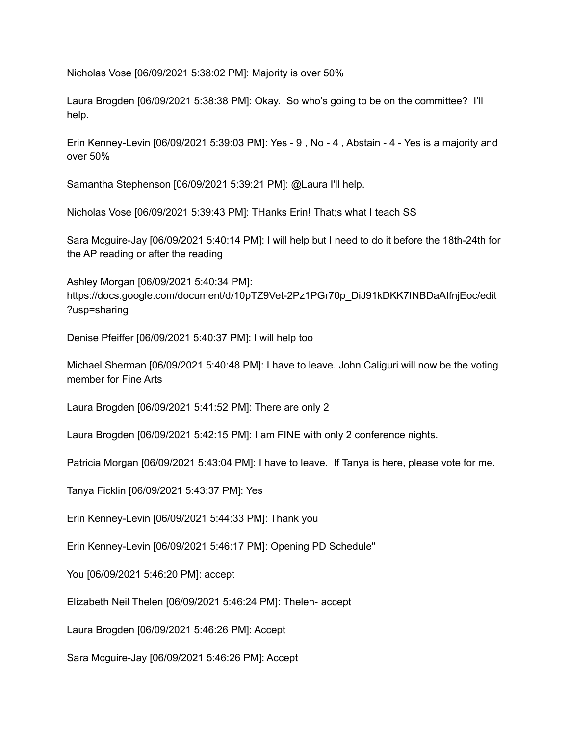Nicholas Vose [06/09/2021 5:38:02 PM]: Majority is over 50%

Laura Brogden [06/09/2021 5:38:38 PM]: Okay. So who's going to be on the committee? I'll help.

Erin Kenney-Levin [06/09/2021 5:39:03 PM]: Yes - 9 , No - 4 , Abstain - 4 - Yes is a majority and over 50%

Samantha Stephenson [06/09/2021 5:39:21 PM]: @Laura I'll help.

Nicholas Vose [06/09/2021 5:39:43 PM]: THanks Erin! That;s what I teach SS

Sara Mcguire-Jay [06/09/2021 5:40:14 PM]: I will help but I need to do it before the 18th-24th for the AP reading or after the reading

Ashley Morgan [06/09/2021 5:40:34 PM]: https://docs.google.com/document/d/10pTZ9Vet-2Pz1PGr70p_DiJ91kDKK7INBDaAIfnjEoc/edit?usp=sharing

Denise Pfeiffer [06/09/2021 5:40:37 PM]: I will help too

Michael Sherman [06/09/2021 5:40:48 PM]: I have to leave. John Caliguri will now be the voting member for Fine Arts

Laura Brogden [06/09/2021 5:41:52 PM]: There are only 2

Laura Brogden [06/09/2021 5:42:15 PM]: I am FINE with only 2 conference nights.

Patricia Morgan [06/09/2021 5:43:04 PM]: I have to leave. If Tanya is here, please vote for me.

Tanya Ficklin [06/09/2021 5:43:37 PM]: Yes

Erin Kenney-Levin [06/09/2021 5:44:33 PM]: Thank you

Erin Kenney-Levin [06/09/2021 5:46:17 PM]: Opening PD Schedule"

You [06/09/2021 5:46:20 PM]: accept

Elizabeth Neil Thelen [06/09/2021 5:46:24 PM]: Thelen- accept

Laura Brogden [06/09/2021 5:46:26 PM]: Accept

Sara Mcguire-Jay [06/09/2021 5:46:26 PM]: Accept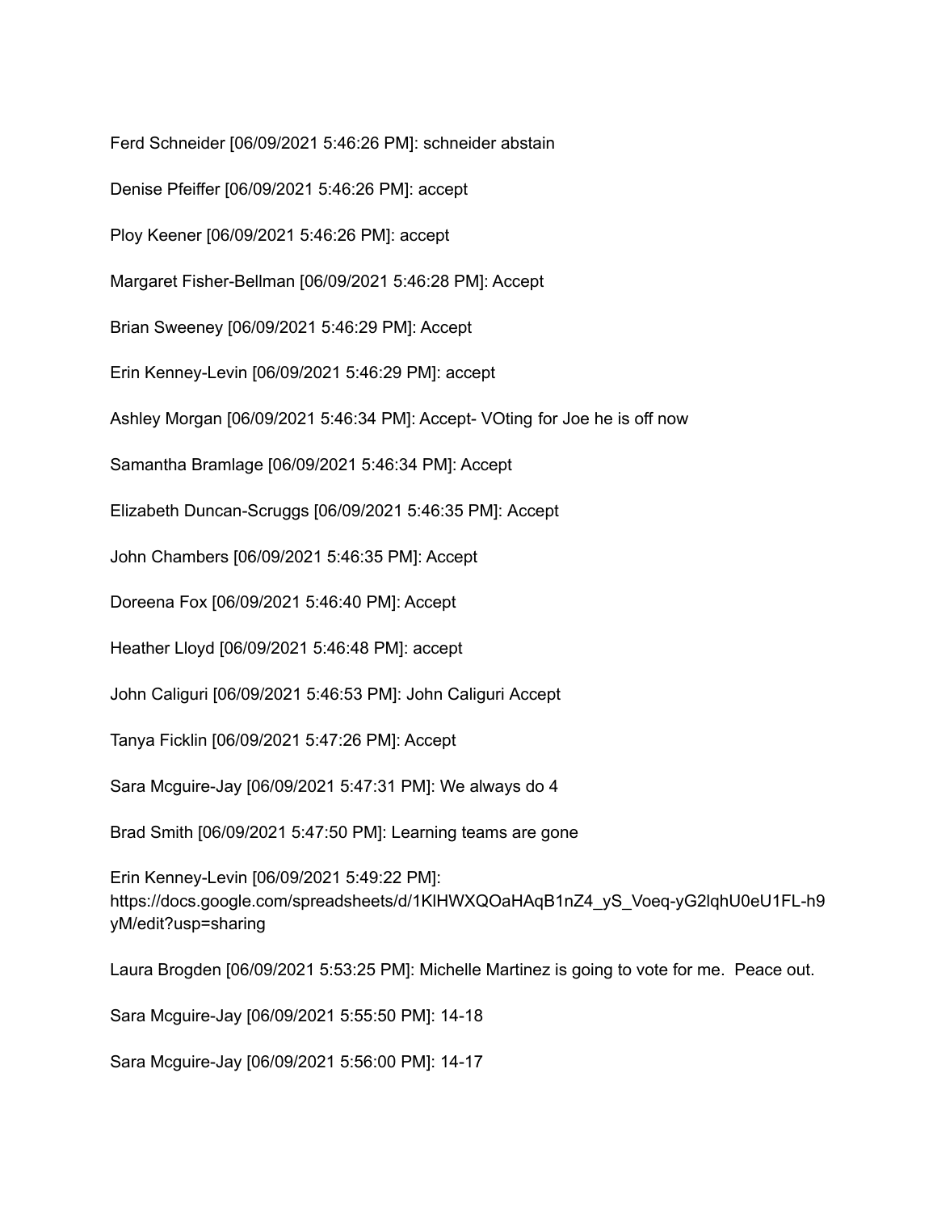Ferd Schneider [06/09/2021 5:46:26 PM]: schneider abstain

Denise Pfeiffer [06/09/2021 5:46:26 PM]: accept

Ploy Keener [06/09/2021 5:46:26 PM]: accept

Margaret Fisher-Bellman [06/09/2021 5:46:28 PM]: Accept

Brian Sweeney [06/09/2021 5:46:29 PM]: Accept

Erin Kenney-Levin [06/09/2021 5:46:29 PM]: accept

Ashley Morgan [06/09/2021 5:46:34 PM]: Accept- VOting for Joe he is off now

Samantha Bramlage [06/09/2021 5:46:34 PM]: Accept

Elizabeth Duncan-Scruggs [06/09/2021 5:46:35 PM]: Accept

John Chambers [06/09/2021 5:46:35 PM]: Accept

Doreena Fox [06/09/2021 5:46:40 PM]: Accept

Heather Lloyd [06/09/2021 5:46:48 PM]: accept

John Caliguri [06/09/2021 5:46:53 PM]: John Caliguri Accept

Tanya Ficklin [06/09/2021 5:47:26 PM]: Accept

Sara Mcguire-Jay [06/09/2021 5:47:31 PM]: We always do 4

Brad Smith [06/09/2021 5:47:50 PM]: Learning teams are gone

Erin Kenney-Levin [06/09/2021 5:49:22 PM]: https://docs.google.com/spreadsheets/d/1KlHWXQOaHAqB1nZ4_yS_Voeq-yG2lqhU0eU1FL-h9yM/edit?usp=sharing

Laura Brogden [06/09/2021 5:53:25 PM]: Michelle Martinez is going to vote for me. Peace out.

Sara Mcguire-Jay [06/09/2021 5:55:50 PM]: 14-18

Sara Mcguire-Jay [06/09/2021 5:56:00 PM]: 14-17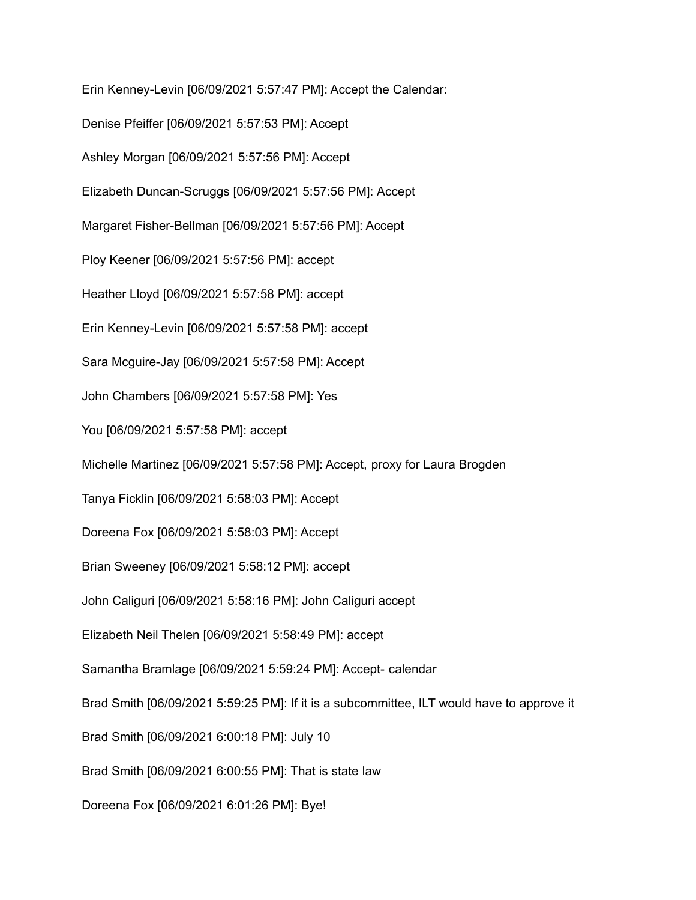Erin Kenney-Levin [06/09/2021 5:57:47 PM]: Accept the Calendar:

Denise Pfeiffer [06/09/2021 5:57:53 PM]: Accept

Ashley Morgan [06/09/2021 5:57:56 PM]: Accept

Elizabeth Duncan-Scruggs [06/09/2021 5:57:56 PM]: Accept

Margaret Fisher-Bellman [06/09/2021 5:57:56 PM]: Accept

Ploy Keener [06/09/2021 5:57:56 PM]: accept

Heather Lloyd [06/09/2021 5:57:58 PM]: accept

Erin Kenney-Levin [06/09/2021 5:57:58 PM]: accept

Sara Mcguire-Jay [06/09/2021 5:57:58 PM]: Accept

John Chambers [06/09/2021 5:57:58 PM]: Yes

You [06/09/2021 5:57:58 PM]: accept

Michelle Martinez [06/09/2021 5:57:58 PM]: Accept, proxy for Laura Brogden

Tanya Ficklin [06/09/2021 5:58:03 PM]: Accept

Doreena Fox [06/09/2021 5:58:03 PM]: Accept

Brian Sweeney [06/09/2021 5:58:12 PM]: accept

John Caliguri [06/09/2021 5:58:16 PM]: John Caliguri accept

Elizabeth Neil Thelen [06/09/2021 5:58:49 PM]: accept

Samantha Bramlage [06/09/2021 5:59:24 PM]: Accept- calendar

Brad Smith [06/09/2021 5:59:25 PM]: If it is a subcommittee, ILT would have to approve it

Brad Smith [06/09/2021 6:00:18 PM]: July 10

Brad Smith [06/09/2021 6:00:55 PM]: That is state law

Doreena Fox [06/09/2021 6:01:26 PM]: Bye!